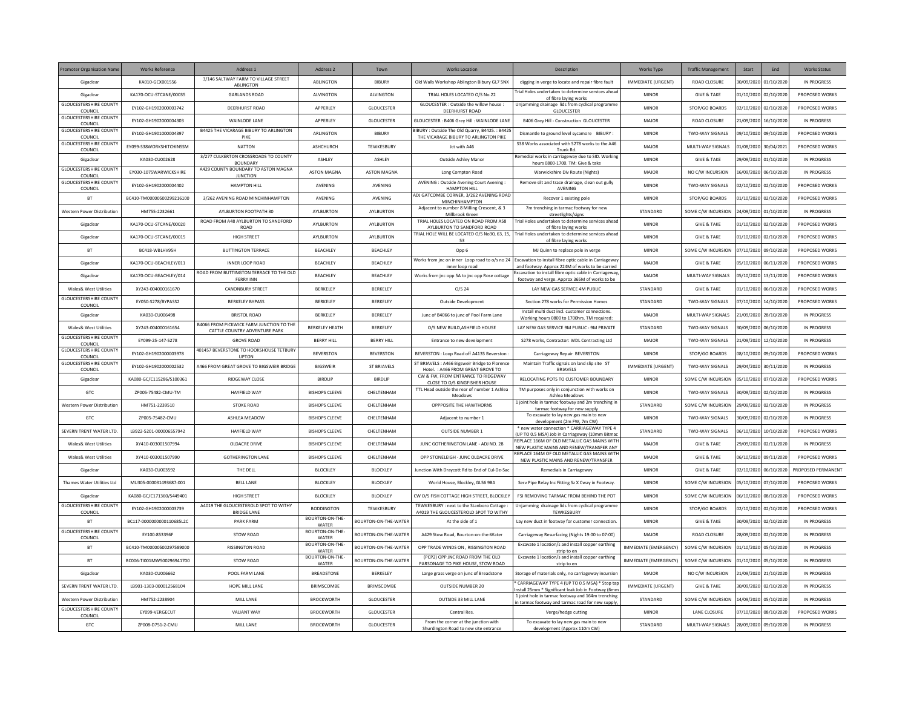| Promoter Organisation Name | Works Reference | Address 1 | Address 2 | Town | Works Location | Description | Works Type | Traffic Management | Start | End | Works Status |
|---|---|---|---|---|---|---|---|---|---|---|---|
| Gigaclear | KA010-GCX001556 | 3/146 SALTWAY FARM TO VILLAGE STREET ABLINGTON | ABLINGTON | BIBURY | Old Walls Workshop Ablington Bibury GL7 5NX | digging in verge to locate and repair fibre fault | IMMEDIATE (URGENT) | ROAD CLOSURE | 30/09/2020 | 01/10/2020 | IN PROGRESS |
| Gigaclear | KA170-OCU-STCANE/00035 | GARLANDS ROAD | ALVINGTON | ALVINGTON | TRIAL HOLES LOCATED O/S No.22 | Trial Holes undertaken to determine services ahead of fibre laying works | MINOR | GIVE & TAKE | 01/10/2020 | 02/10/2020 | PROPOSED WORKS |
| GLOUCESTERSHIRE COUNTY COUNCIL | EY102-GH1902000003742 | DEERHURST ROAD | APPERLEY | GLOUCESTER | GLOUCESTER : Outside the willow house : DEERHURST ROAD | Unjamming drainage lids from cyclical programme GLOUCESTER | MINOR | STOP/GO BOARDS | 02/10/2020 | 02/10/2020 | PROPOSED WORKS |
| GLOUCESTERSHIRE COUNTY COUNCIL | EY102-GH1902000004303 | WAINLODE LANE | APPERLEY | GLOUCESTER | GLOUCESTER : B406 Grey Hill : WAINLODE LANE | B406 Grey Hill - Construction GLOUCESTER | MAJOR | ROAD CLOSURE | 21/09/2020 | 16/10/2020 | IN PROGRESS |
| GLOUCESTERSHIRE COUNTY COUNCIL | EY102-GH1901000004397 | B4425 THE VICARAGE BIBURY TO ARLINGTON PIKE | ARLINGTON | BIBURY | BIBURY : Outside The Old Quarry, B4425. : B4425 THE VICARAGE BIBURY TO ARLINGTON PIKE | Dismantle to ground level sycamore BIBURY : | MINOR | TWO-WAY SIGNALS | 09/10/2020 | 09/10/2020 | PROPOSED WORKS |
| GLOUCESTERSHIRE COUNTY COUNCIL | EY099-S38WORKSHITCHINSSM | NATTON | ASHCHURCH | TEWKESBURY | Jct with A46 | S38 Works associated with S278 works to the A46 Trunk Rd. | MAJOR | MULTI-WAY SIGNALS | 01/08/2020 | 30/04/2021 | PROPOSED WORKS |
| Gigaclear | KA030-CU002628 | 3/277 CULKERTON CROSSROADS TO COUNTY BOUNDARY | ASHLEY | ASHLEY | Outside Ashley Manor | Remedial works in carriageway due to SID. Working hours 0800-1700. TM: Give & take | MINOR | GIVE & TAKE | 29/09/2020 | 01/10/2020 | IN PROGRESS |
| GLOUCESTERSHIRE COUNTY COUNCIL | EY030-1075WARWICKSHIRE | A429 COUNTY BOUNDARY TO ASTON MAGNA JUNCTION | ASTON MAGNA | ASTON MAGNA | Long Compton Road | Warwickshire Div Route (Nights) | MAJOR | NO C/W INCURSION | 16/09/2020 | 06/10/2020 | IN PROGRESS |
| GLOUCESTERSHIRE COUNTY COUNCIL | EY102-GH1902000004402 | HAMPTON HILL | AVENING | AVENING | AVENING : Outside Avening Court Avening : HAMPTON HILL | Remove silt and trace drainage, clean out gully AVENING | MINOR | TWO-WAY SIGNALS | 02/10/2020 | 02/10/2020 | PROPOSED WORKS |
| BT | BC410-TM00000500299216100 | 3/262 AVENING ROAD MINCHINHAMPTON | AVENING | AVENING | ADJ GATCOMBE CORNER, 3/262 AVENING ROAD MINCHINHAMPTON | Recover 1 existing pole | MINOR | STOP/GO BOARDS | 01/10/2020 | 02/10/2020 | PROPOSED WORKS |
| Western Power Distribution | HM755-2232661 | AYLBURTON FOOTPATH 30 | AYLBURTON | AYLBURTON | Adjacent to number 8 Milling Crescent, & 3 Millbrook Green | 7m trenching in tarmac footway for new streetlights/signs | STANDARD | SOME C/W INCURSION | 24/09/2020 | 01/10/2020 | IN PROGRESS |
| Gigaclear | KA170-OCU-STCANE/00020 | ROAD FROM A48 AYLBURTON TO SANDFORD ROAD | AYLBURTON | AYLBURTON | TRIAL HOLES LOCATED ON ROAD FROM A58 AYLBURTON TO SANDFORD ROAD | Trial Holes undertaken to determine services ahead of fibre laying works | MINOR | GIVE & TAKE | 01/10/2020 | 02/10/2020 | PROPOSED WORKS |
| Gigaclear | KA170-OCU-STCANE/00015 | HIGH STREET | AYLBURTON | AYLBURTON | TRIAL HOLE WILL BE LOCATED O/S No30, 63, 15, 53 | Trial Holes undertaken to determine services ahead of fibre laying works | MINOR | GIVE & TAKE | 01/10/2020 | 02/10/2020 | PROPOSED WORKS |
| BT | BC418-WBLHV95H | BUTTINGTON TERRACE | BEACHLEY | BEACHLEY | Opp 6 | MJ Quinn to replace pole in verge | MINOR | SOME C/W INCURSION | 07/10/2020 | 09/10/2020 | PROPOSED WORKS |
| Gigaclear | KA170-OCU-BEACHLEY/011 | INNER LOOP ROAD | BEACHLEY | BEACHLEY | Works from jnc on inner Loop road to o/s no 24 inner loop road | Excavation to install fibre optic cable in Carriageway and footway. Approx 224M of works to be carried | MAJOR | GIVE & TAKE | 05/10/2020 | 06/11/2020 | PROPOSED WORKS |
| Gigaclear | KA170-OCU-BEACHLEY/014 | ROAD FROM BUTTINGTON TERRACE TO THE OLD FERRY INN | BEACHLEY | BEACHLEY | Works from jnc opp 5A to jnc opp Rose cottage | Excavation to install fibre optic cable in Carriageway, footway and verge. Approx 365M of works to be | MAJOR | MULTI-WAY SIGNALS | 05/10/2020 | 13/11/2020 | PROPOSED WORKS |
| Wales& West Utilities | XY243-004000161670 | CANONBURY STREET | BERKELEY | BERKELEY | O/S 24 | LAY NEW GAS SERVICE 4M PUBLIC | STANDARD | GIVE & TAKE | 01/10/2020 | 06/10/2020 | PROPOSED WORKS |
| GLOUCESTERSHIRE COUNTY COUNCIL | EY050-S278/BYPASS2 | BERKELEY BYPASS | BERKELEY | BERKELEY | Outside Development | Section 278 works for Permission Homes | STANDARD | TWO-WAY SIGNALS | 07/10/2020 | 14/10/2020 | PROPOSED WORKS |
| Gigaclear | KA030-CU006498 | BRISTOL ROAD | BERKELEY | BERKELEY | Junc of B4066 to junc of Pool Farm Lane | Install multi duct incl. customer connections. Working hours 0800 to 1700hrs. TM required: | MAJOR | MULTI-WAY SIGNALS | 21/09/2020 | 28/10/2020 | IN PROGRESS |
| Wales& West Utilities | XY243-004000161654 | B4066 FROM PICKWICK FARM JUNCTION TO THE CATTLE COUNTRY ADVENTURE PARK | BERKELEY HEATH | BERKELEY | O/S NEW BUILD,ASHFIELD HOUSE | LAY NEW GAS SERVICE 9M PUBLIC - 9M PRIVATE | STANDARD | TWO-WAY SIGNALS | 30/09/2020 | 06/10/2020 | IN PROGRESS |
| GLOUCESTERSHIRE COUNTY COUNCIL | EY099-25-147-S278 | GROVE ROAD | BERRY HILL | BERRY HILL | Entrance to new development | S278 works, Contractor: WDL Contracting Ltd | MAJOR | TWO-WAY SIGNALS | 21/09/2020 | 12/10/2020 | IN PROGRESS |
| GLOUCESTERSHIRE COUNTY COUNCIL | EY102-GH1902000003978 | 401457 BEVERSTONE TO HOOKSHOUSE TETBURY UPTON | BEVERSTON | BEVERSTON | BEVERSTON : Loop Road off A4135 Beverston : | Carriageway Repair BEVERSTON | MINOR | STOP/GO BOARDS | 08/10/2020 | 09/10/2020 | PROPOSED WORKS |
| GLOUCESTERSHIRE COUNTY COUNCIL | EY102-GH1902000002532 | A466 FROM GREAT GROVE TO BIGSWEIR BRIDGE | BIGSWEIR | ST BRIAVELS | ST BRIAVELS : A466 Bigsweir Bridge to Florence Hotel. : A466 FROM GREAT GROVE TO | Maintain Traffic signals on land slip site ST BRIAVELS | IMMEDIATE (URGENT) | TWO-WAY SIGNALS | 29/04/2020 | 30/11/2020 | IN PROGRESS |
| Gigaclear | KA080-GC/C115286/S100361 | RIDGEWAY CLOSE | BIRDLIP | BIRDLIP | CW & FW, FROM ENTRANCE TO RIDGEWAY CLOSE TO O/S KINGFISHER HOUSE | RELOCATING POTS TO CUSTOMER BOUNDARY | MINOR | SOME C/W INCURSION | 05/10/2020 | 07/10/2020 | PROPOSED WORKS |
| GTC | ZP005-75482-CMU-TM | HAYFIELD WAY | BISHOPS CLEEVE | CHELTENHAM | TTL Head outside the rear of number 1 Ashlea Meadows | TM purposes only in conjunction with works on Ashlea Meadows | MINOR | TWO-WAY SIGNALS | 30/09/2020 | 02/10/2020 | IN PROGRESS |
| Western Power Distribution | HM751-2239510 | STOKE ROAD | BISHOPS CLEEVE | CHELTENHAM | OPPPOSITE THE HAWTHORNS | 1 joint hole in tarmac footway and 2m trenching in tarmac footway for new supply | STANDARD | SOME C/W INCURSION | 29/09/2020 | 02/10/2020 | IN PROGRESS |
| GTC | ZP005-75482-CMU | ASHLEA MEADOW | BISHOPS CLEEVE | CHELTENHAM | Adjacent to number 1 | To excavate to lay new gas main to new development (2m FW, 7m CW) | MINOR | TWO-WAY SIGNALS | 30/09/2020 | 02/10/2020 | IN PROGRESS |
| SEVERN TRENT WATER LTD. | LB922-5201-000006557942 | HAYFIELD WAY | BISHOPS CLEEVE | CHELTENHAM | OUTSIDE NUMBER 1 | * new water connection * CARRIAGEWAY TYPE 4 (UP TO 0.5 MSA) Job in Carriageway (10mm Bitmac | STANDARD | TWO-WAY SIGNALS | 06/10/2020 | 10/10/2020 | PROPOSED WORKS |
| Wales& West Utilities | XY410-003001507994 | OLDACRE DRIVE | BISHOPS CLEEVE | CHELTENHAM | JUNC GOTHERINGTON LANE - ADJ NO. 28 | REPLACE 166M OF OLD METALLIC GAS MAINS WITH NEW PLASTIC MAINS AND RENEW/TRANSFER ANY | MAJOR | GIVE & TAKE | 29/09/2020 | 02/11/2020 | IN PROGRESS |
| Wales& West Utilities | XY410-003001507990 | GOTHERINGTON LANE | BISHOPS CLEEVE | CHELTENHAM | OPP STONELEIGH - JUNC OLDACRE DRIVE | REPLACE 164M OF OLD METALLIC GAS MAINS WITH NEW PLASTIC MAINS AND RENEW/TRANSFER | MAJOR | GIVE & TAKE | 06/10/2020 | 09/11/2020 | PROPOSED WORKS |
| Gigaclear | KA030-CU003592 | THE DELL | BLOCKLEY | BLOCKLEY | Junction With Draycott Rd to End of Cul-De-Sac | Remedials in Carriageway | MINOR | GIVE & TAKE | 02/10/2020 | 06/10/2020 | PROPOSED PERMANENT |
| Thames Water Utilities Ltd | MU305-000031493687-001 | BELL LANE | BLOCKLEY | BLOCKLEY | World House, Blockley, GL56 9BA | Serv Pipe Relay Inc Fitting Sz X Cway in Footway. | MINOR | SOME C/W INCURSION | 05/10/2020 | 07/10/2020 | PROPOSED WORKS |
| Gigaclear | KA080-GC/C171360/S449401 | HIGH STREET | BLOCKLEY | BLOCKLEY | CW O/S FIR COTTAGE HIGH STREET, BLOCKLEY | FSI REMOVING TARMAC FROM BEHIND THE POT | MINOR | SOME C/W INCURSION | 06/10/2020 | 08/10/2020 | PROPOSED WORKS |
| GLOUCESTERSHIRE COUNTY COUNCIL | EY102-GH1902000003739 | A4019 THE GLOUCESTEROLD SPOT TO WITHY BRIDGE LANE | BODDINGTON | TEWKESBURY | TEWKESBURY : next to the Stanboro Cottage : A4019 THE GLOUCESTEROLD SPOT TO WITHY | Unjamming drainage lids from cyclical programme TEWKESBURY | MINOR | STOP/GO BOARDS | 02/10/2020 | 02/10/2020 | PROPOSED WORKS |
| BT | BC117-0000000000110685L2C | PARK FARM | BOURTON-ON-THE-WATER | BOURTON-ON-THE-WATER | At the side of 1 | Lay new duct in footway for customer connection. | MINOR | GIVE & TAKE | 30/09/2020 | 02/10/2020 | IN PROGRESS |
| GLOUCESTERSHIRE COUNTY COUNCIL | EY100-853396F | STOW ROAD | BOURTON-ON-THE-WATER | BOURTON-ON-THE-WATER | A429 Stow Road, Bourton-on-the-Water | Carriageway Resurfacing (Nights 19:00 to 07:00) | MAJOR | ROAD CLOSURE | 28/09/2020 | 02/10/2020 | IN PROGRESS |
| BT | BC410-TM00000500297589000 | RISSINGTON ROAD | BOURTON-ON-THE-WATER | BOURTON-ON-THE-WATER | OPP TRADE WINDS ON , RISSINGTON ROAD | Excavate 1 location/s and install copper earthing strip to en | IMMEDIATE (EMERGENCY) | SOME C/W INCURSION | 01/10/2020 | 05/10/2020 | IN PROGRESS |
| BT | BC006-TI001MW500296941700 | STOW ROAD | BOURTON-ON-THE-WATER | BOURTON-ON-THE-WATER | (PCP2) OPP JNC ROAD FROM THE OLD PARSONAGE TO PIKE HOUSE, STOW ROAD | Excavate 1 location/s and install copper earthing strip to en | IMMEDIATE (EMERGENCY) | SOME C/W INCURSION | 01/10/2020 | 05/10/2020 | IN PROGRESS |
| Gigaclear | KA030-CU006662 | POOL FARM LANE | BREADSTONE | BERKELEY | Large grass verge on junc of Breadstone | Storage of materials only, no carriageway incursion | MAJOR | NO C/W INCURSION | 21/09/2020 | 21/10/2020 | IN PROGRESS |
| SEVERN TRENT WATER LTD. | LB901-1303-000012568104 | HOPE MILL LANE | BRIMSCOMBE | BRIMSCOMBE | OUTSIDE NUMBER 20 | * CARRIAGEWAY TYPE 4 (UP TO 0.5 MSA) * Stop tap Install 25mm * Significant leak Job in Footway (6mm | IMMEDIATE (URGENT) | GIVE & TAKE | 30/09/2020 | 02/10/2020 | IN PROGRESS |
| Western Power Distribution | HM752-2238904 | MILL LANE | BROCKWORTH | GLOUCESTER | OUTSIDE 33 MILL LANE | 1 joint hole in tarmac footway and 164m trenching in tarmac footway and tarmac road for new supply, | STANDARD | SOME C/W INCURSION | 14/09/2020 | 05/10/2020 | IN PROGRESS |
| GLOUCESTERSHIRE COUNTY COUNCIL | EY099-VERGECUT | VALIANT WAY | BROCKWORTH | GLOUCESTER | Central Res. | Verge/hedge cutting | MINOR | LANE CLOSURE | 07/10/2020 | 08/10/2020 | PROPOSED WORKS |
| GTC | ZP008-D751-2-CMU | MILL LANE | BROCKWORTH | GLOUCESTER | From the corner at the junction with Shurdington Road to new site entrance | To excavate to lay new gas main to new development (Approx 110m CW) | STANDARD | MULTI-WAY SIGNALS | 28/09/2020 | 09/10/2020 | IN PROGRESS |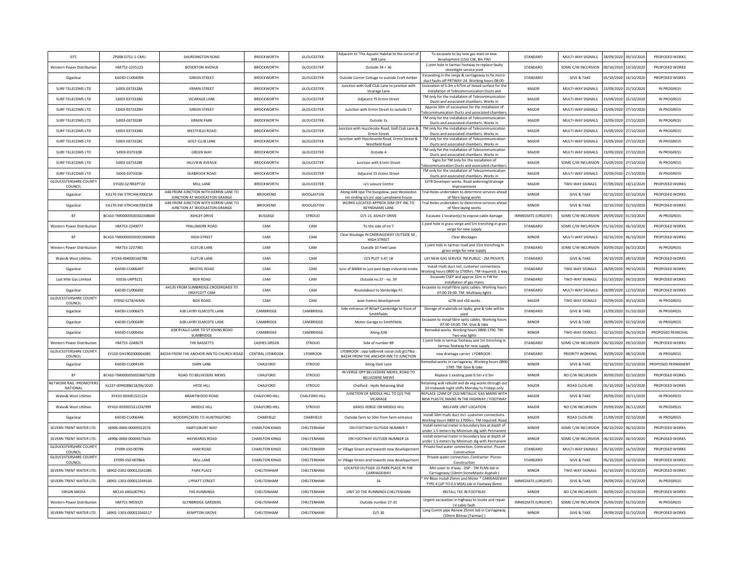| GTC | ZP008-D751-1-CMU | SHURDINGTON ROAD | BROCKWORTH | GLOUCESTER | Adjacent to 'The Aquatic Habitat to the corner of Mill Lane | To excavate to lay new gas main to new development (15m CW, 8m FW) | STANDARD | MULTI-WAY SIGNALS | 28/09/2020 | 09/10/2020 | PROPOSED WORKS |
|---|---|---|---|---|---|---|---|---|---|---|---|
| Western Power Distribution | HM752-2235123 | BOVERTON AVENUE | BROCKWORTH | GLOUCESTER | Outside 34 + 36 | 1 joint hole in tarmac footway to replace faulty streetlight service joint | STANDARD | SOME C/W INCURSION | 09/10/2020 | 14/10/2020 | PROPOSED WORKS |
| Gigaclear | KA030-CU004094 | GREEN STREET | BROCKWORTH | GLOUCESTER | Outside Corner Cottage to outside Croft Amber | Excavating in the verge & carriageway to fix micro-duct faults off PRTWAY-24. Working hours 08:00- | STANDARD | GIVE & TAKE | 05/10/2020 | 16/10/2020 | PROPOSED WORKS |
| SURF TELECOMS LTD | SJ003-0373328A | ERMIN STREET | BROCKWORTH | GLOUCESTER | Junction with Golf Club Lane to junction with Vicarage Lane | Excavation of 0.3m x 675m of mixed surface for the installation of Telecommunication Ducts and | MAJOR | MULTI-WAY SIGNALS | 23/09/2020 | 25/10/2020 | IN PROGRESS |
| SURF TELECOMS LTD | SJ003-0373328G | VICARAGE LANE | BROCKWORTH | GLOUCESTER | Adjacent 75 Ermin Street | TM only for the installation of Telecommunication Ducts and associated chambers. Works in | MAJOR | MULTI-WAY SIGNALS | 23/09/2020 | 25/10/2020 | IN PROGRESS |
| SURF TELECOMS LTD | SJ003-0373328H | GREEN STREET | BROCKWORTH | GLOUCESTER | Junction with Ermin Street to outside 17 | Approx 50m of excavation for the installation of Telecommunication Ducts and associated chambers. | MAJOR | MULTI-WAY SIGNALS | 23/09/2020 | 27/10/2020 | IN PROGRESS |
| SURF TELECOMS LTD | SJ003-0373328F | ERMIN PARK | BROCKWORTH | GLOUCESTER | Outside 1a | TM only for the installation of Telecommunication Ducts and associated chambers. Works in | MAJOR | MULTI-WAY SIGNALS | 23/09/2020 | 27/10/2020 | IN PROGRESS |
| SURF TELECOMS LTD | SJ003-0373328D | WESTFIELD ROAD | BROCKWORTH | GLOUCESTER | Junction with Hucclecote Road, Golf Club Lane & Ermin Street | TM only for the installation of Telecommunication Ducts and associated chambers. Works in | MAJOR | MULTI-WAY SIGNALS | 23/09/2020 | 27/10/2020 | IN PROGRESS |
| SURF TELECOMS LTD | SJ003-0373328C | GOLF CLUB LANE | BROCKWORTH | GLOUCESTER | Junction with Hucclecote Road, Ermin Street & Westfield Road | TM only for the installation of Telecommunication Ducts and associated chambers. Works in | MAJOR | MULTI-WAY SIGNALS | 23/09/2020 | 27/10/2020 | IN PROGRESS |
| SURF TELECOMS LTD | SJ003-0373328I | GREEN WAY | BROCKWORTH | GLOUCESTER | Outside 4 | TM only for the installation of Telecommunication Ducts and associated chambers. Works in | MAJOR | MULTI-WAY SIGNALS | 23/09/2020 | 27/10/2020 | IN PROGRESS |
| SURF TELECOMS LTD | SJ003-0373328E | HILLVIEW AVENUE | BROCKWORTH | GLOUCESTER | Junction with Ermin Street | Signs for TM only for the installation of Telecommunication Ducts and associated chambers. | MAJOR | SOME C/W INCURSION | 23/09/2020 | 27/10/2020 | IN PROGRESS |
| SURF TELECOMS LTD | SJ003-0373328J | SEABROOK ROAD | BROCKWORTH | GLOUCESTER | Adjacent 15 Green Street | TM only for the installation of Telecommunication Ducts and associated chambers. Works in | MAJOR | MULTI-WAY SIGNALS | 23/09/2020 | 27/10/2020 | IN PROGRESS |
| GLOUCESTERSHIRE COUNTY COUNCIL | EY020-S278SEPT20 | MILL LANE | BROCKWORTH | GLOUCESTER | o/s Leisure Centre | S278 Developer works. Road widening/drainage improvements | MAJOR | TWO-WAY SIGNALS | 07/09/2020 | 18/12/2020 | PROPOSED WORKS |
| Gigaclear | KA170-SW-STRCHW/00023A | A48 FROM JUNCTION WITH KERRIN LANE TO JUNCTION AT WOOLASTON GRANGE | BROOKEND | WOOLASTON | Along A48 opp The bungalow, past Woolaston inn ending o/s jnc opp Lansdowne house | Trial Holes undertaken to determine services ahead of fibre laying works | MINOR | GIVE & TAKE | 02/10/2020 | 02/10/2020 | PROPOSED WORKS |
| Gigaclear | KA170-SW-STRCHW/00023B | A48 FROM JUNCTION WITH KERRIN LANE TO JUNCTION AT WOOLASTON GRANGE | BROOKEND | WOOLASTON | WORKS LOCATED APPROX 50M OFF JNC TO KEYNSHAME LANE | Trial Holes undertaken to determine services ahead of fibre laying works | MINOR | GIVE & TAKE | 02/10/2020 | 02/10/2020 | PROPOSED WORKS |
| BT | BC410-TM00000500302348600 | ASHLEY DRIVE | BUSSAGE | STROUD | O/S 13, ASHLEY DRIVE | Excavate 1 location(s) to expose cable damage | IMMEDIATE (URGENT) | SOME C/W INCURSION | 29/09/2020 | 01/10/2020 | IN PROGRESS |
| Western Power Distribution | HM753-2240077 | PHILLIMORE ROAD | CAM | CAM | To the side of no 7 | 1 joint hole in grass verge and 5m trenching in grass verge for new supply | STANDARD | SOME C/W INCURSION | 01/10/2020 | 06/10/2020 | PROPOSED WORKS |
| BT | BC410-TM00000500301969400 | HIGH STREET | CAM | CAM | Clear blockage IN CARRIAGEWAY OUTSIDE 50 , HIGH STREET | Clear Blockages | MINOR | MULTI-WAY SIGNALS | 02/10/2020 | 06/10/2020 | PROPOSED WORKS |
| Western Power Distribution | HM753-2237981 | ELSTUB LANE | CAM | CAM | Outside 10 Field Lane | 1 joint hole in tarmac road and 15m trenching in grass verge for new supply | STANDARD | SOME C/W INCURSION | 30/09/2020 | 06/10/2020 | IN PROGRESS |
| Wales& West Utilities | XY243-004000160788 | ELSTUB LANE | CAM | CAM | O/S PLOT 3 AT 1B | LAY NEW GAS SERVICE 7M PUBLIC - 2M PRIVATE | STANDARD | GIVE & TAKE | 04/10/2020 | 08/10/2020 | PROPOSED WORKS |
| Gigaclear | KA030-CU006497 | BRISTOL ROAD | CAM | CAM | Junc of B4066 to just past large industrial estate | Install multi duct incl. customer connections. Working hours 0800 to 1700hrs. TM required: 2 way | STANDARD | TWO-WAY SIGNALS | 28/09/2020 | 09/10/2020 | PROPOSED WORKS |
| Last Mile Gas Limited | VS016-UKP9221 | BOX ROAD | CAM | CAM | Outside no.37 - no. 39 | Excavate CSEP and approx 32m in FW for installation of gas mains | STANDARD | TWO-WAY SIGNALS | 01/10/2020 | 09/10/2020 | PROPOSED WORKS |
| Gigaclear | KA030-CU006692 | A4135 FROM SLIMBRIDGE CROSSROADS TO DRAYCOTT CAM | CAM | CAM | Roundabout to Slimbridge FC | Excavate to install fibre optic cables. Working hours 07:00-19:00. TM: Multiway lights | STANDARD | MULTI-WAY SIGNALS | 29/09/2020 | 12/10/2020 | PROPOSED WORKS |
| GLOUCESTERSHIRE COUNTY COUNCIL | EY050-S278/WAIN | BOX ROAD | CAM | CAM | wain homes development | s278 and s50 works | MAJOR | TWO-WAY SIGNALS | 03/09/2020 | 30/10/2020 | IN PROGRESS |
| Gigaclear | KA030-CU006673 | A38 LAYBY ELMCOTE LANE | CAMBRIDGE | CAMBRIDGE | Side entrance of Wharf Cambridge to front of Smithfields | Storage of materials on layby, give & take will be used | STANDARD | GIVE & TAKE | 21/09/2020 | 01/10/2020 | IN PROGRESS |
| Gigaclear | KA030-CU006690 | A38 LAYBY ELMCOTE LANE | CAMBRIDGE | CAMBRIDGE | Motor Garage to Smithfields | Excavate to install fibre optic cables. Working hours 07:00-19:00. TM: Give & take | MINOR | GIVE & TAKE | 29/09/2020 | 02/10/2020 | IN PROGRESS |
| Gigaclear | KA030-CU006456 | A38 RYALLS LANE TO ST JOHNS ROAD SLIMBRIDGE | CAMBRIDGE | CAMBRIDGE | Along A38 | Remedial works. Working hours 0800-1700. TM: Two way lights | MINOR | TWO-WAY SIGNALS | 02/10/2020 | 06/10/2020 | PROPOSED REMEDIAL |
| Western Power Distribution | HM753-2240679 | THE BASSETTS | CASHES GREEN | STROUD | Side of number 89 | 1 joint hole in tarmac footway and 1m trenching in tarmac footway for new supply. | STANDARD | SOME C/W INCURSION | 06/10/2020 | 09/10/2020 | PROPOSED WORKS |
| GLOUCESTERSHIRE COUNTY COUNCIL | EY102-GH1902000004385 | B4234 FROM THE ANCHOR INN TO CHURCH ROAD | CENTRAL LYDBROOK | LYDBROOK | LYDBROOK : opp lydbrook social club gl179sa : B4234 FROM THE ANCHOR INN TO JUNCTION | new drainage carrier LYDBROOK : | STANDARD | PRIORITY WORKING | 30/09/2020 | 08/10/2020 | IN PROGRESS |
| Gigaclear | KA030-CU004149 | DARK LANE | CHALFORD | STROUD | Along Dark Lane | Remedial works in carriageway. Working hours 0800-1700. TM: Give & take | MINOR | GIVE & TAKE | 02/10/2020 | 02/10/2020 | PROPOSED PERMANENT |
| BT | BC410-TM00000500296875200 | ROAD TO BELVEDERE MEWS | CHALFORD | STROUD | IN VERGE OPP BELVEDERE MEWS, ROAD TO BELVEDERE MEWS | Replace 1 existing pole 0.5m x 0.5m | MINOR | NO C/W INCURSION | 30/09/2020 | 02/10/2020 | PROPOSED WORKS |
| NETWORK RAIL -PROMOTERS NATIONAL | KL237-00992BBE18/06/2020 | HYDE HILL | CHALFORD | STROUD | Chalford - Hyde Retaining Wall | Retaining wall rebuild and de veg works through out 10 midweek night shifts Monday to Fridays only | MAJOR | ROAD CLOSURE | 05/10/2020 | 16/10/2020 | PROPOSED WORKS |
| Wales& West Utilities | XY410-003001521224 | BRANTWOOD ROAD | CHALFORD HILL | CHALFORD HILL | JUNCTION OF MIDDLE HILL TO O/S THE VICARAGE | REPLACE 124M OF OLD METALLIC GAS MAINS WITH NEW PLASTIC MAINS IN THE HIGHWAY / FOOTWAY | MAJOR | GIVE & TAKE | 29/09/2020 | 20/11/2020 | IN PROGRESS |
| Wales& West Utilities | XY410-003001521224/999 | MIDDLE HILL | CHALFORD HILL | STROUD | GRASS VERGE ON MIDDLE HILL | WELFARE UNIT LOCATION | MAJOR | NO C/W INCURSION | 29/09/2020 | 06/11/2020 | IN PROGRESS |
| Gigaclear | KA030-CU006446 | WOODPECKERS TO HUNTINGFORD | CHARFIELD | CHARFIELD | Outside farm to 50m from farm entrance | Install 50m multi duct incl. customer connections. Working hours 0800 to 1700hrs. TM required: Road | MAJOR | ROAD CLOSURE | 21/09/2020 | 02/10/2020 | IN PROGRESS |
| SEVERN TRENT WATER LTD. | LB906-0000-00009312576 | HARTLEBURY WAY | CHARLTON KINGS | CHELTENHAM | ON FOOTWAY OUTSIDE NUMBER 7 | Install external meter in boundary box at depth of under 1.5 meters by Minimum dig with Permanent | MINOR | SOME C/W INCURSION | 06/10/2020 | 06/10/2020 | PROPOSED WORKS |
| SEVERN TRENT WATER LTD. | LB906-0000-00004575626 | HAYWARDS ROAD | CHARLTON KINGS | CHELTENHAM | ON FOOTWAY OUTSIDE NUMBER 16 | Install external meter in boundary box at depth of under 1.5 meters by Minimum dig with Permanent | MINOR | SOME C/W INCURSION | 06/10/2020 | 06/10/2020 | PROPOSED WORKS |
| GLOUCESTERSHIRE COUNTY COUNCIL | EY099-S50-00786 | HAM ROAD | CHARLTON KINGS | CHELTENHAM | nr Village Green and towards new developement | Private foul water connection, Contractor: Piccon Construction | STANDARD | MULTI-WAY SIGNALS | 05/10/2020 | 16/10/2020 | PROPOSED WORKS |
| GLOUCESTERSHIRE COUNTY COUNCIL | EY099-S50-00786A | MILL LANE | CHARLTON KINGS | CHELTENHAM | nr Village Green and towards new developement | Private water connection, Contractor: Piccon Construction | STANDARD | GIVE & TAKE | 05/10/2020 | 16/10/2020 | PROPOSED WORKS |
| SEVERN TRENT WATER LTD. | LB902-2302-000012541085 | PARK PLACE | CHELTENHAM | CHELTENHAM | LOCATED OUTSIDE 33 PARK PLACE IN THE CARRIAGEWAY | MH cover In H'way - DSP - TM PLAN Job in Carriageway (10mm StoneMastic Asphalt ) | MINOR | TWO-WAY SIGNALS | 01/10/2020 | 01/10/2020 | PROPOSED WORKS |
| SEVERN TRENT WATER LTD. | LB901-1303-000012549160 | LYPIATT STREET | CHELTENHAM | CHELTENHAM | 36 | * HV Bbox Install 25mm and Meter * CARRIAGEWAY TYPE 4 (UP TO 0.5 MSA) Job in Footway (6mm | IMMEDIATE (URGENT) | GIVE & TAKE | 29/09/2020 | 01/10/2020 | IN PROGRESS |
| VIRGIN MEDIA | NK110-ANSL007951 | THE RUNNINGS | CHELTENHAM | CHELTENHAM | UNIT 2D THE RUNNINGS CHELTENHAM | INSTALL TEE IN FOOTWAY | MINOR | NO C/W INCURSION | 30/09/2020 | 01/10/2020 | PROPOSED WORKS |
| Western Power Distribution | HM751-9459325 | GLYNBRIDGE GARDENS | CHELTENHAM | CHELTENHAM | Outside number 27-31 | Urgent excavation in highway to locate and repair LV cable fault. | IMMEDIATE (URGENT) | SOME C/W INCURSION | 25/09/2020 | 01/10/2020 | IN PROGRESS |
| SEVERN TRENT WATER LTD. | LB901-1303-000012540117 | KEMPTON GROVE | CHELTENHAM | CHELTENHAM | O/S 30 | Long Comm pipe Renew 25mm Job in Carriageway (10mm Bitmac (Tarmac) ) | MINOR | GIVE & TAKE | 29/09/2020 | 01/10/2020 | PROPOSED WORKS |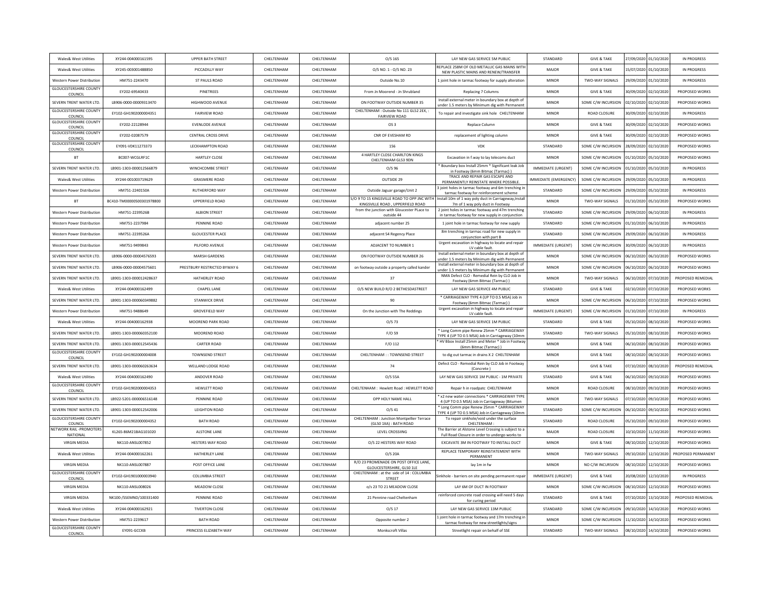| Wales& West Utilities | XY244-004000161595 | UPPER BATH STREET | CHELTENHAM | CHELTENHAM | O/S 165 | LAY NEW GAS SERVICE 5M PUBLIC | STANDARD | GIVE & TAKE | 27/09/2020 | 01/10/2020 | IN PROGRESS |
|---|---|---|---|---|---|---|---|---|---|---|---|
| Wales& West Utilities | XY245-003001488850 | PICCADILLY WAY | CHELTENHAM | CHELTENHAM | O/S NO. 1 - O/S NO. 23 | REPLACE 258M OF OLD METALLIC GAS MAINS WITH NEW PLASTIC MAINS AND RENEW/TRANSFER | MAJOR | GIVE & TAKE | 15/07/2020 | 01/10/2020 | IN PROGRESS |
| Western Power Distribution | HM751-2243470 | ST PAULS ROAD | CHELTENHAM | CHELTENHAM | Outside No.10 | 1 joint hole in tarmac footway for supply alteration | MINOR | TWO-WAY SIGNALS | 29/09/2020 | 01/10/2020 | IN PROGRESS |
| GLOUCESTERSHIRE COUNTY COUNCIL | EY202-69540433 | PINETREES | CHELTENHAM | CHELTENHAM | From Jn Moorend - Jn Shrubland | Replacing 7 Columns | MINOR | GIVE & TAKE | 30/09/2020 | 02/10/2020 | PROPOSED WORKS |
| SEVERN TRENT WATER LTD. | LB906-0000-00009313470 | HIGHWOOD AVENUE | CHELTENHAM | CHELTENHAM | ON FOOTWAY OUTSIDE NUMBER 35 | Install external meter in boundary box at depth of under 1.5 meters by Minimum dig with Permanent | MINOR | SOME C/W INCURSION | 02/10/2020 | 02/10/2020 | PROPOSED WORKS |
| GLOUCESTERSHIRE COUNTY COUNCIL | EY102-GH1902000004351 | FAIRVIEW ROAD | CHELTENHAM | CHELTENHAM | CHELTENHAM : Outside No 111 GL52 2EX, : FAIRVIEW ROAD | To repair and investigate sink hole CHELTENHAM | MINOR | ROAD CLOSURE | 30/09/2020 | 02/10/2020 | IN PROGRESS |
| GLOUCESTERSHIRE COUNTY COUNCIL | EY202-22128944 | EVENLODE AVENUE | CHELTENHAM | CHELTENHAM | OS 3 | Replace Column | MINOR | GIVE & TAKE | 30/09/2020 | 02/10/2020 | PROPOSED WORKS |
| GLOUCESTERSHIRE COUNTY COUNCIL | EY202-02087579 | CENTRAL CROSS DRIVE | CHELTENHAM | CHELTENHAM | CNR OF EVESHAM RD | replacement of lighting column | MINOR | GIVE & TAKE | 30/09/2020 | 02/10/2020 | PROPOSED WORKS |
| GLOUCESTERSHIRE COUNTY COUNCIL | EY091-VDK11273373 | LECKHAMPTON ROAD | CHELTENHAM | CHELTENHAM | 156 | VDK | STANDARD | SOME C/W INCURSION | 28/09/2020 | 02/10/2020 | PROPOSED WORKS |
| BT | BC007-WCGLRF1C | HARTLEY CLOSE | CHELTENHAM | CHELTENHAM | 4 HARTLEY CLOSE CHARLTON KINGS CHELTENHAM GL53 9DN | Excavation in f.way to lay telecoms duct | MINOR | SOME C/W INCURSION | 01/10/2020 | 05/10/2020 | PROPOSED WORKS |
| SEVERN TRENT WATER LTD. | LB901-1303-000012566879 | WINCHCOMBE STREET | CHELTENHAM | CHELTENHAM | O/S 96 | * Boundary box Install 25mm * Significant leak Job in Footway (6mm Bitmac (Tarmac) ) | IMMEDIATE (URGENT) | SOME C/W INCURSION | 01/10/2020 | 05/10/2020 | IN PROGRESS |
| Wales& West Utilities | XY244-001003719629 | GRASMERE ROAD | CHELTENHAM | CHELTENHAM | OUTSIDE 29 | TRACE AND REPAIR GAS ESCAPE AND PERMANENTLY REINSTATE WHERE POSSIBLE. | IMMEDIATE (EMERGENCY) | SOME C/W INCURSION | 29/09/2020 | 05/10/2020 | IN PROGRESS |
| Western Power Distribution | HM751-2240150A | RUTHERFORD WAY | CHELTENHAM | CHELTENHAM | Outside Jaguar garage/Unit 2 | 3 joint holes in tarmac footway and 6m trenching in tarmac footway for reinforcement scheme | STANDARD | SOME C/W INCURSION | 29/09/2020 | 05/10/2020 | IN PROGRESS |
| BT | BC410-TM00000500301978800 | UPPERFIELD ROAD | CHELTENHAM | CHELTENHAM | S/O 9 TO 15 KINGSVILLE ROAD TO OPP JNC WITH KINGSVILLE ROAD , UPPERFIELD ROAD | Install 10m of 1 way poly duct in Carriageway,Install 7m of 1 way poly duct in Footway | MINOR | TWO-WAY SIGNALS | 01/10/2020 | 05/10/2020 | PROPOSED WORKS |
| Western Power Distribution | HM751-2239526B | ALBION STREET | CHELTENHAM | CHELTENHAM | from the junction with Gloucester Place to outside 44 | 2 joint holes in tarmac footway and 47m trenching in tarmac footway for new supply in conjunction | STANDARD | SOME C/W INCURSION | 29/09/2020 | 06/10/2020 | IN PROGRESS |
| Western Power Distribution | HM751-2237984 | PENNINE ROAD | CHELTENHAM | CHELTENHAM | adjacent number 25 | 1 joint hole in tarmac footway for new supply | STANDARD | SOME C/W INCURSION | 01/10/2020 | 06/10/2020 | IN PROGRESS |
| Western Power Distribution | HM751-2239526A | GLOUCESTER PLACE | CHELTENHAM | CHELTENHAM | adjacent 54 Regency Place | 8m trenching in tarmac road for new supply in conjunction with part B | STANDARD | SOME C/W INCURSION | 29/09/2020 | 06/10/2020 | IN PROGRESS |
| Western Power Distribution | HM751-9499843 | PILFORD AVENUE | CHELTENHAM | CHELTENHAM | ADJACENT TO NUMBER 1 | Urgent excavation in highway to locate and repair LV cable fault. | IMMEDIATE (URGENT) | SOME C/W INCURSION | 30/09/2020 | 06/10/2020 | IN PROGRESS |
| SEVERN TRENT WATER LTD. | LB906-0000-00004576593 | MARSH GARDENS | CHELTENHAM | CHELTENHAM | ON FOOTWAY OUTSIDE NUMBER 26 | Install external meter in boundary box at depth of under 1.5 meters by Minimum dig with Permanent | MINOR | SOME C/W INCURSION | 06/10/2020 | 06/10/2020 | PROPOSED WORKS |
| SEVERN TRENT WATER LTD. | LB906-0000-00004575601 | PRESTBURY RESTRICTED BYWAY 6 | CHELTENHAM | CHELTENHAM | on footway outside a property called kander | Install external meter in boundary box at depth of under 1.5 meters by Minimum dig with Permanent | MINOR | SOME C/W INCURSION | 06/10/2020 | 06/10/2020 | PROPOSED WORKS |
| SEVERN TRENT WATER LTD. | LB901-1303-000012428637 | HATHERLEY ROAD | CHELTENHAM | CHELTENHAM | 37 | NMA Defect CLO - Remedial Rein by CLO Job in Footway (6mm Bitmac (Tarmac) ) | MINOR | TWO-WAY SIGNALS | 06/10/2020 | 07/10/2020 | PROPOSED REMEDIAL |
| Wales& West Utilities | XY244-004000162499 | CHAPEL LANE | CHELTENHAM | CHELTENHAM | O/S NEW BUILD R/O 2 BETHESDASTREET | LAY NEW GAS SERVICE 4M PUBLIC | STANDARD | GIVE & TAKE | 02/10/2020 | 07/10/2020 | PROPOSED WORKS |
| SEVERN TRENT WATER LTD. | LB901-1303-000060349882 | STANWICK DRIVE | CHELTENHAM | CHELTENHAM | 90 | * CARRIAGEWAY TYPE 4 (UP TO 0.5 MSA) Job in Footway (6mm Bitmac (Tarmac) ) | MINOR | SOME C/W INCURSION | 06/10/2020 | 07/10/2020 | PROPOSED WORKS |
| Western Power Distribution | HM751-9488649 | GROVEFIELD WAY | CHELTENHAM | CHELTENHAM | On the Junction with The Reddings | Urgent excavation in highway to locate and repair LV cable fault. | IMMEDIATE (URGENT) | SOME C/W INCURSION | 01/10/2020 | 07/10/2020 | IN PROGRESS |
| Wales& West Utilities | XY244-004000162938 | MOOREND PARK ROAD | CHELTENHAM | CHELTENHAM | O/S 73 | LAY NEW GAS SERVICE 1M PUBLIC | STANDARD | GIVE & TAKE | 05/10/2020 | 08/10/2020 | PROPOSED WORKS |
| SEVERN TRENT WATER LTD. | LB901-1303-000060352100 | MOOREND ROAD | CHELTENHAM | CHELTENHAM | F/O 59 | * Long Comm pipe Renew 25mm * CARRIAGEWAY TYPE 4 (UP TO 0.5 MSA) Job in Carriageway (10mm | STANDARD | TWO-WAY SIGNALS | 05/10/2020 | 08/10/2020 | PROPOSED WORKS |
| SEVERN TRENT WATER LTD. | LB901-1303-000012545436 | CARTER ROAD | CHELTENHAM | CHELTENHAM | F/O 112 | * HV Bbox Install 25mm and Meter * Job in Footway (6mm Bitmac (Tarmac) ) | MINOR | GIVE & TAKE | 06/10/2020 | 08/10/2020 | PROPOSED WORKS |
| GLOUCESTERSHIRE COUNTY COUNCIL | EY102-GH1902000004008 | TOWNSEND STREET | CHELTENHAM | CHELTENHAM | CHELTENHAM : : TOWNSEND STREET | to dig out tarmac in drains X 2 CHELTENHAM | MINOR | GIVE & TAKE | 08/10/2020 | 08/10/2020 | PROPOSED WORKS |
| SEVERN TRENT WATER LTD. | LB901-1303-000060263634 | WELLAND LODGE ROAD | CHELTENHAM | CHELTENHAM | 74 | Defect CLO - Remedial Rein by CLO Job in Footway (Concrete ) | MINOR | GIVE & TAKE | 07/10/2020 | 08/10/2020 | PROPOSED REMEDIAL |
| Wales& West Utilities | XY244-004000162490 | ANDOVER ROAD | CHELTENHAM | CHELTENHAM | O/S 55A | LAY NEW GAS SERVICE 1M PUBLIC - 1M PRIVATE | STANDARD | GIVE & TAKE | 06/10/2020 | 09/10/2020 | PROPOSED WORKS |
| GLOUCESTERSHIRE COUNTY COUNCIL | EY102-GH1902000004353 | HEWLETT ROAD | CHELTENHAM | CHELTENHAM | CHELTENHAM : Hewlett Road : HEWLETT ROAD | Repair h in roadpatc CHELTENHAM | MINOR | ROAD CLOSURE | 08/10/2020 | 09/10/2020 | PROPOSED WORKS |
| SEVERN TRENT WATER LTD. | LB922-5201-000006516148 | PENNINE ROAD | CHELTENHAM | CHELTENHAM | OPP HOLY NAME HALL | * x2 new water connections * CARRIAGEWAY TYPE 4 (UP TO 0.5 MSA) Job in Carriageway (Bitumen | MINOR | TWO-WAY SIGNALS | 07/10/2020 | 09/10/2020 | PROPOSED WORKS |
| SEVERN TRENT WATER LTD. | LB901-1303-000012542006 | LEIGHTON ROAD | CHELTENHAM | CHELTENHAM | O/S 41 | * Long Comm pipe Renew 25mm * CARRIAGEWAY TYPE 4 (UP TO 0.5 MSA) Job in Carriageway (10mm | STANDARD | SOME C/W INCURSION | 06/10/2020 | 09/10/2020 | PROPOSED WORKS |
| GLOUCESTERSHIRE COUNTY COUNCIL | EY102-GH1902000004352 | BATH ROAD | CHELTENHAM | CHELTENHAM | CHELTENHAM : Junction Montpellier Terrace (GL50 1XA) : BATH ROAD | To repair sinkhole/void under the surface CHELTENHAM : | STANDARD | ROAD CLOSURE | 05/10/2020 | 09/10/2020 | PROPOSED WORKS |
| NETWORK RAIL -PROMOTERS NATIONAL | KL265-86M21BAG101020 | ALSTONE LANE | CHELTENHAM | CHELTENHAM | LEVEL CROSSIING | The Barrier at Alstone Level Crossing is subject to a Full Road Closure in order to undergo works to | MAJOR | ROAD CLOSURE | 10/10/2020 | 11/10/2020 | PROPOSED WORKS |
| VIRGIN MEDIA | NK110-ANSL007852 | HESTERS WAY ROAD | CHELTENHAM | CHELTENHAM | O/S 22 HESTERS WAY ROAD | EXCAVATE 3M IN FOOTWAY TO INSTALL DUCT | MINOR | GIVE & TAKE | 08/10/2020 | 12/10/2020 | PROPOSED WORKS |
| Wales& West Utilities | XY244-004000162261 | HATHERLEY LANE | CHELTENHAM | CHELTENHAM | O/S 20A | REPLACE TEMPORARY REINSTATEMENT WITH PERMANENT | MINOR | TWO-WAY SIGNALS | 09/10/2020 | 12/10/2020 | PROPOSED PERMANENT |
| VIRGIN MEDIA | NK110-ANSL007887 | POST OFFICE LANE | CHELTENHAM | CHELTENHAM | R/O 23 PROMENADE ON POST OFFICE LANE, GLOUCESTERSHIRE, GL50 1LE | lay 1m in fw | MINOR | NO C/W INCURSION | 08/10/2020 | 12/10/2020 | PROPOSED WORKS |
| GLOUCESTERSHIRE COUNTY COUNCIL | EY102-GH1901000003940 | COLUMBIA STREET | CHELTENHAM | CHELTENHAM | CHELTENHAM : at the side of 14 : COLUMBIA STREET | Sinkhole - barriers on site pending permanent repair | IMMEDIATE (URGENT) | GIVE & TAKE | 20/08/2020 | 12/10/2020 | IN PROGRESS |
| VIRGIN MEDIA | NK110-ANSL008026 | MEADOW CLOSE | CHELTENHAM | CHELTENHAM | o/s 23 TO 21 MEADOW CLOSE | LAY 6M OF DUCT IN FOOTWAY | MINOR | SOME C/W INCURSION | 08/10/2020 | 12/10/2020 | PROPOSED WORKS |
| VIRGIN MEDIA | NK100-/SSEMND/100331400 | PENNINE ROAD | CHELTENHAM | CHELTENHAM | 21 Pennine road Cheltenham | reinforced concrete road crossing will need 5 days for curing period | STANDARD | GIVE & TAKE | 07/10/2020 | 13/10/2020 | PROPOSED REMEDIAL |
| Wales& West Utilities | XY244-004000162921 | TIVERTON CLOSE | CHELTENHAM | CHELTENHAM | O/S 17 | LAY NEW GAS SERVICE 13M PUBLIC | STANDARD | SOME C/W INCURSION | 09/10/2020 | 14/10/2020 | PROPOSED WORKS |
| Western Power Distribution | HM751-2239617 | BATH ROAD | CHELTENHAM | CHELTENHAM | Opposite number 2 | 1 joint hole in tarmac footway and 17m trenching in tarmac footway for new streetlights/signs | MINOR | SOME C/W INCURSION | 11/10/2020 | 14/10/2020 | PROPOSED WORKS |
| GLOUCESTERSHIRE COUNTY COUNCIL | EY091-GCCKB | PRINCESS ELIZABETH WAY | CHELTENHAM | CHELTENHAM | Monkscroft Villas | Streetlight repair on behalf of SSE | STANDARD | TWO-WAY SIGNALS | 08/10/2020 | 14/10/2020 | PROPOSED WORKS |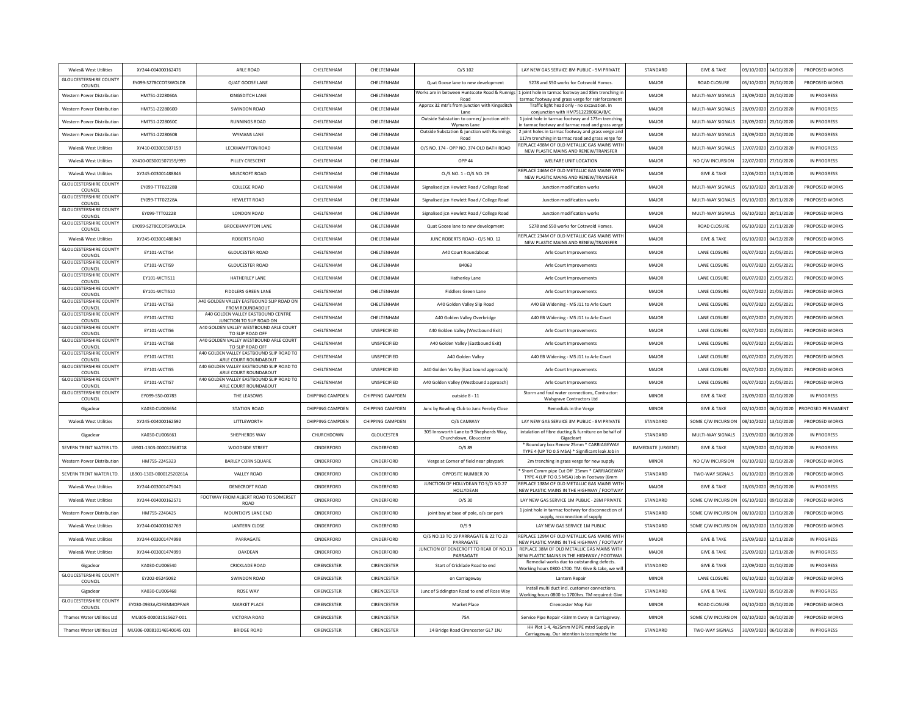| Wales& West Utilities | XY244-004000162476 | ARLE ROAD | CHELTENHAM | CHELTENHAM | O/S 102 | LAY NEW GAS SERVICE 8M PUBLIC - 9M PRIVATE | STANDARD | GIVE & TAKE | 09/10/2020 | 14/10/2020 | PROPOSED WORKS |
|---|---|---|---|---|---|---|---|---|---|---|---|
| GLOUCESTERSHIRE COUNTY COUNCIL | EY099-S278CCOTSWOLDB | QUAT GOOSE LANE | CHELTENHAM | CHELTENHAM | Quat Goose lane to new development | S278 and S50 works for Cotswold Homes. | MAJOR | ROAD CLOSURE | 05/10/2020 | 23/10/2020 | PROPOSED WORKS |
| Western Power Distribution | HM751-2228060A | KINGSDITCH LANE | CHELTENHAM | CHELTENHAM | Works are in between Huntscote Road & Runnings Road | 1 joint hole in tarmac footway and 85m trenching in tarmac footway and grass verge for reinforcement | MAJOR | MULTI-WAY SIGNALS | 28/09/2020 | 23/10/2020 | IN PROGRESS |
| Western Power Distribution | HM751-2228060D | SWINDON ROAD | CHELTENHAM | CHELTENHAM | Approx 32 mtr's from junction with Kingsditch Lane | Traffic light head only - no excavation. In conjunction with HM7512228060A/B/C | MAJOR | MULTI-WAY SIGNALS | 28/09/2020 | 23/10/2020 | IN PROGRESS |
| Western Power Distribution | HM751-2228060C | RUNNINGS ROAD | CHELTENHAM | CHELTENHAM | Outside Substation to corner/ junction with Wymans Lane | 1 joint hole in tarmac footway and 173m trenching in tarmac footway and tarmac road and grass verge | MAJOR | MULTI-WAY SIGNALS | 28/09/2020 | 23/10/2020 | IN PROGRESS |
| Western Power Distribution | HM751-2228060B | WYMANS LANE | CHELTENHAM | CHELTENHAM | Outside Substation & junction with Runnings Road | 2 joint holes in tarmac footway and grass verge and 117m trenching in tarmac road and grass verge for | MAJOR | MULTI-WAY SIGNALS | 28/09/2020 | 23/10/2020 | IN PROGRESS |
| Wales& West Utilities | XY410-003001507159 | LECKHAMPTON ROAD | CHELTENHAM | CHELTENHAM | O/S NO. 174 - OPP NO. 374 OLD BATH ROAD | REPLACE 498M OF OLD METALLIC GAS MAINS WITH NEW PLASTIC MAINS AND RENEW/TRANSFER | MAJOR | MULTI-WAY SIGNALS | 17/07/2020 | 23/10/2020 | IN PROGRESS |
| Wales& West Utilities | XY410-003001507159/999 | PILLEY CRESCENT | CHELTENHAM | CHELTENHAM | OPP 44 | WELFARE UNIT LOCATION | MAJOR | NO C/W INCURSION | 22/07/2020 | 27/10/2020 | IN PROGRESS |
| Wales& West Utilities | XY245-003001488846 | MUSCROFT ROAD | CHELTENHAM | CHELTENHAM | O./S NO. 1 - O/S NO. 29 | REPLACE 246M OF OLD METALLIC GAS MAINS WITH NEW PLASTIC MAINS AND RENEW/TRANSFER | MAJOR | GIVE & TAKE | 22/06/2020 | 13/11/2020 | IN PROGRESS |
| GLOUCESTERSHIRE COUNTY COUNCIL | EY099-TTT02228B | COLLEGE ROAD | CHELTENHAM | CHELTENHAM | Signalised jcn Hewlett Road / College Road | Junction modification works | MAJOR | MULTI-WAY SIGNALS | 05/10/2020 | 20/11/2020 | PROPOSED WORKS |
| GLOUCESTERSHIRE COUNTY COUNCIL | EY099-TTT02228A | HEWLETT ROAD | CHELTENHAM | CHELTENHAM | Signalised jcn Hewlett Road / College Road | Junction modification works | MAJOR | MULTI-WAY SIGNALS | 05/10/2020 | 20/11/2020 | PROPOSED WORKS |
| GLOUCESTERSHIRE COUNTY COUNCIL | EY099-TTT02228 | LONDON ROAD | CHELTENHAM | CHELTENHAM | Signalised jcn Hewlett Road / College Road | Junction modification works | MAJOR | MULTI-WAY SIGNALS | 05/10/2020 | 20/11/2020 | PROPOSED WORKS |
| GLOUCESTERSHIRE COUNTY COUNCIL | EY099-S278CCOTSWOLDA | BROCKHAMPTON LANE | CHELTENHAM | CHELTENHAM | Quat Goose lane to new development | S278 and S50 works for Cotswold Homes. | MAJOR | ROAD CLOSURE | 05/10/2020 | 21/11/2020 | PROPOSED WORKS |
| Wales& West Utilities | XY245-003001488849 | ROBERTS ROAD | CHELTENHAM | CHELTENHAM | JUNC ROBERTS ROAD - O/S NO. 12 | REPLACE 234M OF OLD METALLIC GAS MAINS WITH NEW PLASTIC MAINS AND RENEW/TRANSFER | MAJOR | GIVE & TAKE | 05/10/2020 | 04/12/2020 | PROPOSED WORKS |
| GLOUCESTERSHIRE COUNTY COUNCIL | EY101-WCTIS4 | GLOUCESTER ROAD | CHELTENHAM | CHELTENHAM | A40 Court Roundabout | Arle Court Improvements | MAJOR | LANE CLOSURE | 01/07/2020 | 21/05/2021 | PROPOSED WORKS |
| GLOUCESTERSHIRE COUNTY COUNCIL | EY101-WCTIS9 | GLOUCESTER ROAD | CHELTENHAM | CHELTENHAM | B4063 | Arle Court Improvements | MAJOR | LANE CLOSURE | 01/07/2020 | 21/05/2021 | PROPOSED WORKS |
| GLOUCESTERSHIRE COUNTY COUNCIL | EY101-WCTIS11 | HATHERLEY LANE | CHELTENHAM | CHELTENHAM | Hatherley Lane | Arle Court Improvements | MAJOR | LANE CLOSURE | 01/07/2020 | 21/05/2021 | PROPOSED WORKS |
| GLOUCESTERSHIRE COUNTY COUNCIL | EY101-WCTIS10 | FIDDLERS GREEN LANE | CHELTENHAM | CHELTENHAM | Fiddlers Green Lane | Arle Court Improvements | MAJOR | LANE CLOSURE | 01/07/2020 | 21/05/2021 | PROPOSED WORKS |
| GLOUCESTERSHIRE COUNTY COUNCIL | EY101-WCTIS3 | A40 GOLDEN VALLEY EASTBOUND SLIP ROAD ON FROM ROUNDABOUT | CHELTENHAM | CHELTENHAM | A40 Golden Valley Slip Road | A40 EB Widening - M5 J11 to Arle Court | MAJOR | LANE CLOSURE | 01/07/2020 | 21/05/2021 | PROPOSED WORKS |
| GLOUCESTERSHIRE COUNTY COUNCIL | EY101-WCTIS2 | A40 GOLDEN VALLEY EASTBOUND CENTRE JUNCTION TO SLIP ROAD ON | CHELTENHAM | CHELTENHAM | A40 Golden Valley Overbridge | A40 EB Widening - M5 J11 to Arle Court | MAJOR | LANE CLOSURE | 01/07/2020 | 21/05/2021 | PROPOSED WORKS |
| GLOUCESTERSHIRE COUNTY COUNCIL | EY101-WCTIS6 | A40 GOLDEN VALLEY WESTBOUND ARLE COURT TO SLIP ROAD OFF | CHELTENHAM | UNSPECIFIED | A40 Golden Valley (Westbound Exit) | Arle Court Improvements | MAJOR | LANE CLOSURE | 01/07/2020 | 21/05/2021 | PROPOSED WORKS |
| GLOUCESTERSHIRE COUNTY COUNCIL | EY101-WCTIS8 | A40 GOLDEN VALLEY WESTBOUND ARLE COURT TO SLIP ROAD OFF | CHELTENHAM | UNSPECIFIED | A40 Golden Valley (Eastbound Exit) | Arle Court Improvements | MAJOR | LANE CLOSURE | 01/07/2020 | 21/05/2021 | PROPOSED WORKS |
| GLOUCESTERSHIRE COUNTY COUNCIL | EY101-WCTIS1 | A40 GOLDEN VALLEY EASTBOUND SLIP ROAD TO ARLE COURT ROUNDABOUT | CHELTENHAM | UNSPECIFIED | A40 Golden Valley | A40 EB Widening - M5 J11 to Arle Court | MAJOR | LANE CLOSURE | 01/07/2020 | 21/05/2021 | PROPOSED WORKS |
| GLOUCESTERSHIRE COUNTY COUNCIL | EY101-WCTIS5 | A40 GOLDEN VALLEY EASTBOUND SLIP ROAD TO ARLE COURT ROUNDABOUT | CHELTENHAM | UNSPECIFIED | A40 Golden Valley (East bound approach) | Arle Court Improvements | MAJOR | LANE CLOSURE | 01/07/2020 | 21/05/2021 | PROPOSED WORKS |
| GLOUCESTERSHIRE COUNTY COUNCIL | EY101-WCTIS7 | A40 GOLDEN VALLEY EASTBOUND SLIP ROAD TO ARLE COURT ROUNDABOUT | CHELTENHAM | UNSPECIFIED | A40 Golden Valley (Westbound approach) | Arle Court Improvements | MAJOR | LANE CLOSURE | 01/07/2020 | 21/05/2021 | PROPOSED WORKS |
| GLOUCESTERSHIRE COUNTY COUNCIL | EY099-S50-00783 | THE LEASOWS | CHIPPING CAMPDEN | CHIPPING CAMPDEN | outside 8 - 11 | Storm and foul water connections, Contractor: Walsgrave Contractors Ltd | MINOR | GIVE & TAKE | 28/09/2020 | 02/10/2020 | IN PROGRESS |
| Gigaclear | KA030-CU003654 | STATION ROAD | CHIPPING CAMPDEN | CHIPPING CAMPDEN | Junc by Bowling Club to Junc Fereby Close | Remedials in the Verge | MINOR | GIVE & TAKE | 02/10/2020 | 06/10/2020 | PROPOSED PERMANENT |
| Wales& West Utilities | XY245-004000162592 | LITTLEWORTH | CHIPPING CAMPDEN | CHIPPING CAMPDEN | O/S CAMWAY | LAY NEW GAS SERVICE 3M PUBLIC - 8M PRIVATE | STANDARD | SOME C/W INCURSION | 08/10/2020 | 13/10/2020 | PROPOSED WORKS |
| Gigaclear | KA030-CU006661 | SHEPHERDS WAY | CHURCHDOWN | GLOUCESTER | 305 Innsworth Lane to 9 Shepherds Way, Churchdown, Gloucester | intalation of fibre ducting & furniture on behalf of Gigacleart | STANDARD | MULTI-WAY SIGNALS | 23/09/2020 | 06/10/2020 | IN PROGRESS |
| SEVERN TRENT WATER LTD. | LB901-1303-000012568718 | WOODSIDE STREET | CINDERFORD | CINDERFORD | O/S 89 | * Boundary box Renew 25mm * CARRIAGEWAY TYPE 4 (UP TO 0.5 MSA) * Significant leak Job in | IMMEDIATE (URGENT) | GIVE & TAKE | 30/09/2020 | 02/10/2020 | IN PROGRESS |
| Western Power Distribution | HM755-2245323 | BARLEY CORN SQUARE | CINDERFORD | CINDERFORD | Verge at Corner of field near playpark | 2m trenching in grass verge for new supply | MINOR | NO C/W INCURSION | 01/10/2020 | 02/10/2020 | PROPOSED WORKS |
| SEVERN TRENT WATER LTD. | LB901-1303-000012520261A | VALLEY ROAD | CINDERFORD | CINDERFORD | OPPOSITE NUMBER 70 | * Short Comm pipe Cut Off 25mm * CARRIAGEWAY TYPE 4 (UP TO 0.5 MSA) Job in Footway (6mm | STANDARD | TWO-WAY SIGNALS | 06/10/2020 | 09/10/2020 | PROPOSED WORKS |
| Wales& West Utilities | XY244-003001475041 | DENECROFT ROAD | CINDERFORD | CINDERFORD | JUNCTION OF HOLLYDEAN TO S/O NO.27 HOLLYDEAN | REPLACE 138M OF OLD METALLIC GAS MAINS WITH NEW PLASTIC MAINS IN THE HIGHWAY / FOOTWAY | MAJOR | GIVE & TAKE | 18/03/2020 | 09/10/2020 | IN PROGRESS |
| Wales& West Utilities | XY244-004000162571 | FOOTWAY FROM ALBERT ROAD TO SOMERSET ROAD | CINDERFORD | CINDERFORD | O/S 30 | LAY NEW GAS SERVICE 1M PUBLIC - 28M PRIVATE | STANDARD | SOME C/W INCURSION | 05/10/2020 | 09/10/2020 | PROPOSED WORKS |
| Western Power Distribution | HM755-2240425 | MOUNTJOYS LANE END | CINDERFORD | CINDERFORD | joint bay at base of pole, o/s car park | 1 joint hole in tarmac footway for disconnection of supply, reconnection of supply | STANDARD | SOME C/W INCURSION | 08/10/2020 | 13/10/2020 | PROPOSED WORKS |
| Wales& West Utilities | XY244-004000162769 | LANTERN CLOSE | CINDERFORD | CINDERFORD | O/S 9 | LAY NEW GAS SERVICE 1M PUBLIC | STANDARD | SOME C/W INCURSION | 08/10/2020 | 13/10/2020 | PROPOSED WORKS |
| Wales& West Utilities | XY244-003001474998 | PARRAGATE | CINDERFORD | CINDERFORD | O/S NO.13 TO 19 PARRAGATE & 22 TO 23 PARRAGATE | REPLACE 129M OF OLD METALLIC GAS MAINS WITH NEW PLASTIC MAINS IN THE HIGHWAY / FOOTWAY | MAJOR | GIVE & TAKE | 25/09/2020 | 12/11/2020 | IN PROGRESS |
| Wales& West Utilities | XY244-003001474999 | OAKDEAN | CINDERFORD | CINDERFORD | JUNCTION OF DENECROFT TO REAR OF NO.13 PARRAGATE | REPLACE 38M OF OLD METALLIC GAS MAINS WITH NEW PLASTIC MAINS IN THE HIGHWAY / FOOTWAY. | MAJOR | GIVE & TAKE | 25/09/2020 | 12/11/2020 | IN PROGRESS |
| Gigaclear | KA030-CU006540 | CRICKLADE ROAD | CIRENCESTER | CIRENCESTER | Start of Cricklade Road to end | Remedial works due to outstanding defects. Working hours 0800-1700. TM: Give & take, we will | STANDARD | GIVE & TAKE | 22/09/2020 | 01/10/2020 | IN PROGRESS |
| GLOUCESTERSHIRE COUNTY COUNCIL | EY202-05245092 | SWINDON ROAD | CIRENCESTER | CIRENCESTER | on Carriageway | Lantern Repair | MINOR | LANE CLOSURE | 01/10/2020 | 01/10/2020 | PROPOSED WORKS |
| Gigaclear | KA030-CU006468 | ROSE WAY | CIRENCESTER | CIRENCESTER | Junc of Siddington Road to end of Rose Way | Install multi duct incl. customer connections. Working hours 0800 to 1700hrs. TM required: Give | STANDARD | GIVE & TAKE | 15/09/2020 | 05/10/2020 | IN PROGRESS |
| GLOUCESTERSHIRE COUNTY COUNCIL | EY030-0933A/CIRENMOPFAIR | MARKET PLACE | CIRENCESTER | CIRENCESTER | Market Place | Cirencester Mop Fair | MINOR | ROAD CLOSURE | 04/10/2020 | 05/10/2020 | PROPOSED WORKS |
| Thames Water Utilities Ltd | MU305-000031515627-001 | VICTORIA ROAD | CIRENCESTER | CIRENCESTER | 75A | Service Pipe Repair <33mm Cway in Carriageway. | MINOR | SOME C/W INCURSION | 02/10/2020 | 06/10/2020 | PROPOSED WORKS |
| Thames Water Utilities Ltd | MU306-000810146540045-001 | BRIDGE ROAD | CIRENCESTER | CIRENCESTER | 14 Bridge Road Cirencester GL7 1NJ | HH Plot 1-4, 4x25mm MDPE mtrd Supply in Carriageway. Our intention is tocomplete the | STANDARD | TWO-WAY SIGNALS | 30/09/2020 | 06/10/2020 | IN PROGRESS |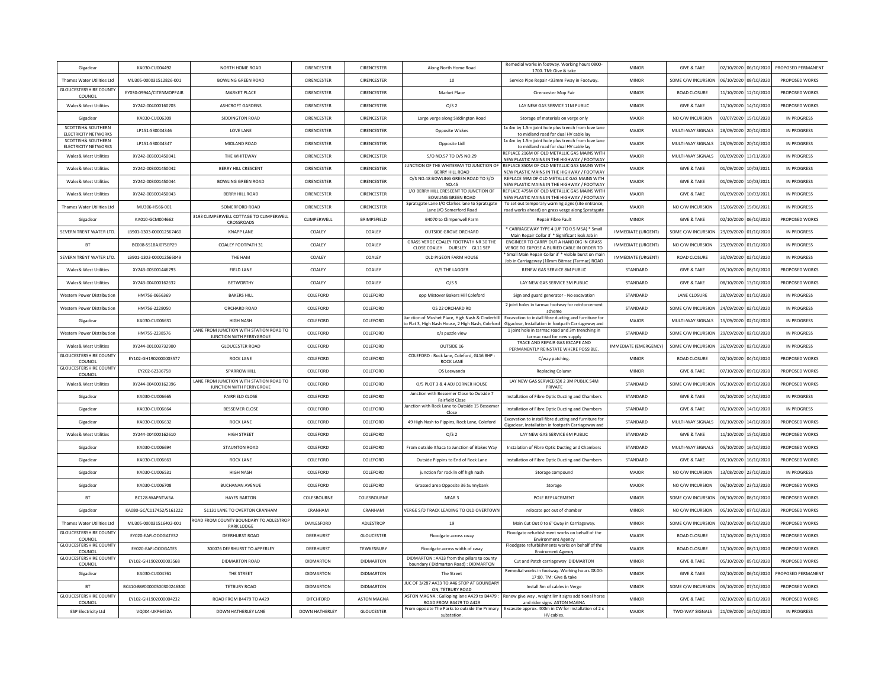| Gigaclear | KA030-CU004492 | NORTH HOME ROAD | CIRENCESTER | CIRENCESTER | Along North Home Road | Remedial works in footway. Working hours 0800-1700. TM: Give & take | MINOR | GIVE & TAKE | 02/10/2020 | 06/10/2020 | PROPOSED PERMANENT |
|---|---|---|---|---|---|---|---|---|---|---|---|
| Thames Water Utilities Ltd | MU305-000031512826-001 | BOWLING GREEN ROAD | CIRENCESTER | CIRENCESTER | 10 | Service Pipe Repair <33mm Fway in Footway. | MINOR | SOME C/W INCURSION | 06/10/2020 | 08/10/2020 | PROPOSED WORKS |
| GLOUCESTERSHIRE COUNTY COUNCIL | EY030-0994A/CITENMOPFAIR | MARKET PLACE | CIRENCESTER | CIRENCESTER | Market Place | Cirencester Mop Fair | MINOR | ROAD CLOSURE | 11/10/2020 | 12/10/2020 | PROPOSED WORKS |
| Wales& West Utilities | XY242-004000160703 | ASHCROFT GARDENS | CIRENCESTER | CIRENCESTER | O/S 2 | LAY NEW GAS SERVICE 11M PUBLIC | MINOR | GIVE & TAKE | 11/10/2020 | 14/10/2020 | PROPOSED WORKS |
| Gigaclear | KA030-CU006309 | SIDDINGTON ROAD | CIRENCESTER | CIRENCESTER | Large verge along Siddington Road | Storage of materials on verge only | MAJOR | NO C/W INCURSION | 03/07/2020 | 15/10/2020 | IN PROGRESS |
| SCOTTISH& SOUTHERN ELECTRICITY NETWORKS | LP151-S30004346 | LOVE LANE | CIRENCESTER | CIRENCESTER | Opposite Wickes | 1x 4m by 1.5m joint hole plus trench from love lane to midland road for dual HV cable lay | MAJOR | MULTI-WAY SIGNALS | 28/09/2020 | 20/10/2020 | IN PROGRESS |
| SCOTTISH& SOUTHERN ELECTRICITY NETWORKS | LP151-S30004347 | MIDLAND ROAD | CIRENCESTER | CIRENCESTER | Opposite Lidl | 1x 4m by 1.5m joint hole plus trench from love lane to midland road for dual HV cable lay | MAJOR | MULTI-WAY SIGNALS | 28/09/2020 | 20/10/2020 | IN PROGRESS |
| Wales& West Utilities | XY242-003001450041 | THE WHITEWAY | CIRENCESTER | CIRENCESTER | S/O NO.57 TO O/S NO.29 | REPLACE 216M OF OLD METALLIC GAS MAINS WITH NEW PLASTIC MAINS IN THE HIGHWAY / FOOTWAY | MAJOR | MULTI-WAY SIGNALS | 01/09/2020 | 13/11/2020 | IN PROGRESS |
| Wales& West Utilities | XY242-003001450042 | BERRY HILL CRESCENT | CIRENCESTER | CIRENCESTER | JUNCTION OF THE WHITEWAY TO JUNCTION OF BERRY HILL ROAD | REPLACE 850M OF OLD METALLIC GAS MAINS WITH NEW PLASTIC MAINS IN THE HIGHWAY / FOOTWAY | MAJOR | GIVE & TAKE | 01/09/2020 | 10/03/2021 | IN PROGRESS |
| Wales& West Utilities | XY242-003001450044 | BOWLING GREEN ROAD | CIRENCESTER | CIRENCESTER | O/S NO.48 BOWLING GREEN ROAD TO S/O NO.45 | REPLACE 59M OF OLD METALLIC GAS MAINS WITH NEW PLASTIC MAINS IN THE HIGHWAY / FOOTWAY | MAJOR | GIVE & TAKE | 01/09/2020 | 10/03/2021 | IN PROGRESS |
| Wales& West Utilities | XY242-003001450043 | BERRY HILL ROAD | CIRENCESTER | CIRENCESTER | J/O BERRY HILL CRESCENT TO JUNCTION OF BOWLING GREEN ROAD | REPLACE 475M OF OLD METALLIC GAS MAINS WITH NEW PLASTIC MAINS IN THE HIGHWAY / FOOTWAY | MAJOR | GIVE & TAKE | 01/09/2020 | 10/03/2021 | IN PROGRESS |
| Thames Water Utilities Ltd | MU306-H566-001 | SOMERFORD ROAD | CIRENCESTER | CIRENCESTER | Spratsgate Lane J/O Clarkes lane to Spratsgate Lane J/O Somerford Road | To set out temporary warning signs (site entrance, road works ahead) on grass verge along Spratsgate | MAJOR | NO C/W INCURSION | 15/06/2020 | 15/06/2021 | IN PROGRESS |
| Gigaclear | KA010-GCM004662 | 3193 CLIMPERWELL COTTAGE TO CLIMPERWELL CROSSROADS | CLIMPERWELL | BRIMPSFIELD | B4070 to Climperwell Farm | Repair Fibre Fault | MINOR | GIVE & TAKE | 02/10/2020 | 06/10/2020 | PROPOSED WORKS |
| SEVERN TRENT WATER LTD. | LB901-1303-000012567460 | KNAPP LANE | COALEY | COALEY | OUTSIDE GROVE ORCHARD | * CARRIAGEWAY TYPE 4 (UP TO 0.5 MSA) * Small Main Repair Collar 3' * Significant leak Job in | IMMEDIATE (URGENT) | SOME C/W INCURSION | 29/09/2020 | 01/10/2020 | IN PROGRESS |
| BT | BC008-SS1BAJ075EP29 | COALEY FOOTPATH 31 | COALEY | COALEY | GRASS VERGE COALEY FOOTPATH NR 30 THE CLOSE COALEY DURSLEY GL11 5EP | ENGINEER TO CARRY OUT A HAND DIG IN GRASS VERGE TO EXPOSE A BURIED CABLE IN ORDER TO | IMMEDIATE (URGENT) | NO C/W INCURSION | 29/09/2020 | 01/10/2020 | IN PROGRESS |
| SEVERN TRENT WATER LTD. | LB901-1303-000012566049 | THE HAM | COALEY | COALEY | OLD PIGEON FARM HOUSE | * Small Main Repair Collar 3' * visible burst on main Job in Carriageway (10mm Bitmac (Tarmac) ROAD | IMMEDIATE (URGENT) | ROAD CLOSURE | 30/09/2020 | 02/10/2020 | IN PROGRESS |
| Wales& West Utilities | XY243-003001446793 | FIELD LANE | COALEY | COALEY | O/S THE LAGGER | RENEW GAS SERVICE 8M PUBLIC | STANDARD | GIVE & TAKE | 05/10/2020 | 08/10/2020 | PROPOSED WORKS |
| Wales& West Utilities | XY243-004000162632 | BETWORTHY | COALEY | COALEY | O/S 5 | LAY NEW GAS SERVICE 3M PUBLIC | STANDARD | GIVE & TAKE | 08/10/2020 | 13/10/2020 | PROPOSED WORKS |
| Western Power Distribution | HM756-0656369 | BAKERS HILL | COLEFORD | COLEFORD | opp Mistover Bakers Hill Coleford | Sign and guard generator - No excavation | STANDARD | LANE CLOSURE | 28/09/2020 | 01/10/2020 | IN PROGRESS |
| Western Power Distribution | HM756-2228050 | ORCHARD ROAD | COLEFORD | COLEFORD | OS 22 ORCHARD RD | 2 joint holes in tarmac footway for reinforcement scheme | STANDARD | SOME C/W INCURSION | 24/09/2020 | 02/10/2020 | IN PROGRESS |
| Gigaclear | KA030-CU006631 | HIGH NASH | COLEFORD | COLEFORD | Junction of Mushet Place, High Nash & Cinderhill to Flat 3, High Nash House, 2 High Nash, Coleford | Excavation to install fibre ducting and furniture for Gigaclear, Installation in footpath Carriageway and | MAJOR | MULTI-WAY SIGNALS | 15/09/2020 | 02/10/2020 | IN PROGRESS |
| Western Power Distribution | HM755-2238576 | LANE FROM JUNCTION WITH STATION ROAD TO JUNCTION WITH PERRYGROVE | COLEFORD | COLEFORD | o/s puzzle view | 1 joint hole in tarmac road and 3m trenching in tarmac road for new supply | STANDARD | SOME C/W INCURSION | 29/09/2020 | 02/10/2020 | IN PROGRESS |
| Wales& West Utilities | XY244-001003732900 | GLOUCESTER ROAD | COLEFORD | COLEFORD | OUTSIDE 16 | TRACE AND REPAIR GAS ESCAPE AND PERMANENTLY REINSTATE WHERE POSSIBLE. | IMMEDIATE (EMERGENCY) | SOME C/W INCURSION | 26/09/2020 | 02/10/2020 | IN PROGRESS |
| GLOUCESTERSHIRE COUNTY COUNCIL | EY102-GH1902000003577 | ROCK LANE | COLEFORD | COLEFORD | COLEFORD : Rock lane, Coleford, GL16 8HP : ROCK LANE | C/way patching. | MINOR | ROAD CLOSURE | 02/10/2020 | 04/10/2020 | PROPOSED WORKS |
| GLOUCESTERSHIRE COUNTY COUNCIL | EY202-62336758 | SPARROW HILL | COLEFORD | COLEFORD | OS Leewanda | Replacing Column | MINOR | GIVE & TAKE | 07/10/2020 | 09/10/2020 | PROPOSED WORKS |
| Wales& West Utilities | XY244-004000162396 | LANE FROM JUNCTION WITH STATION ROAD TO JUNCTION WITH PERRYGROVE | COLEFORD | COLEFORD | O/S PLOT 3 & 4 ADJ CORNER HOUSE | LAY NEW GAS SERVICE(S)X 2 3M PUBLIC 54M PRIVATE | STANDARD | SOME C/W INCURSION | 05/10/2020 | 09/10/2020 | PROPOSED WORKS |
| Gigaclear | KA030-CU006665 | FAIRFIELD CLOSE | COLEFORD | COLEFORD | Junction with Bessemer Close to Outside 7 Fairfield Close | Installation of Fibre Optic Ducting and Chambers | STANDARD | GIVE & TAKE | 01/10/2020 | 14/10/2020 | IN PROGRESS |
| Gigaclear | KA030-CU006664 | BESSEMER CLOSE | COLEFORD | COLEFORD | Junction with Rock Lane to Outside 15 Bessemer Close | Installation of Fibre Optic Ducting and Chambers | STANDARD | GIVE & TAKE | 01/10/2020 | 14/10/2020 | IN PROGRESS |
| Gigaclear | KA030-CU006632 | ROCK LANE | COLEFORD | COLEFORD | 49 High Nash to Pippins, Rock Lane, Coleford | Excavation to install fibre ducting and furniture for Gigaclear, Installation in footpath Carriageway and | STANDARD | MULTI-WAY SIGNALS | 01/10/2020 | 14/10/2020 | PROPOSED WORKS |
| Wales& West Utilities | XY244-004000162610 | HIGH STREET | COLEFORD | COLEFORD | O/S 2 | LAY NEW GAS SERVICE 6M PUBLIC | STANDARD | GIVE & TAKE | 11/10/2020 | 15/10/2020 | PROPOSED WORKS |
| Gigaclear | KA030-CU006694 | STAUNTON ROAD | COLEFORD | COLEFORD | From outside Ithaca to Junction of Blakes Way | Instalation of Fibre Optic Ducting and Chambers | STANDARD | MULTI-WAY SIGNALS | 05/10/2020 | 16/10/2020 | PROPOSED WORKS |
| Gigaclear | KA030-CU006663 | ROCK LANE | COLEFORD | COLEFORD | Outside Pippins to End of Rock Lane | Installation of Fibre Optic Ducting and Chambers | STANDARD | GIVE & TAKE | 05/10/2020 | 16/10/2020 | PROPOSED WORKS |
| Gigaclear | KA030-CU006531 | HIGH NASH | COLEFORD | COLEFORD | junction for rock ln off high nash | Storage compound | MAJOR | NO C/W INCURSION | 13/08/2020 | 23/10/2020 | IN PROGRESS |
| Gigaclear | KA030-CU006708 | BUCHANAN AVENUE | COLEFORD | COLEFORD | Grassed area Opposite 36 Sunnybank | Storage | MAJOR | NO C/W INCURSION | 06/10/2020 | 23/12/2020 | PROPOSED WORKS |
| BT | BC128-WAPNTW6A | HAYES BARTON | COLESBOURNE | COLESBOURNE | NEAR 3 | POLE REPLACEMENT | MINOR | SOME C/W INCURSION | 08/10/2020 | 08/10/2020 | PROPOSED WORKS |
| Gigaclear | KA080-GC/C117452/S161222 | 51131 LANE TO OVERTON CRANHAM | CRANHAM | CRANHAM | VERGE S/O TRACK LEADING TO OLD OVERTOWN | relocate pot out of chamber | MINOR | NO C/W INCURSION | 05/10/2020 | 07/10/2020 | PROPOSED WORKS |
| Thames Water Utilities Ltd | MU305-000031516402-001 | ROAD FROM COUNTY BOUNDARY TO ADLESTROP PARK LODGE | DAYLESFORD | ADLESTROP | 19 | Main Cut Out 0 to 6' Cway in Carriageway. | MINOR | SOME C/W INCURSION | 02/10/2020 | 06/10/2020 | PROPOSED WORKS |
| GLOUCESTERSHIRE COUNTY COUNCIL | EY020-EAFLOODGATES2 | DEERHURST ROAD | DEERHURST | GLOUCESTER | Floodgate across cway | Floodgate refurbishment works on behalf of the Environment Agency | MAJOR | ROAD CLOSURE | 10/10/2020 | 08/11/2020 | PROPOSED WORKS |
| GLOUCESTERSHIRE COUNTY COUNCIL | EY020-EAFLOODGATES | 300076 DEERHURST TO APPERLEY | DEERHURST | TEWKESBURY | Floodgate across width of cway | Floodgate refurbishments works on behalf of the Enviroment Agency | MAJOR | ROAD CLOSURE | 10/10/2020 | 08/11/2020 | PROPOSED WORKS |
| GLOUCESTERSHIRE COUNTY COUNCIL | EY102-GH1902000003568 | DIDMARTON ROAD | DIDMARTON | DIDMARTON | DIDMARTON : A433 from the pillars to county boundary ( Didmarton Road) : DIDMARTON | Cut and Patch carriageway DIDMARTON | MINOR | GIVE & TAKE | 05/10/2020 | 05/10/2020 | PROPOSED WORKS |
| Gigaclear | KA030-CU004761 | THE STREET | DIDMARTON | DIDMARTON | The Street | Remedial works in footway. Working hours 08:00-17:00. TM: Give & take | MINOR | GIVE & TAKE | 02/10/2020 | 06/10/2020 | PROPOSED PERMANENT |
| BT | BC410-BW00000500300246300 | TETBURY ROAD | DIDMARTON | DIDMARTON | JUC OF 3/287 A433 TO A46 STOP AT BOUNDARY ON, TETBURY ROAD | Install 5m of cables in Verge | MINOR | SOME C/W INCURSION | 05/10/2020 | 07/10/2020 | PROPOSED WORKS |
| GLOUCESTERSHIRE COUNTY COUNCIL | EY102-GH1902000004232 | ROAD FROM B4479 TO A429 | DITCHFORD | ASTON MAGNA | ASTON MAGNA : Galloping lane A429 to B4479 : ROAD FROM B4479 TO A429 | Renew give way , weight limit signs additional horse and rider signs ASTON MAGNA | MINOR | GIVE & TAKE | 02/10/2020 | 02/10/2020 | PROPOSED WORKS |
| ESP Electricity Ltd | VQ004-UKP6452A | DOWN HATHERLEY LANE | DOWN HATHERLEY | GLOUCESTER | From opposite The Parks to outside the Primary substation. | Excavate approx. 400m in CW for installation of 2 x HV cables. | MAJOR | TWO-WAY SIGNALS | 21/09/2020 | 16/10/2020 | IN PROGRESS |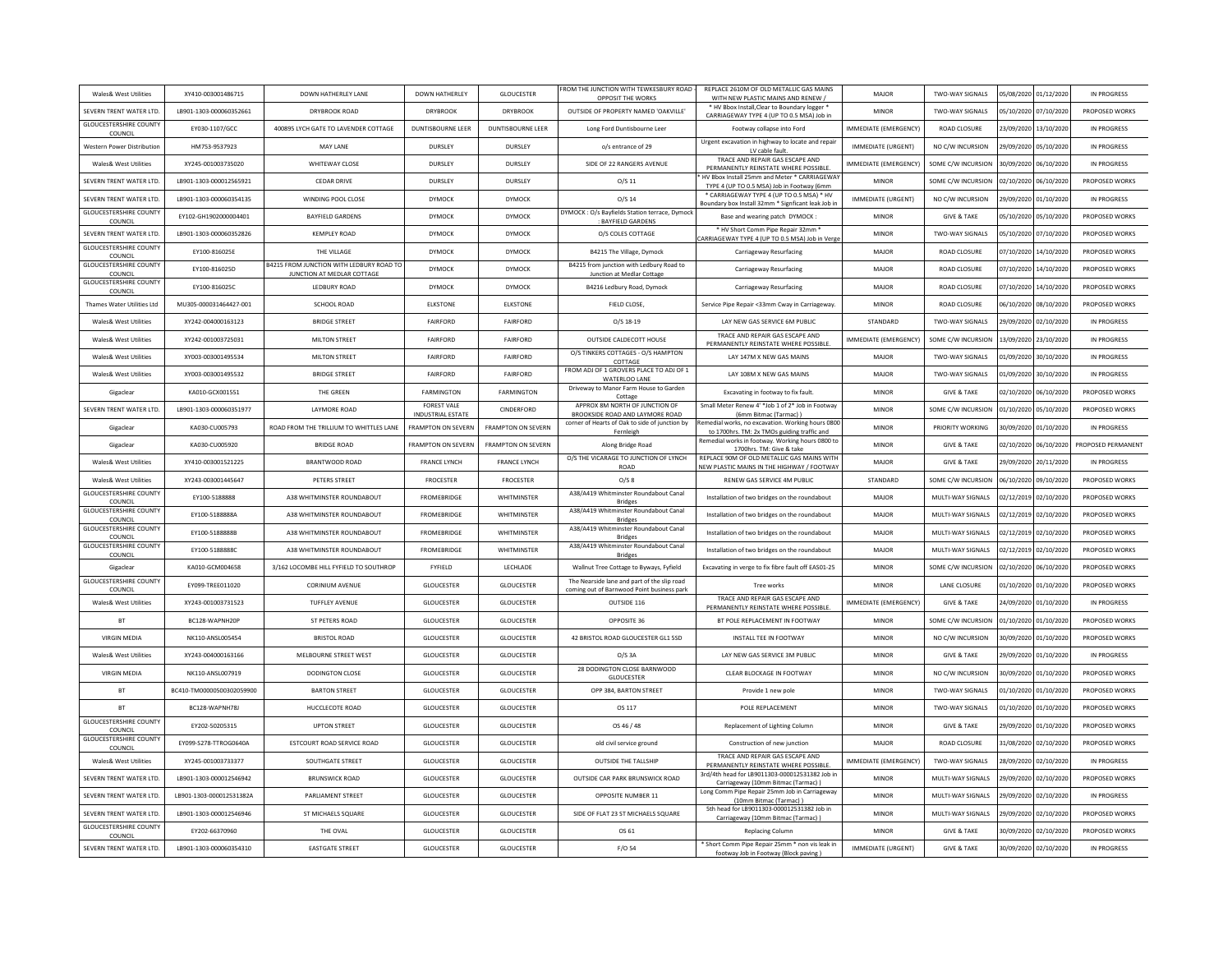| Wales& West Utilities | XY410-003001486715 | DOWN HATHERLEY LANE | DOWN HATHERLEY | GLOUCESTER | FROM THE JUNCTION WITH TEWKESBURY ROAD - OPPOSIT THE WORKS | REPLACE 2610M OF OLD METALLIC GAS MAINS WITH NEW PLASTIC MAINS AND RENEW / | MAJOR | TWO-WAY SIGNALS | 05/08/2020 | 01/12/2020 | IN PROGRESS |
|---|---|---|---|---|---|---|---|---|---|---|---|
| SEVERN TRENT WATER LTD. | LB901-1303-000060352661 | DRYBROOK ROAD | DRYBROOK | DRYBROOK | OUTSIDE OF PROPERTY NAMED 'OAKVILLE' | * HV Bbox Install,Clear to Boundary logger * CARRIAGEWAY TYPE 4 (UP TO 0.5 MSA) Job in | MINOR | TWO-WAY SIGNALS | 05/10/2020 | 07/10/2020 | PROPOSED WORKS |
| GLOUCESTERSHIRE COUNTY COUNCIL | EY030-1107/GCC | 400895 LYCH GATE TO LAVENDER COTTAGE | DUNTISBOURNE LEER | DUNTISBOURNE LEER | Long Ford Duntisbourne Leer | Footway collapse into Ford | IMMEDIATE (EMERGENCY) | ROAD CLOSURE | 23/09/2020 | 13/10/2020 | IN PROGRESS |
| Western Power Distribution | HM753-9537923 | MAY LANE | DURSLEY | DURSLEY | o/s entrance of 29 | Urgent excavation in highway to locate and repair LV cable fault. | IMMEDIATE (URGENT) | NO C/W INCURSION | 29/09/2020 | 05/10/2020 | IN PROGRESS |
| Wales& West Utilities | XY245-001003735020 | WHITEWAY CLOSE | DURSLEY | DURSLEY | SIDE OF 22 RANGERS AVENUE | TRACE AND REPAIR GAS ESCAPE AND PERMANENTLY REINSTATE WHERE POSSIBLE. | IMMEDIATE (EMERGENCY) | SOME C/W INCURSION | 30/09/2020 | 06/10/2020 | IN PROGRESS |
| SEVERN TRENT WATER LTD. | LB901-1303-000012565921 | CEDAR DRIVE | DURSLEY | DURSLEY | O/S 11 | * HV Bbox Install 25mm and Meter * CARRIAGEWAY TYPE 4 (UP TO 0.5 MSA) Job in Footway (6mm | MINOR | SOME C/W INCURSION | 02/10/2020 | 06/10/2020 | PROPOSED WORKS |
| SEVERN TRENT WATER LTD. | LB901-1303-000060354135 | WINDING POOL CLOSE | DYMOCK | DYMOCK | O/S 14 | * CARRIAGEWAY TYPE 4 (UP TO 0.5 MSA) * HV Boundary box Install 32mm * Signficant leak Job in | IMMEDIATE (URGENT) | NO C/W INCURSION | 29/09/2020 | 01/10/2020 | IN PROGRESS |
| GLOUCESTERSHIRE COUNTY COUNCIL | EY102-GH1902000004401 | BAYFIELD GARDENS | DYMOCK | DYMOCK | DYMOCK : O/s Bayfields Station terrace, Dymock : BAYFIELD GARDENS | Base and wearing patch DYMOCK : | MINOR | GIVE & TAKE | 05/10/2020 | 05/10/2020 | PROPOSED WORKS |
| SEVERN TRENT WATER LTD. | LB901-1303-000060352826 | KEMPLEY ROAD | DYMOCK | DYMOCK | O/S COLES COTTAGE | * HV Short Comm Pipe Repair 32mm * CARRIAGEWAY TYPE 4 (UP TO 0.5 MSA) Job in Verge | MINOR | TWO-WAY SIGNALS | 05/10/2020 | 07/10/2020 | PROPOSED WORKS |
| GLOUCESTERSHIRE COUNTY COUNCIL | EY100-816025E | THE VILLAGE | DYMOCK | DYMOCK | B4215 The Village, Dymock | Carriageway Resurfacing | MAJOR | ROAD CLOSURE | 07/10/2020 | 14/10/2020 | PROPOSED WORKS |
| GLOUCESTERSHIRE COUNTY COUNCIL | EY100-816025D | B4215 FROM JUNCTION WITH LEDBURY ROAD TO JUNCTION AT MEDLAR COTTAGE | DYMOCK | DYMOCK | B4215 from junction with Ledbury Road to Junction at Medlar Cottage | Carriageway Resurfacing | MAJOR | ROAD CLOSURE | 07/10/2020 | 14/10/2020 | PROPOSED WORKS |
| GLOUCESTERSHIRE COUNTY COUNCIL | EY100-816025C | LEDBURY ROAD | DYMOCK | DYMOCK | B4216 Ledbury Road, Dymock | Carriageway Resurfacing | MAJOR | ROAD CLOSURE | 07/10/2020 | 14/10/2020 | PROPOSED WORKS |
| Thames Water Utilities Ltd | MU305-000031464427-001 | SCHOOL ROAD | ELKSTONE | ELKSTONE | FIELD CLOSE, | Service Pipe Repair <33mm Cway in Carriageway. | MINOR | ROAD CLOSURE | 06/10/2020 | 08/10/2020 | PROPOSED WORKS |
| Wales& West Utilities | XY242-004000163123 | BRIDGE STREET | FAIRFORD | FAIRFORD | O/S 18-19 | LAY NEW GAS SERVICE 6M PUBLIC | STANDARD | TWO-WAY SIGNALS | 29/09/2020 | 02/10/2020 | IN PROGRESS |
| Wales& West Utilities | XY242-001003725031 | MILTON STREET | FAIRFORD | FAIRFORD | OUTSIDE CALDECOTT HOUSE | TRACE AND REPAIR GAS ESCAPE AND PERMANENTLY REINSTATE WHERE POSSIBLE. | IMMEDIATE (EMERGENCY) | SOME C/W INCURSION | 13/09/2020 | 23/10/2020 | IN PROGRESS |
| Wales& West Utilities | XY003-003001495534 | MILTON STREET | FAIRFORD | FAIRFORD | O/S TINKERS COTTAGES - O/S HAMPTON COTTAGE | LAY 147M X NEW GAS MAINS | MAJOR | TWO-WAY SIGNALS | 01/09/2020 | 30/10/2020 | IN PROGRESS |
| Wales& West Utilities | XY003-003001495532 | BRIDGE STREET | FAIRFORD | FAIRFORD | FROM ADJ OF 1 GROVERS PLACE TO ADJ OF 1 WATERLOO LANE | LAY 108M X NEW GAS MAINS | MAJOR | TWO-WAY SIGNALS | 01/09/2020 | 30/10/2020 | IN PROGRESS |
| Gigaclear | KA010-GCX001551 | THE GREEN | FARMINGTON | FARMINGTON | Driveway to Manor Farm House to Garden Cottage | Excavating in footway to fix fault. | MINOR | GIVE & TAKE | 02/10/2020 | 06/10/2020 | PROPOSED WORKS |
| SEVERN TRENT WATER LTD. | LB901-1303-000060351977 | LAYMORE ROAD | FOREST VALE INDUSTRIAL ESTATE | CINDERFORD | APPROX 8M NORTH OF JUNCTION OF BROOKSIDE ROAD AND LAYMORE ROAD | Small Meter Renew 4' *Job 1 of 2* Job in Footway (6mm Bitmac (Tarmac) ) | MINOR | SOME C/W INCURSION | 01/10/2020 | 05/10/2020 | PROPOSED WORKS |
| Gigaclear | KA030-CU005793 | ROAD FROM THE TRILLIUM TO WHITTLES LANE | FRAMPTON ON SEVERN | FRAMPTON ON SEVERN | corner of Hearts of Oak to side of junction by Fernleigh | Remedial works, no excavation. Working hours 0800 to 1700hrs. TM: 2x TMOs guiding traffic and | MINOR | PRIORITY WORKING | 30/09/2020 | 01/10/2020 | IN PROGRESS |
| Gigaclear | KA030-CU005920 | BRIDGE ROAD | FRAMPTON ON SEVERN | FRAMPTON ON SEVERN | Along Bridge Road | Remedial works in footway. Working hours 0800 to 1700hrs. TM: Give & take | MINOR | GIVE & TAKE | 02/10/2020 | 06/10/2020 | PROPOSED PERMANENT |
| Wales& West Utilities | XY410-003001521225 | BRANTWOOD ROAD | FRANCE LYNCH | FRANCE LYNCH | O/S THE VICARAGE TO JUNCTION OF LYNCH ROAD | REPLACE 90M OF OLD METALLIC GAS MAINS WITH NEW PLASTIC MAINS IN THE HIGHWAY / FOOTWAY | MAJOR | GIVE & TAKE | 29/09/2020 | 20/11/2020 | IN PROGRESS |
| Wales& West Utilities | XY243-003001445647 | PETERS STREET | FROCESTER | FROCESTER | O/S 8 | RENEW GAS SERVICE 4M PUBLIC | STANDARD | SOME C/W INCURSION | 06/10/2020 | 09/10/2020 | PROPOSED WORKS |
| GLOUCESTERSHIRE COUNTY COUNCIL | EY100-5188888 | A38 WHITMINSTER ROUNDABOUT | FROMEBRIDGE | WHITMINSTER | A38/A419 Whitminster Roundabout Canal Bridges | Installation of two bridges on the roundabout | MAJOR | MULTI-WAY SIGNALS | 02/12/2019 | 02/10/2020 | PROPOSED WORKS |
| GLOUCESTERSHIRE COUNTY COUNCIL | EY100-5188888A | A38 WHITMINSTER ROUNDABOUT | FROMEBRIDGE | WHITMINSTER | A38/A419 Whitminster Roundabout Canal Bridges | Installation of two bridges on the roundabout | MAJOR | MULTI-WAY SIGNALS | 02/12/2019 | 02/10/2020 | PROPOSED WORKS |
| GLOUCESTERSHIRE COUNTY COUNCIL | EY100-5188888B | A38 WHITMINSTER ROUNDABOUT | FROMEBRIDGE | WHITMINSTER | A38/A419 Whitminster Roundabout Canal Bridges | Installation of two bridges on the roundabout | MAJOR | MULTI-WAY SIGNALS | 02/12/2019 | 02/10/2020 | PROPOSED WORKS |
| GLOUCESTERSHIRE COUNTY COUNCIL | EY100-5188888C | A38 WHITMINSTER ROUNDABOUT | FROMEBRIDGE | WHITMINSTER | A38/A419 Whitminster Roundabout Canal Bridges | Installation of two bridges on the roundabout | MAJOR | MULTI-WAY SIGNALS | 02/12/2019 | 02/10/2020 | PROPOSED WORKS |
| Gigaclear | KA010-GCM004658 | 3/162 LOCOMBE HILL FYFIELD TO SOUTHROP | FYFIELD | LECHLADE | Wallnut Tree Cottage to Byways, Fyfield | Excavating in verge to fix fibre fault off EAS01-25 | MINOR | SOME C/W INCURSION | 02/10/2020 | 06/10/2020 | PROPOSED WORKS |
| GLOUCESTERSHIRE COUNTY COUNCIL | EY099-TREE011020 | CORINIUM AVENUE | GLOUCESTER | GLOUCESTER | The Nearside lane and part of the slip road coming out of Barnwood Point business park | Tree works | MINOR | LANE CLOSURE | 01/10/2020 | 01/10/2020 | PROPOSED WORKS |
| Wales& West Utilities | XY243-001003731523 | TUFFLEY AVENUE | GLOUCESTER | GLOUCESTER | OUTSIDE 116 | TRACE AND REPAIR GAS ESCAPE AND PERMANENTLY REINSTATE WHERE POSSIBLE. | IMMEDIATE (EMERGENCY) | GIVE & TAKE | 24/09/2020 | 01/10/2020 | IN PROGRESS |
| BT | BC128-WAPNH20P | ST PETERS ROAD | GLOUCESTER | GLOUCESTER | OPPOSITE 36 | BT POLE REPLACEMENT IN FOOTWAY | MINOR | SOME C/W INCURSION | 01/10/2020 | 01/10/2020 | PROPOSED WORKS |
| VIRGIN MEDIA | NK110-ANSL005454 | BRISTOL ROAD | GLOUCESTER | GLOUCESTER | 42 BRISTOL ROAD GLOUCESTER GL1 5SD | INSTALL TEE IN FOOTWAY | MINOR | NO C/W INCURSION | 30/09/2020 | 01/10/2020 | PROPOSED WORKS |
| Wales& West Utilities | XY243-004000163166 | MELBOURNE STREET WEST | GLOUCESTER | GLOUCESTER | O/S 3A | LAY NEW GAS SERVICE 3M PUBLIC | MINOR | GIVE & TAKE | 29/09/2020 | 01/10/2020 | IN PROGRESS |
| VIRGIN MEDIA | NK110-ANSL007919 | DODINGTON CLOSE | GLOUCESTER | GLOUCESTER | 28 DODINGTON CLOSE BARNWOOD GLOUCESTER | CLEAR BLOCKAGE IN FOOTWAY | MINOR | NO C/W INCURSION | 30/09/2020 | 01/10/2020 | PROPOSED WORKS |
| BT | BC410-TM00000500302059900 | BARTON STREET | GLOUCESTER | GLOUCESTER | OPP 384, BARTON STREET | Provide 1 new pole | MINOR | TWO-WAY SIGNALS | 01/10/2020 | 01/10/2020 | PROPOSED WORKS |
| BT | BC128-WAPNH78J | HUCCLECOTE ROAD | GLOUCESTER | GLOUCESTER | OS 117 | POLE REPLACEMENT | MINOR | TWO-WAY SIGNALS | 01/10/2020 | 01/10/2020 | PROPOSED WORKS |
| GLOUCESTERSHIRE COUNTY COUNCIL | EY202-50205315 | UPTON STREET | GLOUCESTER | GLOUCESTER | OS 46 / 48 | Replacement of Lighting Column | MINOR | GIVE & TAKE | 29/09/2020 | 01/10/2020 | PROPOSED WORKS |
| GLOUCESTERSHIRE COUNTY COUNCIL | EY099-S278-TTROG0640A | ESTCOURT ROAD SERVICE ROAD | GLOUCESTER | GLOUCESTER | old civil service ground | Construction of new junction | MAJOR | ROAD CLOSURE | 31/08/2020 | 02/10/2020 | PROPOSED WORKS |
| Wales& West Utilities | XY245-001003733377 | SOUTHGATE STREET | GLOUCESTER | GLOUCESTER | OUTSIDE THE TALLSHIP | TRACE AND REPAIR GAS ESCAPE AND PERMANENTLY REINSTATE WHERE POSSIBLE. | IMMEDIATE (EMERGENCY) | TWO-WAY SIGNALS | 28/09/2020 | 02/10/2020 | IN PROGRESS |
| SEVERN TRENT WATER LTD. | LB901-1303-000012546942 | BRUNSWICK ROAD | GLOUCESTER | GLOUCESTER | OUTSIDE CAR PARK BRUNSWICK ROAD | 3rd/4th head for LB9011303-000012531382 Job in Carriageway (10mm Bitmac (Tarmac) ) | MINOR | MULTI-WAY SIGNALS | 29/09/2020 | 02/10/2020 | PROPOSED WORKS |
| SEVERN TRENT WATER LTD. | LB901-1303-000012531382A | PARLIAMENT STREET | GLOUCESTER | GLOUCESTER | OPPOSITE NUMBER 11 | Long Comm Pipe Repair 25mm Job in Carriageway (10mm Bitmac (Tarmac) ) | MINOR | MULTI-WAY SIGNALS | 29/09/2020 | 02/10/2020 | IN PROGRESS |
| SEVERN TRENT WATER LTD. | LB901-1303-000012546946 | ST MICHAELS SQUARE | GLOUCESTER | GLOUCESTER | SIDE OF FLAT 23 ST MICHAELS SQUARE | 5th head for LB9011303-000012531382 Job in Carriageway (10mm Bitmac (Tarmac) ) | MINOR | MULTI-WAY SIGNALS | 29/09/2020 | 02/10/2020 | PROPOSED WORKS |
| GLOUCESTERSHIRE COUNTY COUNCIL | EY202-66370960 | THE OVAL | GLOUCESTER | GLOUCESTER | OS 61 | Replacing Column | MINOR | GIVE & TAKE | 30/09/2020 | 02/10/2020 | PROPOSED WORKS |
| SEVERN TRENT WATER LTD. | LB901-1303-000060354310 | EASTGATE STREET | GLOUCESTER | GLOUCESTER | F/O 54 | * Short Comm Pipe Repair 25mm * non vis leak in footway Job in Footway (Block paving ) | IMMEDIATE (URGENT) | GIVE & TAKE | 30/09/2020 | 02/10/2020 | IN PROGRESS |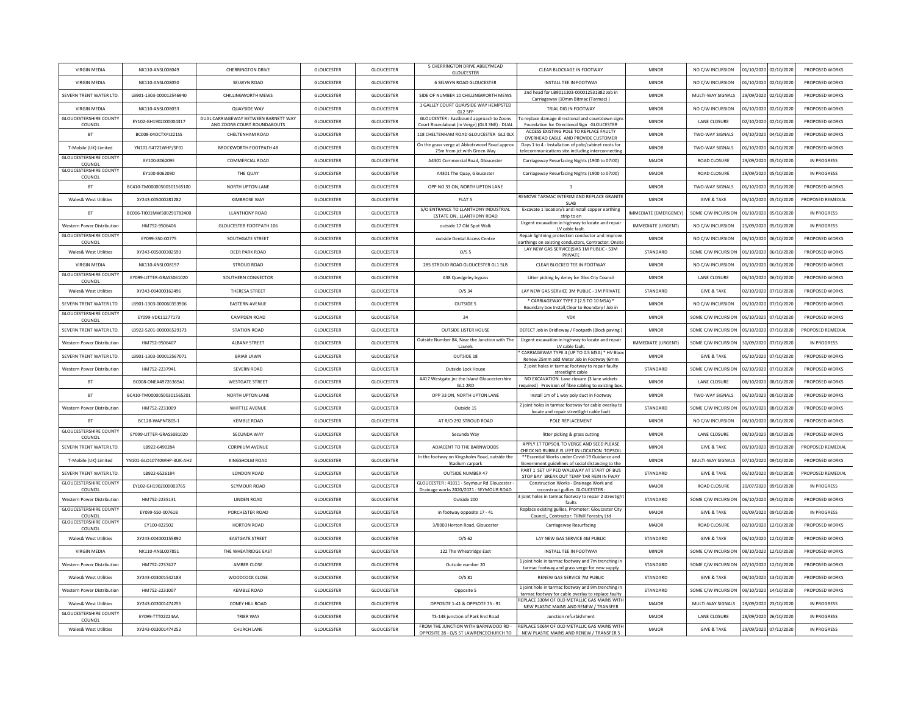| VIRGIN MEDIA | NK110-ANSL008049 | CHERRINGTON DRIVE | GLOUCESTER | GLOUCESTER | 5 CHERRINGTON DRIVE ABBEYMEAD GLOUCESTER | CLEAR BLOCKAGE IN FOOTWAY | MINOR | NO C/W INCURSION | 01/10/2020 | 02/10/2020 | PROPOSED WORKS |
|---|---|---|---|---|---|---|---|---|---|---|---|
| VIRGIN MEDIA | NK110-ANSL008050 | SELWYN ROAD | GLOUCESTER | GLOUCESTER | 6 SELWYN ROAD GLOUCESTER | INSTALL TEE IN FOOTWAY | MINOR | NO C/W INCURSION | 01/10/2020 | 02/10/2020 | PROPOSED WORKS |
| SEVERN TRENT WATER LTD. | LB901-1303-000012546940 | CHILLINGWORTH MEWS | GLOUCESTER | GLOUCESTER | SIDE OF NUMBER 10 CHILLINGWORTH MEWS | 2nd head for LB9011303-000012531382 Job in Carriageway (10mm Bitmac (Tarmac) ) | MINOR | MULTI-WAY SIGNALS | 29/09/2020 | 02/10/2020 | PROPOSED WORKS |
| VIRGIN MEDIA | NK110-ANSL008033 | QUAYSIDE WAY | GLOUCESTER | GLOUCESTER | 1 GALLEY COURT QUAYSIDE WAY HEMPSTED GL2 5FP | TRIAL DIG IN FOOTWAY | MINOR | NO C/W INCURSION | 01/10/2020 | 02/10/2020 | PROPOSED WORKS |
| GLOUCESTERSHIRE COUNTY COUNCIL | EY102-GH1902000004317 | DUAL CARRIAGEWAY BETWEEN BARNETT WAY AND ZOONS COURT ROUNDABOUTS | GLOUCESTER | GLOUCESTER | GLOUCESTER : Eastbound approach to Zoons Court Roundabout (in Verge) (GL3 3NE) : DUAL | To replace damage directional and countdown signs Foundation for Directional Sign GLOUCESTER | MINOR | LANE CLOSURE | 02/10/2020 | 02/10/2020 | PROPOSED WORKS |
| BT | BC008-04OCTXPJ221SS | CHELTENHAM ROAD | GLOUCESTER | GLOUCESTER | 118 CHELTENHAM ROAD GLOUCESTER GL2 0LX | ACCESS EXISTING POLE TO REPLACE FAULTY OVERHEAD CABLE AND PROVIDE CUSTOMER | MINOR | TWO-WAY SIGNALS | 04/10/2020 | 04/10/2020 | PROPOSED WORKS |
| T-Mobile (UK) Limited | YN101-54721WHP/SF01 | BROCKWORTH FOOTPATH 48 | GLOUCESTER | GLOUCESTER | On the grass verge at Abbotswood Road approx 25m from jct with Green Way | Days 1 to 4 - Installation of pole/cabinet roots for telecommunications site including interconnecting | MINOR | TWO-WAY SIGNALS | 01/10/2020 | 04/10/2020 | PROPOSED WORKS |
| GLOUCESTERSHIRE COUNTY COUNCIL | EY100-806209E | COMMERCIAL ROAD | GLOUCESTER | GLOUCESTER | A4301 Commercial Road, Gloucester | Carriageway Resurfacing Nights (1900 to 07:00) | MAJOR | ROAD CLOSURE | 29/09/2020 | 05/10/2020 | IN PROGRESS |
| GLOUCESTERSHIRE COUNTY COUNCIL | EY100-806209D | THE QUAY | GLOUCESTER | GLOUCESTER | A4301 The Quay, Gloucester | Carriageway Resurfacing Nights (1900 to 07:00) | MAJOR | ROAD CLOSURE | 29/09/2020 | 05/10/2020 | IN PROGRESS |
| BT | BC410-TM00000500301565100 | NORTH UPTON LANE | GLOUCESTER | GLOUCESTER | OPP NO 33 ON, NORTH UPTON LANE | 1 | MINOR | TWO-WAY SIGNALS | 01/10/2020 | 05/10/2020 | PROPOSED WORKS |
| Wales& West Utilities | XY243-005000281282 | KIMBROSE WAY | GLOUCESTER | GLOUCESTER | FLAT 5 | REMOVE TARMAC INTERIM AND REPLACE GRANITE SLAB | MINOR | GIVE & TAKE | 05/10/2020 | 05/10/2020 | PROPOSED REMEDIAL |
| BT | BC006-TI001MW500291782400 | LLANTHONY ROAD | GLOUCESTER | GLOUCESTER | S/O ENTRANCE TO LLANTHONY INDUSTRIAL ESTATE ON , LLANTHONY ROAD | Excavate 1 location/s and install copper earthing strip to en | IMMEDIATE (EMERGENCY) | SOME C/W INCURSION | 01/10/2020 | 05/10/2020 | IN PROGRESS |
| Western Power Distribution | HM752-9506406 | GLOUCESTER FOOTPATH 106 | GLOUCESTER | GLOUCESTER | outside 17 Old Spot Walk | Urgent excavation in highway to locate and repair LV cable fault. | IMMEDIATE (URGENT) | NO C/W INCURSION | 25/09/2020 | 05/10/2020 | IN PROGRESS |
| GLOUCESTERSHIRE COUNTY COUNCIL | EY099-S50-00775 | SOUTHGATE STREET | GLOUCESTER | GLOUCESTER | outside Dental Access Centre | Repair lightning protection conductor and improve earthings on existing conductors, Contractor: Onsite | MINOR | NO C/W INCURSION | 06/10/2020 | 06/10/2020 | PROPOSED WORKS |
| Wales& West Utilities | XY243-005000302593 | DEER PARK ROAD | GLOUCESTER | GLOUCESTER | O/S 5 | LAY NEW GAS SERVICE(S)X5 1M PUBLIC - 53M PRIVATE | STANDARD | SOME C/W INCURSION | 01/10/2020 | 06/10/2020 | PROPOSED WORKS |
| VIRGIN MEDIA | NK110-ANSL008197 | STROUD ROAD | GLOUCESTER | GLOUCESTER | 285 STROUD ROAD GLOUCESTER GL1 5LB | CLEAR BLOCKED TEE IN FOOTWAY | MINOR | NO C/W INCURSION | 05/10/2020 | 06/10/2020 | PROPOSED WORKS |
| GLOUCESTERSHIRE COUNTY COUNCIL | EY099-LITTER-GRASS061020 | SOUTHERN CONNECTOR | GLOUCESTER | GLOUCESTER | A38 Quedgeley bypass | Litter picking by Amey for Glos City Council | MINOR | LANE CLOSURE | 06/10/2020 | 06/10/2020 | PROPOSED WORKS |
| Wales& West Utilities | XY243-004000162496 | THERESA STREET | GLOUCESTER | GLOUCESTER | O/S 34 | LAY NEW GAS SERVICE 3M PUBLIC - 3M PRIVATE | STANDARD | GIVE & TAKE | 02/10/2020 | 07/10/2020 | PROPOSED WORKS |
| SEVERN TRENT WATER LTD. | LB901-1303-000060353906 | EASTERN AVENUE | GLOUCESTER | GLOUCESTER | OUTSIDE 5 | * CARRIAGEWAY TYPE 2 (2.5 TO 10 MSA) * Boundary box Install,Clear to Boundary l Job in | MINOR | NO C/W INCURSION | 05/10/2020 | 07/10/2020 | PROPOSED WORKS |
| GLOUCESTERSHIRE COUNTY COUNCIL | EY099-VDK11277173 | CAMPDEN ROAD | GLOUCESTER | GLOUCESTER | 34 | VDK | MINOR | SOME C/W INCURSION | 05/10/2020 | 07/10/2020 | PROPOSED WORKS |
| SEVERN TRENT WATER LTD. | LB922-5201-000006529173 | STATION ROAD | GLOUCESTER | GLOUCESTER | OUTSIDE LISTER HOUSE | DEFECT Job in Bridleway / Footpath (Block paving ) | MINOR | SOME C/W INCURSION | 05/10/2020 | 07/10/2020 | PROPOSED REMEDIAL |
| Western Power Distribution | HM752-9506407 | ALBANY STREET | GLOUCESTER | GLOUCESTER | Outside Number 84, Near the Junction with The Laurels | Urgent excavation in highway to locate and repair LV cable fault. | IMMEDIATE (URGENT) | SOME C/W INCURSION | 30/09/2020 | 07/10/2020 | IN PROGRESS |
| SEVERN TRENT WATER LTD. | LB901-1303-000012567071 | BRIAR LAWN | GLOUCESTER | GLOUCESTER | OUTSIDE 18 | * CARRIAGEWAY TYPE 4 (UP TO 0.5 MSA) * HV 8box Renew 25mm add Meter Job in Footway (6mm | MINOR | GIVE & TAKE | 05/10/2020 | 07/10/2020 | PROPOSED WORKS |
| Western Power Distribution | HM752-2237941 | SEVERN ROAD | GLOUCESTER | GLOUCESTER | Outside Lock House | 2 joint holes in tarmac footway to repair faulty streetlight cable | STANDARD | SOME C/W INCURSION | 02/10/2020 | 07/10/2020 | PROPOSED WORKS |
| BT | BC008-ONEA49726369A1 | WESTGATE STREET | GLOUCESTER | GLOUCESTER | A417 Westgate jnc the Island Gloucestershire GL1 2RD | NO EXCAVATION. Lane closure (3 lane wickets required) Provision of fibre cabling to existing box. | MINOR | LANE CLOSURE | 08/10/2020 | 08/10/2020 | PROPOSED WORKS |
| BT | BC410-TM00000500301565201 | NORTH UPTON LANE | GLOUCESTER | GLOUCESTER | OPP 33 ON, NORTH UPTON LANE | Install 1m of 1 way poly duct in Footway | MINOR | TWO-WAY SIGNALS | 06/10/2020 | 08/10/2020 | PROPOSED WORKS |
| Western Power Distribution | HM752-2231009 | WHITTLE AVENUE | GLOUCESTER | GLOUCESTER | Outside 15 | 2 joint holes in tarmac footway for cable overlay to locate and repair streetlight cable fault | STANDARD | SOME C/W INCURSION | 05/10/2020 | 08/10/2020 | PROPOSED WORKS |
| BT | BC128-WAPNT80S-1 | KEMBLE ROAD | GLOUCESTER | GLOUCESTER | AT R/O 292 STROUD ROAD | POLE REPLACEMENT | MINOR | NO C/W INCURSION | 08/10/2020 | 08/10/2020 | PROPOSED WORKS |
| GLOUCESTERSHIRE COUNTY COUNCIL | EY099-LITTER-GRASS081020 | SECUNDA WAY | GLOUCESTER | GLOUCESTER | Secunda Way | litter picking & grass cutting | MINOR | LANE CLOSURE | 08/10/2020 | 08/10/2020 | PROPOSED WORKS |
| SEVERN TRENT WATER LTD. | LB922-6490284 | CORINIUM AVENUE | GLOUCESTER | GLOUCESTER | ADJACENT TO THE BARNWOODS | APPLY 1T TOPSOIL TO VERGE AND SEED PLEASE CHECK NO RUBBLE IS LEFT IN LOCATION TOPSOIL | MINOR | GIVE & TAKE | 09/10/2020 | 09/10/2020 | PROPOSED REMEDIAL |
| T-Mobile (UK) Limited | YN101-GLO10740WHP-3UK-AH2 | KINGSHOLM ROAD | GLOUCESTER | GLOUCESTER | In the footway on Kingsholm Road, outside the Stadium carpark | **Essential Works under Covid-19 Guidance and Government guidelines of social distancing to the | MINOR | MULTI-WAY SIGNALS | 07/10/2020 | 09/10/2020 | PROPOSED WORKS |
| SEVERN TRENT WATER LTD. | LB922-6526184 | LONDON ROAD | GLOUCESTER | GLOUCESTER | OUTSIDE NUMBER 47 | PART 1 SET UP PED WALKWAY AT START OF BUS STOP BAY BREAK OUT TEMP TAR REIN IN FWAY | STANDARD | GIVE & TAKE | 05/10/2020 | 09/10/2020 | PROPOSED REMEDIAL |
| GLOUCESTERSHIRE COUNTY COUNCIL | EY102-GH1902000003765 | SEYMOUR ROAD | GLOUCESTER | GLOUCESTER | GLOUCESTER : 41011 - Seymour Rd Gloucester - Drainage works 2020/2021 : SEYMOUR ROAD | Construction Works - Drainage Work and reconstruct gullies GLOUCESTER : | MAJOR | ROAD CLOSURE | 20/07/2020 | 09/10/2020 | IN PROGRESS |
| Western Power Distribution | HM752-2235131 | LINDEN ROAD | GLOUCESTER | GLOUCESTER | Outside 200 | 3 joint holes in tarmac footway to repair 2 streetight faults | STANDARD | SOME C/W INCURSION | 06/10/2020 | 09/10/2020 | PROPOSED WORKS |
| GLOUCESTERSHIRE COUNTY COUNCIL | EY099-S50-00761B | PORCHESTER ROAD | GLOUCESTER | GLOUCESTER | in footway opposite 17 - 41 | Replace existing gullies, Promoter: Gloucester City Council,, Contractor: Tillhill Forestry Ltd | MAJOR | GIVE & TAKE | 01/09/2020 | 09/10/2020 | IN PROGRESS |
| GLOUCESTERSHIRE COUNTY COUNCIL | EY100-822502 | HORTON ROAD | GLOUCESTER | GLOUCESTER | 3/8003 Horton Road, Gloucester | Carriageway Resurfacing | MAJOR | ROAD CLOSURE | 02/10/2020 | 12/10/2020 | PROPOSED WORKS |
| Wales& West Utilities | XY243-004000155892 | EASTGATE STREET | GLOUCESTER | GLOUCESTER | O/S 62 | LAY NEW GAS SERVICE 4M PUBLIC | STANDARD | GIVE & TAKE | 06/10/2020 | 12/10/2020 | PROPOSED WORKS |
| VIRGIN MEDIA | NK110-ANSL007851 | THE WHEATRIDGE EAST | GLOUCESTER | GLOUCESTER | 122 The Wheatridge East | INSTALL TEE IN FOOTWAY | MINOR | SOME C/W INCURSION | 08/10/2020 | 12/10/2020 | PROPOSED WORKS |
| Western Power Distribution | HM752-2237427 | AMBER CLOSE | GLOUCESTER | GLOUCESTER | Outside number 20 | 1 joint hole in tarmac footway and 7m trenching in tarmac footway and grass verge for new supply | STANDARD | SOME C/W INCURSION | 07/10/2020 | 12/10/2020 | PROPOSED WORKS |
| Wales& West Utilities | XY243-003001542183 | WOODCOCK CLOSE | GLOUCESTER | GLOUCESTER | O/S 81 | RENEW GAS SERVICE 7M PUBLIC | STANDARD | GIVE & TAKE | 08/10/2020 | 13/10/2020 | PROPOSED WORKS |
| Western Power Distribution | HM752-2231007 | KEMBLE ROAD | GLOUCESTER | GLOUCESTER | Opposite 5 | 1 joint hole in tarmac footway and 9m trenching in tarmac footway for cable overlay to replace faulty | STANDARD | SOME C/W INCURSION | 09/10/2020 | 14/10/2020 | PROPOSED WORKS |
| Wales& West Utilities | XY243-003001474255 | CONEY HILL ROAD | GLOUCESTER | GLOUCESTER | OPPOSITE 1-41 & OPPSOTE 75 - 91 | REPLACE 330M OF OLD METALLIC GAS MAINS WITH NEW PLASTIC MAINS AND RENEW / TRANSFER | MAJOR | MULTI-WAY SIGNALS | 29/09/2020 | 23/10/2020 | IN PROGRESS |
| GLOUCESTERSHIRE COUNTY COUNCIL | EY099-TTT02224AA | TRIER WAY | GLOUCESTER | GLOUCESTER | TS-148 junction of Park End Road | Junction refurbishment | MAJOR | LANE CLOSURE | 28/09/2020 | 26/10/2020 | IN PROGRESS |
| Wales& West Utilities | XY243-003001474252 | CHURCH LANE | GLOUCESTER | GLOUCESTER | FROM THE JUNCTION WITH BARNWOOD RD - OPPOSITE 28 - O/S ST LAWRENCECHURCH TO | REPLACE 506M OF OLD METALLIC GAS MAINS WITH NEW PLASTIC MAINS AND RENEW / TRANSFER 5 | MAJOR | GIVE & TAKE | 29/09/2020 | 07/12/2020 | IN PROGRESS |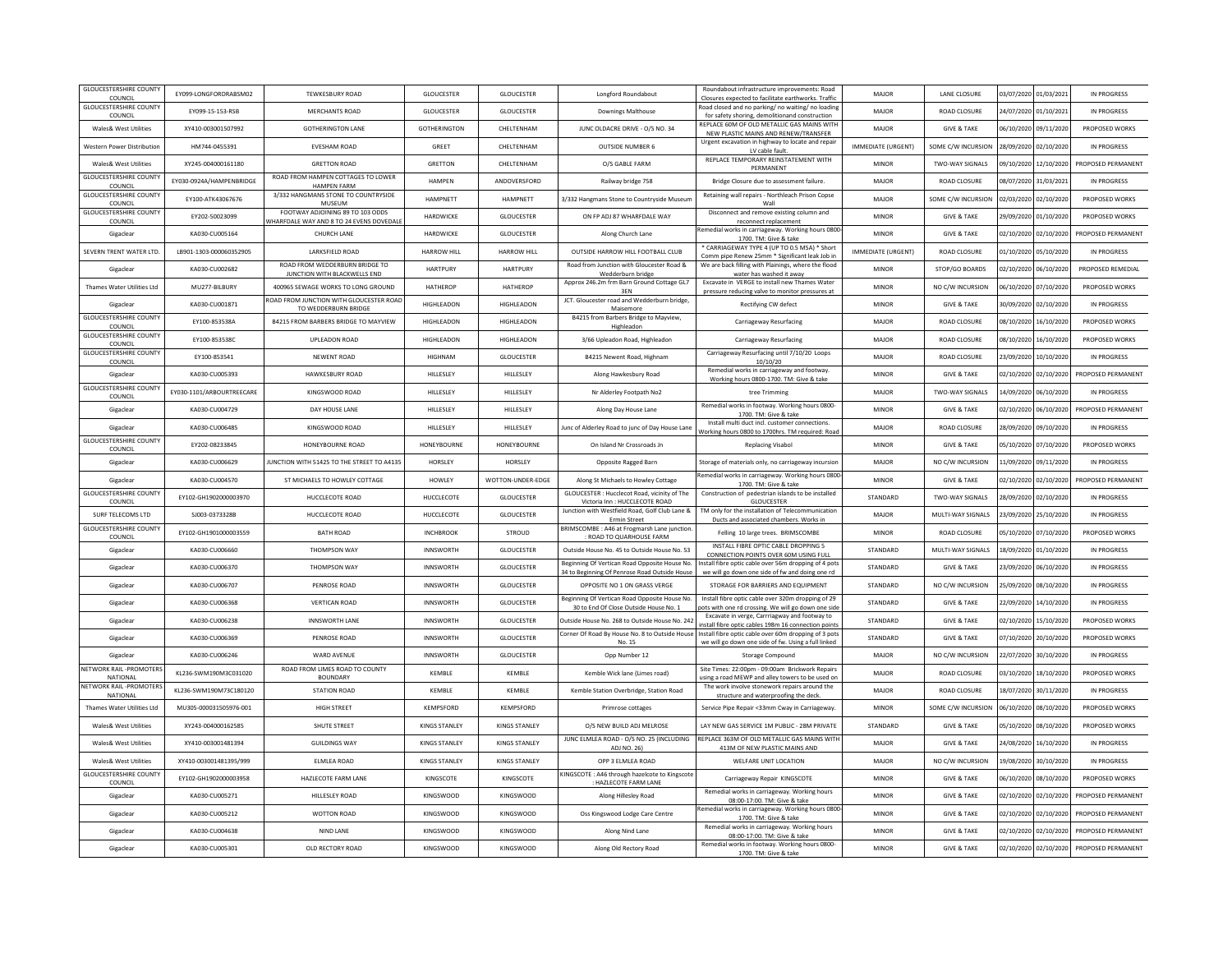| | | | | | | | | | | | |
|---|---|---|---|---|---|---|---|---|---|---|---|
| GLOUCESTERSHIRE COUNTY COUNCIL | EY099-LONGFORDRABSM02 | TEWKESBURY ROAD | GLOUCESTER | GLOUCESTER | Longford Roundabout | Roundabout infrastructure improvements: Road Closures expected to facilitate earthworks. Traffic | MAJOR | LANE CLOSURE | 03/07/2020 | 01/03/2021 | IN PROGRESS |
| GLOUCESTERSHIRE COUNTY COUNCIL | EY099-15-153-RSB | MERCHANTS ROAD | GLOUCESTER | GLOUCESTER | Downings Malthouse | Road closed and no parking/ no waiting/ no loading for safety shoring, demolitionand construction | MAJOR | ROAD CLOSURE | 24/07/2020 | 01/10/2021 | IN PROGRESS |
| Wales& West Utilities | XY410-003001507992 | GOTHERINGTON LANE | GOTHERINGTON | CHELTENHAM | JUNC OLDACRE DRIVE - O/S NO. 34 | REPLACE 60M OF OLD METALLIC GAS MAINS WITH NEW PLASTIC MAINS AND RENEW/TRANSFER | MAJOR | GIVE & TAKE | 06/10/2020 | 09/11/2020 | PROPOSED WORKS |
| Western Power Distribution | HM744-0455391 | EVESHAM ROAD | GREET | CHELTENHAM | OUTSIDE NUMBER 6 | Urgent excavation in highway to locate and repair LV cable fault. | IMMEDIATE (URGENT) | SOME C/W INCURSION | 28/09/2020 | 02/10/2020 | IN PROGRESS |
| Wales& West Utilities | XY245-004000161180 | GRETTON ROAD | GRETTON | CHELTENHAM | O/S GABLE FARM | REPLACE TEMPORARY REINSTATEMENT WITH PERMANENT | MINOR | TWO-WAY SIGNALS | 09/10/2020 | 12/10/2020 | PROPOSED PERMANENT |
| GLOUCESTERSHIRE COUNTY COUNCIL | EY030-0924A/HAMPENBRIDGE | ROAD FROM HAMPEN COTTAGES TO LOWER HAMPEN FARM | HAMPEN | ANDOVERSFORD | Railway bridge 758 | Bridge Closure due to assessment failure. | MAJOR | ROAD CLOSURE | 08/07/2020 | 31/03/2021 | IN PROGRESS |
| GLOUCESTERSHIRE COUNTY COUNCIL | EY100-ATK43067676 | 3/332 HANGMANS STONE TO COUNTRYSIDE MUSEUM | HAMPNETT | HAMPNETT | 3/332 Hangmans Stone to Countryside Museum | Retaining wall repairs - Northleach Prison Copse Wall | MAJOR | SOME C/W INCURSION | 02/03/2020 | 02/10/2020 | PROPOSED WORKS |
| GLOUCESTERSHIRE COUNTY COUNCIL | EY202-50023099 | FOOTWAY ADJOINING 89 TO 103 ODDS WHARFDALE WAY AND 8 TO 24 EVENS DOVEDALE | HARDWICKE | GLOUCESTER | ON FP ADJ 87 WHARFDALE WAY | Disconnect and remove existing column and reconnect replacement | MINOR | GIVE & TAKE | 29/09/2020 | 01/10/2020 | PROPOSED WORKS |
| Gigaclear | KA030-CU005164 | CHURCH LANE | HARDWICKE | GLOUCESTER | Along Church Lane | Remedial works in carriageway. Working hours 0800-1700. TM: Give & take | MINOR | GIVE & TAKE | 02/10/2020 | 02/10/2020 | PROPOSED PERMANENT |
| SEVERN TRENT WATER LTD. | LB901-1303-000060352905 | LARKSFIELD ROAD | HARROW HILL | HARROW HILL | OUTSIDE HARROW HILL FOOTBALL CLUB | * CARRIAGEWAY TYPE 4 (UP TO 0.5 MSA) * Short Comm pipe Renew 25mm * Significant leak Job in | IMMEDIATE (URGENT) | ROAD CLOSURE | 01/10/2020 | 05/10/2020 | IN PROGRESS |
| Gigaclear | KA030-CU002682 | ROAD FROM WEDDERBURN BRIDGE TO JUNCTION WITH BLACKWELLS END | HARTPURY | HARTPURY | Road from Junction with Gloucester Road & Wedderburn bridge | We are back filling with Plainings, where the flood water has washed it away | MINOR | STOP/GO BOARDS | 02/10/2020 | 06/10/2020 | PROPOSED REMEDIAL |
| Thames Water Utilities Ltd | MU277-BILBURY | 400965 SEWAGE WORKS TO LONG GROUND | HATHEROP | HATHEROP | Approx 246.2m frm Barn Ground Cottage GL7 3EN | Excavate in VERGE to install new Thames Water pressure reducing valve to monitor pressures at | MINOR | NO C/W INCURSION | 06/10/2020 | 07/10/2020 | PROPOSED WORKS |
| Gigaclear | KA030-CU001871 | ROAD FROM JUNCTION WITH GLOUCESTER ROAD TO WEDDERBURN BRIDGE | HIGHLEADON | HIGHLEADON | JCT. Gloucester road and Wedderburn bridge, Maisemore | Rectifying CW defect | MINOR | GIVE & TAKE | 30/09/2020 | 02/10/2020 | IN PROGRESS |
| GLOUCESTERSHIRE COUNTY COUNCIL | EY100-853538A | B4215 FROM BARBERS BRIDGE TO MAYVIEW | HIGHLEADON | HIGHLEADON | B4215 from Barbers Bridge to Mayview, Highleadon | Carriageway Resurfacing | MAJOR | ROAD CLOSURE | 08/10/2020 | 16/10/2020 | PROPOSED WORKS |
| GLOUCESTERSHIRE COUNTY COUNCIL | EY100-853538C | UPLEADON ROAD | HIGHLEADON | HIGHLEADON | 3/66 Upleadon Road, Highleadon | Carriageway Resurfacing | MAJOR | ROAD CLOSURE | 08/10/2020 | 16/10/2020 | PROPOSED WORKS |
| GLOUCESTERSHIRE COUNTY COUNCIL | EY100-853541 | NEWENT ROAD | HIGHNAM | GLOUCESTER | B4215 Newent Road, Highnam | Carriageway Resurfacing until 7/10/20 Loops 10/10/20 | MAJOR | ROAD CLOSURE | 23/09/2020 | 10/10/2020 | IN PROGRESS |
| Gigaclear | KA030-CU005393 | HAWKESBURY ROAD | HILLESLEY | HILLESLEY | Along Hawkesbury Road | Remedial works in carriageway and footway. Working hours 0800-1700. TM: Give & take | MINOR | GIVE & TAKE | 02/10/2020 | 02/10/2020 | PROPOSED PERMANENT |
| GLOUCESTERSHIRE COUNTY COUNCIL | EY030-1101/ARBOURTREECARE | KINGSWOOD ROAD | HILLESLEY | HILLESLEY | Nr Alderley Footpath No2 | tree Trimming | MAJOR | TWO-WAY SIGNALS | 14/09/2020 | 06/10/2020 | IN PROGRESS |
| Gigaclear | KA030-CU004729 | DAY HOUSE LANE | HILLESLEY | HILLESLEY | Along Day House Lane | Remedial works in footway. Working hours 0800-1700. TM: Give & take | MINOR | GIVE & TAKE | 02/10/2020 | 06/10/2020 | PROPOSED PERMANENT |
| Gigaclear | KA030-CU006485 | KINGSWOOD ROAD | HILLESLEY | HILLESLEY | Junc of Alderley Road to junc of Day House Lane | Install multi duct incl. customer connections. Working hours 0800 to 1700hrs. TM required: Road | MAJOR | ROAD CLOSURE | 28/09/2020 | 09/10/2020 | IN PROGRESS |
| GLOUCESTERSHIRE COUNTY COUNCIL | EY202-08233845 | HONEYBOURNE ROAD | HONEYBOURNE | HONEYBOURNE | On Island Nr Crossroads Jn | Replacing Visabol | MINOR | GIVE & TAKE | 05/10/2020 | 07/10/2020 | PROPOSED WORKS |
| Gigaclear | KA030-CU006629 | JUNCTION WITH 51425 TO THE STREET TO A4135 | HORSLEY | HORSLEY | Opposite Ragged Barn | Storage of materials only, no carriageway incursion | MAJOR | NO C/W INCURSION | 11/09/2020 | 09/11/2020 | IN PROGRESS |
| Gigaclear | KA030-CU004570 | ST MICHAELS TO HOWLEY COTTAGE | HOWLEY | WOTTON-UNDER-EDGE | Along St Michaels to Howley Cottage | Remedial works in carriageway. Working hours 0800-1700. TM: Give & take | MINOR | GIVE & TAKE | 02/10/2020 | 02/10/2020 | PROPOSED PERMANENT |
| GLOUCESTERSHIRE COUNTY COUNCIL | EY102-GH1902000003970 | HUCCLECOTE ROAD | HUCCLECOTE | GLOUCESTER | GLOUCESTER : Hucclecot Road, vicinity of The Victoria Inn : HUCCLECOTE ROAD | Construction of pedestrian islands to be installed GLOUCESTER | STANDARD | TWO-WAY SIGNALS | 28/09/2020 | 02/10/2020 | IN PROGRESS |
| SURF TELECOMS LTD | SJ003-0373328B | HUCCLECOTE ROAD | HUCCLECOTE | GLOUCESTER | Junction with Westfield Road, Golf Club Lane & Ermin Street | TM only for the installation of Telecommunication Ducts and associated chambers. Works in | MAJOR | MULTI-WAY SIGNALS | 23/09/2020 | 25/10/2020 | IN PROGRESS |
| GLOUCESTERSHIRE COUNTY COUNCIL | EY102-GH1901000003559 | BATH ROAD | INCHBROOK | STROUD | BRIMSCOMBE : A46 at Frogmarsh Lane junction. : ROAD TO QUARHOUSE FARM | Felling 10 large trees. BRIMSCOMBE | MINOR | ROAD CLOSURE | 05/10/2020 | 07/10/2020 | PROPOSED WORKS |
| Gigaclear | KA030-CU006660 | THOMPSON WAY | INNSWORTH | GLOUCESTER | Outside House No. 45 to Outside House No. 53 | INSTALL FIBRE OPTIC CABLE DROPPING 5 CONNECTION POINTS OVER 60M USING FULL | STANDARD | MULTI-WAY SIGNALS | 18/09/2020 | 01/10/2020 | IN PROGRESS |
| Gigaclear | KA030-CU006370 | THOMPSON WAY | INNSWORTH | GLOUCESTER | Beginning Of Vertican Road Opposite House No. 34 to Beginning Of Penrose Road Outside House | Install fibre optic cable over 56m dropping of 4 pots we will go down one side of fw and doing one rd | STANDARD | GIVE & TAKE | 23/09/2020 | 06/10/2020 | IN PROGRESS |
| Gigaclear | KA030-CU006707 | PENROSE ROAD | INNSWORTH | GLOUCESTER | OPPOSITE NO 1 ON GRASS VERGE | STORAGE FOR BARRIERS AND EQUIPMENT | STANDARD | NO C/W INCURSION | 25/09/2020 | 08/10/2020 | IN PROGRESS |
| Gigaclear | KA030-CU006368 | VERTICAN ROAD | INNSWORTH | GLOUCESTER | Beginning Of Vertican Road Opposite House No. 30 to End Of Close Outside House No. 1 | Install fibre optic cable over 320m dropping of 29 pots with one rd crossing. We will go down one side | STANDARD | GIVE & TAKE | 22/09/2020 | 14/10/2020 | IN PROGRESS |
| Gigaclear | KA030-CU006238 | INNSWORTH LANE | INNSWORTH | GLOUCESTER | Outside House No. 268 to Outside House No. 242 | Excavate in verge, Carrriageway and footway to install fibre optic cables 198m 16 connection points | STANDARD | GIVE & TAKE | 02/10/2020 | 15/10/2020 | PROPOSED WORKS |
| Gigaclear | KA030-CU006369 | PENROSE ROAD | INNSWORTH | GLOUCESTER | Corner Of Road By House No. 8 to Outside House No. 15 | Install fibre optic cable over 60m dropping of 3 pots we will go down one side of fw. Using a full linked | STANDARD | GIVE & TAKE | 07/10/2020 | 20/10/2020 | PROPOSED WORKS |
| Gigaclear | KA030-CU006246 | WARD AVENUE | INNSWORTH | GLOUCESTER | Opp Number 12 | Storage Compound | MAJOR | NO C/W INCURSION | 22/07/2020 | 30/10/2020 | IN PROGRESS |
| NETWORK RAIL -PROMOTERS NATIONAL | KL236-SWM190M3C031020 | ROAD FROM LIMES ROAD TO COUNTY BOUNDARY | KEMBLE | KEMBLE | Kemble Wick lane (Limes road) | Site Times: 22:00pm - 09:00am Brickwork Repairs using a road MEWP and alley towers to be used on | MAJOR | ROAD CLOSURE | 03/10/2020 | 18/10/2020 | PROPOSED WORKS |
| NETWORK RAIL -PROMOTERS NATIONAL | KL236-SWM190M73C180120 | STATION ROAD | KEMBLE | KEMBLE | Kemble Station Overbridge, Station Road | The work involve stonework repairs around the structure and waterproofing the deck. | MAJOR | ROAD CLOSURE | 18/07/2020 | 30/11/2020 | IN PROGRESS |
| Thames Water Utilities Ltd | MU305-000031505976-001 | HIGH STREET | KEMPSFORD | KEMPSFORD | Primrose cottages | Service Pipe Repair <33mm Cway in Carriageway. | MINOR | SOME C/W INCURSION | 06/10/2020 | 08/10/2020 | PROPOSED WORKS |
| Wales& West Utilities | XY243-004000162585 | SHUTE STREET | KINGS STANLEY | KINGS STANLEY | O/S NEW BUILD ADJ MELROSE | LAY NEW GAS SERVICE 1M PUBLIC - 28M PRIVATE | STANDARD | GIVE & TAKE | 05/10/2020 | 08/10/2020 | PROPOSED WORKS |
| Wales& West Utilities | XY410-003001481394 | GUILDINGS WAY | KINGS STANLEY | KINGS STANLEY | JUNC ELMLEA ROAD - O/S NO. 25 (INCLUDING ADJ NO. 26) | REPLACE 363M OF OLD METALLIC GAS MAINS WITH 413M OF NEW PLASTIC MAINS AND | MAJOR | GIVE & TAKE | 24/08/2020 | 16/10/2020 | IN PROGRESS |
| Wales& West Utilities | XY410-003001481395/999 | ELMLEA ROAD | KINGS STANLEY | KINGS STANLEY | OPP 3 ELMLEA ROAD | WELFARE UNIT LOCATION | MAJOR | NO C/W INCURSION | 19/08/2020 | 30/10/2020 | IN PROGRESS |
| GLOUCESTERSHIRE COUNTY COUNCIL | EY102-GH1902000003958 | HAZLECOTE FARM LANE | KINGSCOTE | KINGSCOTE | KINGSCOTE : A46 through hazelcote to Kingscote : HAZLECOTE FARM LANE | Carriageway Repair KINGSCOTE | MINOR | GIVE & TAKE | 06/10/2020 | 08/10/2020 | PROPOSED WORKS |
| Gigaclear | KA030-CU005271 | HILLESLEY ROAD | KINGSWOOD | KINGSWOOD | Along Hillesley Road | Remedial works in carriageway. Working hours 08:00-17:00. TM: Give & take | MINOR | GIVE & TAKE | 02/10/2020 | 02/10/2020 | PROPOSED PERMANENT |
| Gigaclear | KA030-CU005212 | WOTTON ROAD | KINGSWOOD | KINGSWOOD | Oss Kingswood Lodge Care Centre | Remedial works in carriageway. Working hours 0800-1700. TM: Give & take | MINOR | GIVE & TAKE | 02/10/2020 | 02/10/2020 | PROPOSED PERMANENT |
| Gigaclear | KA030-CU004638 | NIND LANE | KINGSWOOD | KINGSWOOD | Along Nind Lane | Remedial works in carriageway. Working hours 08:00-17:00. TM: Give & take | MINOR | GIVE & TAKE | 02/10/2020 | 02/10/2020 | PROPOSED PERMANENT |
| Gigaclear | KA030-CU005301 | OLD RECTORY ROAD | KINGSWOOD | KINGSWOOD | Along Old Rectory Road | Remedial works in footway. Working hours 0800-1700. TM: Give & take | MINOR | GIVE & TAKE | 02/10/2020 | 02/10/2020 | PROPOSED PERMANENT |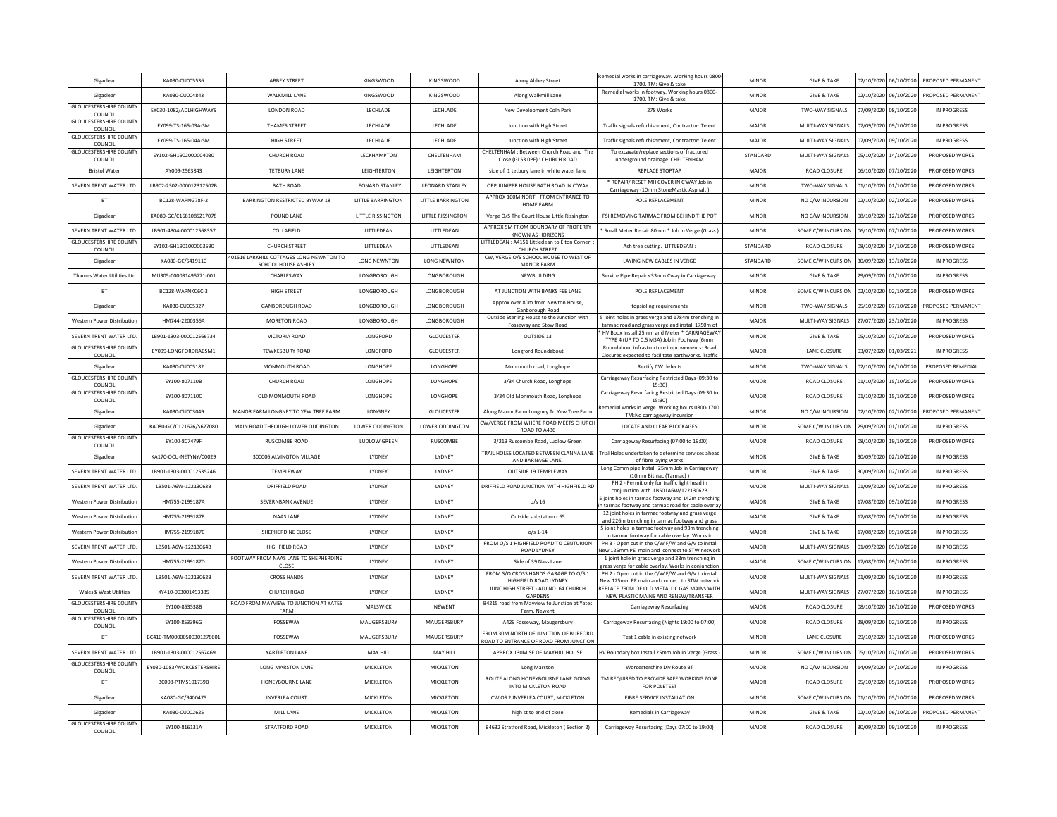| Gigaclear | KA030-CU005536 | ABBEY STREET | KINGSWOOD | KINGSWOOD | Along Abbey Street | Remedial works in carriageway. Working hours 0800-1700. TM: Give & take | MINOR | GIVE & TAKE | 02/10/2020 | 06/10/2020 | PROPOSED PERMANENT |
|---|---|---|---|---|---|---|---|---|---|---|---|
| Gigaclear | KA030-CU004843 | WALKMILL LANE | KINGSWOOD | KINGSWOOD | Along Walkmill Lane | Remedial works in footway. Working hours 0800-1700. TM: Give & take | MINOR | GIVE & TAKE | 02/10/2020 | 06/10/2020 | PROPOSED PERMANENT |
| GLOUCESTERSHIRE COUNTY COUNCIL | EY030-1082/ADLHIGHWAYS | LONDON ROAD | LECHLADE | LECHLADE | New Development Coln Park | 278 Works | MAJOR | TWO-WAY SIGNALS | 07/09/2020 | 08/10/2020 | IN PROGRESS |
| GLOUCESTERSHIRE COUNTY COUNCIL | EY099-TS-165-03A-SM | THAMES STREET | LECHLADE | LECHLADE | Junction with High Street | Traffic signals refurbishment, Contractor: Telent | MAJOR | MULTI-WAY SIGNALS | 07/09/2020 | 09/10/2020 | IN PROGRESS |
| GLOUCESTERSHIRE COUNTY COUNCIL | EY099-TS-165-04A-SM | HIGH STREET | LECHLADE | LECHLADE | Junction with High Street | Traffic signals refurbishment, Contractor: Telent | MAJOR | MULTI-WAY SIGNALS | 07/09/2020 | 09/10/2020 | IN PROGRESS |
| GLOUCESTERSHIRE COUNTY COUNCIL | EY102-GH1902000004030 | CHURCH ROAD | LECKHAMPTON | CHELTENHAM | CHELTENHAM : Between Church Road and The Close (GL53 0PF) : CHURCH ROAD | To excavate/replace sections of fractured underground drainage CHELTENHAM | STANDARD | MULTI-WAY SIGNALS | 05/10/2020 | 14/10/2020 | PROPOSED WORKS |
| Bristol Water | AY009-2563843 | TETBURY LANE | LEIGHTERTON | LEIGHTERTON | side of 1 tetbury lane in white water lane | REPLACE STOPTAP | MAJOR | ROAD CLOSURE | 06/10/2020 | 07/10/2020 | PROPOSED WORKS |
| SEVERN TRENT WATER LTD. | LB902-2302-000012312502B | BATH ROAD | LEONARD STANLEY | LEONARD STANLEY | OPP JUNIPER HOUSE BATH ROAD IN C'WAY | * REPAIR/ RESET MH COVER IN C'WAY Job in Carriageway (10mm StoneMastic Asphalt ) | MINOR | TWO-WAY SIGNALS | 01/10/2020 | 01/10/2020 | PROPOSED WORKS |
| BT | BC128-WAPNG78F-2 | BARRINGTON RESTRICTED BYWAY 18 | LITTLE BARRINGTON | LITTLE BARRINGTON | APPROX 100M NORTH FROM ENTRANCE TO HOME FARM | POLE REPLACEMENT | MINOR | NO C/W INCURSION | 02/10/2020 | 02/10/2020 | PROPOSED WORKS |
| Gigaclear | KA080-GC/C1681085217078 | POUND LANE | LITTLE RISSINGTON | LITTLE RISSINGTON | Verge O/S The Court House Little Rissington | FSI REMOVING TARMAC FROM BEHIND THE POT | MINOR | NO C/W INCURSION | 08/10/2020 | 12/10/2020 | PROPOSED WORKS |
| SEVERN TRENT WATER LTD. | LB901-4304-000012568357 | COLLAFIELD | LITTLEDEAN | LITTLEDEAN | APPROX 5M FROM BOUNDARY OF PROPERTY KNOWN AS HORIZONS | * Small Meter Repair 80mm * Job in Verge (Grass ) | MINOR | SOME C/W INCURSION | 06/10/2020 | 07/10/2020 | PROPOSED WORKS |
| GLOUCESTERSHIRE COUNTY COUNCIL | EY102-GH1901000003590 | CHURCH STREET | LITTLEDEAN | LITTLEDEAN | LITTLEDEAN : A4151 Littledean to Elton Corner. : CHURCH STREET | Ash tree cutting. LITTLEDEAN : | STANDARD | ROAD CLOSURE | 08/10/2020 | 14/10/2020 | PROPOSED WORKS |
| Gigaclear | KA080-GC/S419110 | 401516 LARKHILL COTTAGES LONG NEWNTON TO SCHOOL HOUSE ASHLEY | LONG NEWNTON | LONG NEWNTON | CW, VERGE O/S SCHOOL HOUSE TO WEST OF MANOR FARM | LAYING NEW CABLES IN VERGE | STANDARD | SOME C/W INCURSION | 30/09/2020 | 13/10/2020 | IN PROGRESS |
| Thames Water Utilities Ltd | MU305-000031495771-001 | CHARLESWAY | LONGBOROUGH | LONGBOROUGH | NEWBUILDING | Service Pipe Repair <33mm Cway in Carriageway. | MINOR | GIVE & TAKE | 29/09/2020 | 01/10/2020 | IN PROGRESS |
| BT | BC128-WAPNKC6C-3 | HIGH STREET | LONGBOROUGH | LONGBOROUGH | AT JUNCTION WITH BANKS FEE LANE | POLE REPLACEMENT | MINOR | SOME C/W INCURSION | 02/10/2020 | 02/10/2020 | PROPOSED WORKS |
| Gigaclear | KA030-CU005327 | GANBOROUGH ROAD | LONGBOROUGH | LONGBOROUGH | Approx over 80m from Newton House, Ganborough Road | topsioling requirements | MINOR | TWO-WAY SIGNALS | 05/10/2020 | 07/10/2020 | PROPOSED PERMANENT |
| Western Power Distribution | HM744-2200356A | MORETON ROAD | LONGBOROUGH | LONGBOROUGH | Outside Sterling House to the Junction with Fosseway and Stow Road | 5 joint holes in grass verge and 1784m trenching in tarmac road and grass verge and install 1750m of | MAJOR | MULTI-WAY SIGNALS | 27/07/2020 | 23/10/2020 | IN PROGRESS |
| SEVERN TRENT WATER LTD. | LB901-1303-000012566734 | VICTORIA ROAD | LONGFORD | GLOUCESTER | OUTSIDE 13 | * HV Bbox Install 25mm and Meter * CARRIAGEWAY TYPE 4 (UP TO 0.5 MSA) Job in Footway (6mm | MINOR | GIVE & TAKE | 05/10/2020 | 07/10/2020 | PROPOSED WORKS |
| GLOUCESTERSHIRE COUNTY COUNCIL | EY099-LONGFORDRABSM1 | TEWKESBURY ROAD | LONGFORD | GLOUCESTER | Longford Roundabout | Roundabout infrastructure improvements: Road Closures expected to facilitate earthworks. Traffic | MAJOR | LANE CLOSURE | 03/07/2020 | 01/03/2021 | IN PROGRESS |
| Gigaclear | KA030-CU005182 | MONMOUTH ROAD | LONGHOPE | LONGHOPE | Monmouth road, Longhope | Rectify CW defects | MINOR | TWO-WAY SIGNALS | 02/10/2020 | 06/10/2020 | PROPOSED REMEDIAL |
| GLOUCESTERSHIRE COUNTY COUNCIL | EY100-807110B | CHURCH ROAD | LONGHOPE | LONGHOPE | 3/34 Church Road, Longhope | Carriageway Resurfacing Restricted Days (09:30 to 15:30) | MAJOR | ROAD CLOSURE | 01/10/2020 | 15/10/2020 | PROPOSED WORKS |
| GLOUCESTERSHIRE COUNTY COUNCIL | EY100-807110C | OLD MONMOUTH ROAD | LONGHOPE | LONGHOPE | 3/34 Old Monmouth Road, Longhope | Carriageway Resurfacing Restricted Days (09:30 to 15:30) | MAJOR | ROAD CLOSURE | 01/10/2020 | 15/10/2020 | PROPOSED WORKS |
| Gigaclear | KA030-CU003049 | MANOR FARM LONGNEY TO YEW TREE FARM | LONGNEY | GLOUCESTER | Along Manor Farm Longney To Yew Tree Farm | Remedial works in verge. Working hours 0800-1700. TM:No carriageway incursion | MINOR | NO C/W INCURSION | 02/10/2020 | 02/10/2020 | PROPOSED PERMANENT |
| Gigaclear | KA080-GC/C121626/S627080 | MAIN ROAD THROUGH LOWER ODDINGTON | LOWER ODDINGTON | LOWER ODDINGTON | CW/VERGE FROM WHERE ROAD MEETS CHURCH ROAD TO A436 | LOCATE AND CLEAR BLOCKAGES | MINOR | SOME C/W INCURSION | 29/09/2020 | 01/10/2020 | IN PROGRESS |
| GLOUCESTERSHIRE COUNTY COUNCIL | EY100-807479F | RUSCOMBE ROAD | LUDLOW GREEN | RUSCOMBE | 3/213 Ruscombe Road, Ludlow Green | Carriageway Resurfacing (07:00 to 19:00) | MAJOR | ROAD CLOSURE | 08/10/2020 | 19/10/2020 | PROPOSED WORKS |
| Gigaclear | KA170-OCU-NETYNY/00029 | 300006 ALVINGTON VILLAGE | LYDNEY | LYDNEY | TRAIL HOLES LOCATED BETWEEN CLANNA LANE AND BARNAGE LANE. | Trial Holes undertaken to determine services ahead of fibre laying works | MINOR | GIVE & TAKE | 30/09/2020 | 02/10/2020 | IN PROGRESS |
| SEVERN TRENT WATER LTD. | LB901-1303-000012535246 | TEMPLEWAY | LYDNEY | LYDNEY | OUTSIDE 19 TEMPLEWAY | Long Comm pipe Install 25mm Job in Carriageway (10mm Bitmac (Tarmac) ) | MINOR | GIVE & TAKE | 30/09/2020 | 02/10/2020 | IN PROGRESS |
| SEVERN TRENT WATER LTD. | LB501-A6W-12213063B | DRIFFIELD ROAD | LYDNEY | LYDNEY | DRIFFIELD ROAD JUNCTION WITH HIGHFIELD RD | PH 2 - Permit only for traffic light head in conjunction with LB501A6W/12213062B | MAJOR | MULTI-WAY SIGNALS | 01/09/2020 | 09/10/2020 | IN PROGRESS |
| Western Power Distribution | HM755-2199187A | SEVERNBANK AVENUE | LYDNEY | LYDNEY | o/s 16 | 5 joint holes in tarmac footway and 142m trenching in tarmac footway and tarmac road for cable overlay | MAJOR | GIVE & TAKE | 17/08/2020 | 09/10/2020 | IN PROGRESS |
| Western Power Distribution | HM755-2199187B | NAAS LANE | LYDNEY | LYDNEY | Outside substation - 65 | 12 joint holes in tarmac footway and grass verge and 226m trenching in tarmac footway and grass | MAJOR | GIVE & TAKE | 17/08/2020 | 09/10/2020 | IN PROGRESS |
| Western Power Distribution | HM755-2199187C | SHEPHERDINE CLOSE | LYDNEY | LYDNEY | o/s 1-14 | 5 joint holes in tarmac footway and 93m trenching in tarmac footway for cable overlay. Works in | MAJOR | GIVE & TAKE | 17/08/2020 | 09/10/2020 | IN PROGRESS |
| SEVERN TRENT WATER LTD. | LB501-A6W-12213064B | HIGHFIELD ROAD | LYDNEY | LYDNEY | FROM O/S 1 HIGHFIELD ROAD TO CENTURION ROAD LYDNEY | PH 3 - Open cut in the C/W F/W and G/V to install New 125mm PE main and connect to STW network | MAJOR | MULTI-WAY SIGNALS | 01/09/2020 | 09/10/2020 | IN PROGRESS |
| Western Power Distribution | HM755-2199187D | FOOTWAY FROM NAAS LANE TO SHEPHERDINE CLOSE | LYDNEY | LYDNEY | Side of 39 Nass Lane | 1 joint hole in grass verge and 23m trenching in grass verge for cable overlay. Works in conjunction | MAJOR | SOME C/W INCURSION | 17/08/2020 | 09/10/2020 | IN PROGRESS |
| SEVERN TRENT WATER LTD. | LB501-A6W-12213062B | CROSS HANDS | LYDNEY | LYDNEY | FROM S/O CROSS HANDS GARAGE TO O/S 1 HIGHFIELD ROAD LYDNEY | PH 2 - Open cut in the C/W F/W and G/V to install New 125mm PE main and connect to STW network | MAJOR | MULTI-WAY SIGNALS | 01/09/2020 | 09/10/2020 | IN PROGRESS |
| Wales& West Utilities | XY410-003001493385 | CHURCH ROAD | LYDNEY | LYDNEY | JUNC HIGH STREET - ADJ NO. 64 CHURCH GARDENS | REPLACE 790M OF OLD METALLIC GAS MAINS WITH NEW PLASTIC MAINS AND RENEW/TRANSFER | MAJOR | MULTI-WAY SIGNALS | 27/07/2020 | 16/10/2020 | IN PROGRESS |
| GLOUCESTERSHIRE COUNTY COUNCIL | EY100-853538B | ROAD FROM MAYVIEW TO JUNCTION AT YATES FARM | MALSWICK | NEWENT | B4215 road from Mayview to Junction at Yates Farm, Newent | Carriageway Resurfacing | MAJOR | ROAD CLOSURE | 08/10/2020 | 16/10/2020 | PROPOSED WORKS |
| GLOUCESTERSHIRE COUNTY COUNCIL | EY100-853396G | FOSSEWAY | MAUGERSBURY | MAUGERSBURY | A429 Fosseway, Maugersbury | Carriageway Resurfacing (Nights 19:00 to 07:00) | MAJOR | ROAD CLOSURE | 28/09/2020 | 02/10/2020 | IN PROGRESS |
| BT | BC410-TM00000500301278601 | FOSSEWAY | MAUGERSBURY | MAUGERSBURY | FROM 30M NORTH OF JUNCTION OF BURFORD ROAD TO ENTRANCE OF ROAD FROM JUNCTION | Test 1 cable in existing network | MINOR | LANE CLOSURE | 09/10/2020 | 13/10/2020 | PROPOSED WORKS |
| SEVERN TRENT WATER LTD. | LB901-1303-000012567469 | YARTLETON LANE | MAY HILL | MAY HILL | APPROX 130M SE OF MAYHILL HOUSE | HV Boundary box Install 25mm Job in Verge (Grass ) | MINOR | SOME C/W INCURSION | 05/10/2020 | 07/10/2020 | PROPOSED WORKS |
| GLOUCESTERSHIRE COUNTY COUNCIL | EY030-1083/WORCESTERSHIRE | LONG MARSTON LANE | MICKLETON | MICKLETON | Long Marston | Worcestershire Div Route BT | MAJOR | NO C/W INCURSION | 14/09/2020 | 04/10/2020 | IN PROGRESS |
| BT | BC008-PTMS101739B | HONEYBOURNE LANE | MICKLETON | MICKLETON | ROUTE ALONG HONEYBOURNE LANE GOING INTO MICKLETON ROAD | TM REQUIRED TO PROVIDE SAFE WORKING ZONE FOR POLETEST | MAJOR | ROAD CLOSURE | 05/10/2020 | 05/10/2020 | PROPOSED WORKS |
| Gigaclear | KA080-GC/9400475 | INVERLEA COURT | MICKLETON | MICKLETON | CW OS 2 INVERLEA COURT, MICKLETON | FIBRE SERVICE INSTALLATION | MINOR | SOME C/W INCURSION | 01/10/2020 | 05/10/2020 | PROPOSED WORKS |
| Gigaclear | KA030-CU002625 | MILL LANE | MICKLETON | MICKLETON | high st to end of close | Remedials in Carriageway | MINOR | GIVE & TAKE | 02/10/2020 | 06/10/2020 | PROPOSED PERMANENT |
| GLOUCESTERSHIRE COUNTY COUNCIL | EY100-816131A | STRATFORD ROAD | MICKLETON | MICKLETON | B4632 Stratford Road, Mickleton ( Section 2) | Carriageway Resurfacing (Days 07:00 to 19:00) | MAJOR | ROAD CLOSURE | 30/09/2020 | 09/10/2020 | IN PROGRESS |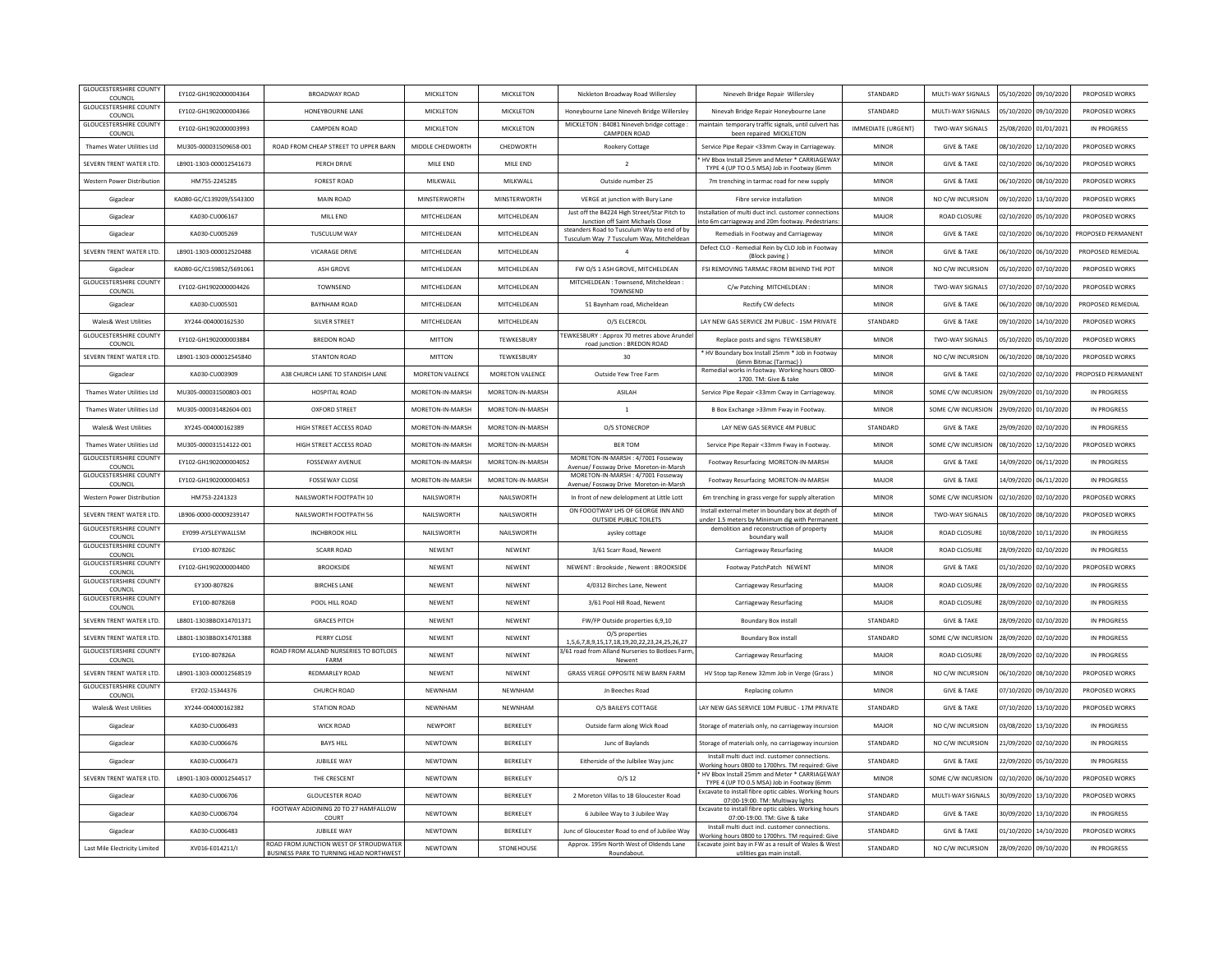| | | | | | | | | | | | |
|---|---|---|---|---|---|---|---|---|---|---|---|
| GLOUCESTERSHIRE COUNTY COUNCIL | EY102-GH1902000004364 | BROADWAY ROAD | MICKLETON | MICKLETON | Nickleton Broadway Road Willersley | Nineveh Bridge Repair Willersley | STANDARD | MULTI-WAY SIGNALS | 05/10/2020 | 09/10/2020 | PROPOSED WORKS |
| GLOUCESTERSHIRE COUNTY COUNCIL | EY102-GH1902000004366 | HONEYBOURNE LANE | MICKLETON | MICKLETON | Honeybourne Lane Nineveh Bridge Willersley | Ninevah Bridge Repair Honeybourne Lane | STANDARD | MULTI-WAY SIGNALS | 05/10/2020 | 09/10/2020 | PROPOSED WORKS |
| GLOUCESTERSHIRE COUNTY COUNCIL | EY102-GH1902000003993 | CAMPDEN ROAD | MICKLETON | MICKLETON | MICKLETON : B4081 Nineveh bridge cottage : CAMPDEN ROAD | maintain temporary traffic signals, until culvert has been repaired MICKLETON | IMMEDIATE (URGENT) | TWO-WAY SIGNALS | 25/08/2020 | 01/01/2021 | IN PROGRESS |
| Thames Water Utilities Ltd | MU305-000031509658-001 | ROAD FROM CHEAP STREET TO UPPER BARN | MIDDLE CHEDWORTH | CHEDWORTH | Rookery Cottage | Service Pipe Repair <33mm Cway in Carriageway. | MINOR | GIVE & TAKE | 08/10/2020 | 12/10/2020 | PROPOSED WORKS |
| SEVERN TRENT WATER LTD. | LB901-1303-000012541673 | PERCH DRIVE | MILE END | MILE END | 2 | * HV Bbox Install 25mm and Meter * CARRIAGEWAY TYPE 4 (UP TO 0.5 MSA) Job in Footway (6mm | MINOR | GIVE & TAKE | 02/10/2020 | 06/10/2020 | PROPOSED WORKS |
| Western Power Distribution | HM755-2245285 | FOREST ROAD | MILKWALL | MILKWALL | Outside number 25 | 7m trenching in tarmac road for new supply | MINOR | GIVE & TAKE | 06/10/2020 | 08/10/2020 | PROPOSED WORKS |
| Gigaclear | KA080-GC/C139209/S543300 | MAIN ROAD | MINSTERWORTH | MINSTERWORTH | VERGE at junction with Bury Lane | Fibre service installation | MINOR | NO C/W INCURSION | 09/10/2020 | 13/10/2020 | PROPOSED WORKS |
| Gigaclear | KA030-CU006167 | MILL END | MITCHELDEAN | MITCHELDEAN | Just off the B4224 High Street/Star Pitch to Junction off Saint Michaels Close | Installation of multi duct incl. customer connections into 6m carriageway and 20m footway. Pedestrians: | MAJOR | ROAD CLOSURE | 02/10/2020 | 05/10/2020 | PROPOSED WORKS |
| Gigaclear | KA030-CU005269 | TUSCULUM WAY | MITCHELDEAN | MITCHELDEAN | steanders Road to Tusculum Way to end of by Tusculum Way 7 Tusculum Way, Mitcheldean | Remedials in Footway and Carriageway | MINOR | GIVE & TAKE | 02/10/2020 | 06/10/2020 | PROPOSED PERMANENT |
| SEVERN TRENT WATER LTD. | LB901-1303-000012520488 | VICARAGE DRIVE | MITCHELDEAN | MITCHELDEAN | 4 | Defect CLO - Remedial Rein by CLO Job in Footway (Block paving ) | MINOR | GIVE & TAKE | 06/10/2020 | 06/10/2020 | PROPOSED REMEDIAL |
| Gigaclear | KA080-GC/C159852/S691061 | ASH GROVE | MITCHELDEAN | MITCHELDEAN | FW O/S 1 ASH GROVE, MITCHELDEAN | FSI REMOVING TARMAC FROM BEHIND THE POT | MINOR | NO C/W INCURSION | 05/10/2020 | 07/10/2020 | PROPOSED WORKS |
| GLOUCESTERSHIRE COUNTY COUNCIL | EY102-GH1902000004426 | TOWNSEND | MITCHELDEAN | MITCHELDEAN | MITCHELDEAN : Townsend, Mitcheldean : TOWNSEND | C/w Patching MITCHELDEAN : | MINOR | TWO-WAY SIGNALS | 07/10/2020 | 07/10/2020 | PROPOSED WORKS |
| Gigaclear | KA030-CU005501 | BAYNHAM ROAD | MITCHELDEAN | MITCHELDEAN | 51 Baynham road, Micheldean | Rectify CW defects | MINOR | GIVE & TAKE | 06/10/2020 | 08/10/2020 | PROPOSED REMEDIAL |
| Wales& West Utilities | XY244-004000162530 | SILVER STREET | MITCHELDEAN | MITCHELDEAN | O/S ELCERCOL | LAY NEW GAS SERVICE 2M PUBLIC - 15M PRIVATE | STANDARD | GIVE & TAKE | 09/10/2020 | 14/10/2020 | PROPOSED WORKS |
| GLOUCESTERSHIRE COUNTY COUNCIL | EY102-GH1902000003884 | BREDON ROAD | MITTON | TEWKESBURY | TEWKESBURY : Approx 70 metres above Arundel road junction : BREDON ROAD | Replace posts and signs TEWKESBURY | MINOR | TWO-WAY SIGNALS | 05/10/2020 | 05/10/2020 | PROPOSED WORKS |
| SEVERN TRENT WATER LTD. | LB901-1303-000012545840 | STANTON ROAD | MITTON | TEWKESBURY | 30 | * HV Boundary box Install 25mm * Job in Footway (6mm Bitmac (Tarmac) ) | MINOR | NO C/W INCURSION | 06/10/2020 | 08/10/2020 | PROPOSED WORKS |
| Gigaclear | KA030-CU003909 | A38 CHURCH LANE TO STANDISH LANE | MORETON VALENCE | MORETON VALENCE | Outside Yew Tree Farm | Remedial works in footway. Working hours 0800-1700. TM: Give & take | MINOR | GIVE & TAKE | 02/10/2020 | 02/10/2020 | PROPOSED PERMANENT |
| Thames Water Utilities Ltd | MU305-000031500803-001 | HOSPITAL ROAD | MORETON-IN-MARSH | MORETON-IN-MARSH | ASILAH | Service Pipe Repair <33mm Cway in Carriageway. | MINOR | SOME C/W INCURSION | 29/09/2020 | 01/10/2020 | IN PROGRESS |
| Thames Water Utilities Ltd | MU305-000031482604-001 | OXFORD STREET | MORETON-IN-MARSH | MORETON-IN-MARSH | 1 | B Box Exchange >33mm Fway in Footway. | MINOR | SOME C/W INCURSION | 29/09/2020 | 01/10/2020 | IN PROGRESS |
| Wales& West Utilities | XY245-004000162389 | HIGH STREET ACCESS ROAD | MORETON-IN-MARSH | MORETON-IN-MARSH | O/S STONECROP | LAY NEW GAS SERVICE 4M PUBLIC | STANDARD | GIVE & TAKE | 29/09/2020 | 02/10/2020 | IN PROGRESS |
| Thames Water Utilities Ltd | MU305-000031514122-001 | HIGH STREET ACCESS ROAD | MORETON-IN-MARSH | MORETON-IN-MARSH | BER TOM | Service Pipe Repair <33mm Fway in Footway. | MINOR | SOME C/W INCURSION | 08/10/2020 | 12/10/2020 | PROPOSED WORKS |
| GLOUCESTERSHIRE COUNTY COUNCIL | EY102-GH1902000004052 | FOSSEWAY AVENUE | MORETON-IN-MARSH | MORETON-IN-MARSH | MORETON-IN-MARSH : 4/7001 Fosseway Avenue/ Fosseway Drive Moreton-in-Marsh | Footway Resurfacing MORETON-IN-MARSH | MAJOR | GIVE & TAKE | 14/09/2020 | 06/11/2020 | IN PROGRESS |
| GLOUCESTERSHIRE COUNTY COUNCIL | EY102-GH1902000004053 | FOSSEWAY CLOSE | MORETON-IN-MARSH | MORETON-IN-MARSH | MORETON-IN-MARSH : 4/7001 Fosseway Avenue/ Fosseway Drive Moreton-in-Marsh | Footway Resurfacing MORETON-IN-MARSH | MAJOR | GIVE & TAKE | 14/09/2020 | 06/11/2020 | IN PROGRESS |
| Western Power Distribution | HM753-2241323 | NAILSWORTH FOOTPATH 10 | NAILSWORTH | NAILSWORTH | In front of new delelopment at Little Lott | 6m trenching in grass verge for supply alteration | MINOR | SOME C/W INCURSION | 02/10/2020 | 02/10/2020 | PROPOSED WORKS |
| SEVERN TRENT WATER LTD. | LB906-0000-00009239147 | NAILSWORTH FOOTPATH 56 | NAILSWORTH | NAILSWORTH | ON FOOOTWAY LHS OF GEORGE INN AND OUTSIDE PUBLIC TOILETS | Install external meter in boundary box at depth of under 1.5 meters by Minimum dig with Permanent | MINOR | TWO-WAY SIGNALS | 08/10/2020 | 08/10/2020 | PROPOSED WORKS |
| GLOUCESTERSHIRE COUNTY COUNCIL | EY099-AYSLEYWALLSM | INCHBROOK HILL | NAILSWORTH | NAILSWORTH | aysley cottage | demolition and reconstruction of property boundary wall | MAJOR | ROAD CLOSURE | 10/08/2020 | 10/11/2020 | IN PROGRESS |
| GLOUCESTERSHIRE COUNTY COUNCIL | EY100-807826C | SCARR ROAD | NEWENT | NEWENT | 3/61 Scarr Road, Newent | Carriageway Resurfacing | MAJOR | ROAD CLOSURE | 28/09/2020 | 02/10/2020 | IN PROGRESS |
| GLOUCESTERSHIRE COUNTY COUNCIL | EY102-GH1902000004400 | BROOKSIDE | NEWENT | NEWENT | NEWENT : Brookside , Newent : BROOKSIDE | Footway PatchPatch NEWENT | MINOR | GIVE & TAKE | 01/10/2020 | 02/10/2020 | PROPOSED WORKS |
| GLOUCESTERSHIRE COUNTY COUNCIL | EY100-807826 | BIRCHES LANE | NEWENT | NEWENT | 4/0312 Birches Lane, Newent | Carriageway Resurfacing | MAJOR | ROAD CLOSURE | 28/09/2020 | 02/10/2020 | IN PROGRESS |
| GLOUCESTERSHIRE COUNTY COUNCIL | EY100-807826B | POOL HILL ROAD | NEWENT | NEWENT | 3/61 Pool Hill Road, Newent | Carriageway Resurfacing | MAJOR | ROAD CLOSURE | 28/09/2020 | 02/10/2020 | IN PROGRESS |
| SEVERN TRENT WATER LTD. | LB801-1303BBOX14701371 | GRACES PITCH | NEWENT | NEWENT | FW/FP Outside properties 6,9,10 | Boundary Box install | STANDARD | GIVE & TAKE | 28/09/2020 | 02/10/2020 | IN PROGRESS |
| SEVERN TRENT WATER LTD. | LB801-1303BBOX14701388 | PERRY CLOSE | NEWENT | NEWENT | O/S properties 1,5,6,7,8,9,15,17,18,19,20,22,23,24,25,26,27 | Boundary Box install | STANDARD | SOME C/W INCURSION | 28/09/2020 | 02/10/2020 | IN PROGRESS |
| GLOUCESTERSHIRE COUNTY COUNCIL | EY100-807826A | ROAD FROM ALLAND NURSERIES TO BOTLOES FARM | NEWENT | NEWENT | 3/61 road from Alland Nurseries to Botloes Farm, Newent | Carriageway Resurfacing | MAJOR | ROAD CLOSURE | 28/09/2020 | 02/10/2020 | IN PROGRESS |
| SEVERN TRENT WATER LTD. | LB901-1303-000012568519 | REDMARLEY ROAD | NEWENT | NEWENT | GRASS VERGE OPPOSITE NEW BARN FARM | HV Stop tap Renew 32mm Job in Verge (Grass ) | MINOR | NO C/W INCURSION | 06/10/2020 | 08/10/2020 | PROPOSED WORKS |
| GLOUCESTERSHIRE COUNTY COUNCIL | EY202-15344376 | CHURCH ROAD | NEWNHAM | NEWNHAM | Jn Beeches Road | Replacing column | MINOR | GIVE & TAKE | 07/10/2020 | 09/10/2020 | PROPOSED WORKS |
| Wales& West Utilities | XY244-004000162382 | STATION ROAD | NEWNHAM | NEWNHAM | O/S BAILEYS COTTAGE | LAY NEW GAS SERVICE 10M PUBLIC - 17M PRIVATE | STANDARD | GIVE & TAKE | 07/10/2020 | 13/10/2020 | PROPOSED WORKS |
| Gigaclear | KA030-CU006493 | WICK ROAD | NEWPORT | BERKELEY | Outside farm along Wick Road | Storage of materials only, no carriageway incursion | MAJOR | NO C/W INCURSION | 03/08/2020 | 13/10/2020 | IN PROGRESS |
| Gigaclear | KA030-CU006676 | BAYS HILL | NEWTOWN | BERKELEY | Junc of Baylands | Storage of materials only, no carriageway incursion | STANDARD | NO C/W INCURSION | 21/09/2020 | 02/10/2020 | IN PROGRESS |
| Gigaclear | KA030-CU006473 | JUBILEE WAY | NEWTOWN | BERKELEY | Eitherside of the Julbilee Way junc | Install multi duct incl. customer connections. Working hours 0800 to 1700hrs. TM required: Give | STANDARD | GIVE & TAKE | 22/09/2020 | 05/10/2020 | IN PROGRESS |
| SEVERN TRENT WATER LTD. | LB901-1303-000012544517 | THE CRESCENT | NEWTOWN | BERKELEY | O/S 12 | * HV Bbox Install 25mm and Meter * CARRIAGEWAY TYPE 4 (UP TO 0.5 MSA) Job in Footway (6mm | MINOR | SOME C/W INCURSION | 02/10/2020 | 06/10/2020 | PROPOSED WORKS |
| Gigaclear | KA030-CU006706 | GLOUCESTER ROAD | NEWTOWN | BERKELEY | 2 Moreton Villas to 1B Gloucester Road | Excavate to install fibre optic cables. Working hours 07:00-19:00. TM: Multiway lights | STANDARD | MULTI-WAY SIGNALS | 30/09/2020 | 13/10/2020 | PROPOSED WORKS |
| Gigaclear | KA030-CU006704 | FOOTWAY ADJOINING 20 TO 27 HAMFALLOW COURT | NEWTOWN | BERKELEY | 6 Jubilee Way to 3 Jubilee Way | Excavate to install fibre optic cables. Working hours 07:00-19:00. TM: Give & take | STANDARD | GIVE & TAKE | 30/09/2020 | 13/10/2020 | IN PROGRESS |
| Gigaclear | KA030-CU006483 | JUBILEE WAY | NEWTOWN | BERKELEY | Junc of Gloucester Road to end of Jubilee Way | Install multi duct incl. customer connections. Working hours 0800 to 1700hrs. TM required: Give | STANDARD | GIVE & TAKE | 01/10/2020 | 14/10/2020 | PROPOSED WORKS |
| Last Mile Electricity Limited | XV016-E014211/I | ROAD FROM JUNCTION WEST OF STROUDWATER BUSINESS PARK TO TURNING HEAD NORTHWEST | NEWTOWN | STONEHOUSE | Approx. 195m North West of Oldends Lane Roundabout. | Excavate joint bay in FW as a result of Wales & West utilities gas main install. | STANDARD | NO C/W INCURSION | 28/09/2020 | 09/10/2020 | IN PROGRESS |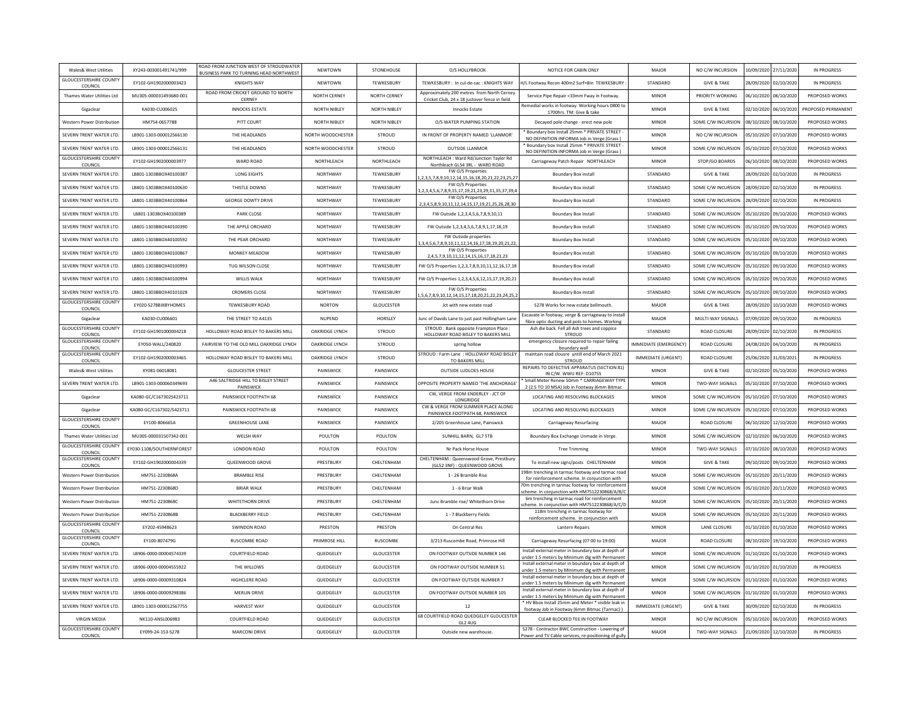| | | | | | | | | | | | |
|---|---|---|---|---|---|---|---|---|---|---|---|
| Wales& West Utilities | XY243-003001491741/999 | ROAD FROM JUNCTION WEST OF STROUDWATER BUSINESS PARK TO TURNING HEAD NORTHWEST | NEWTOWN | STONEHOUSE | O/S HOLLYBROOK | NOTICE FOR CABIN ONLY | MAJOR | NO C/W INCURSION | 10/09/2020 | 27/11/2020 | IN PROGRESS |
| GLOUCESTERSHIRE COUNTY COUNCIL | EY102-GH1902000003423 | KNIGHTS WAY | NEWTOWN | TEWKESBURY | TEWKESBURY : In cul-de-sac : KNIGHTS WAY | H/L Footway Recon 400m2 Surf+Bin TEWKESBURY : | STANDARD | GIVE & TAKE | 28/09/2020 | 02/10/2020 | IN PROGRESS |
| Thames Water Utilities Ltd | MU305-000031493680-001 | ROAD FROM CRICKET GROUND TO NORTH CERNEY | NORTH CERNEY | NORTH CERNEY | Approximately 200 metres from North Cerney Cricket Club, 24 x 18 justover fence in field. | Service Pipe Repair <33mm Fway in Footway. | MINOR | PRIORITY WORKING | 06/10/2020 | 08/10/2020 | PROPOSED WORKS |
| Gigaclear | KA030-CU006025 | INNOCKS ESTATE | NORTH NIBLEY | NORTH NIBLEY | Innocks Estate | Remedial works in footway. Working hours 0800 to 1700hrs. TM: Give & take | MINOR | GIVE & TAKE | 02/10/2020 | 06/10/2020 | PROPOSED PERMANENT |
| Western Power Distribution | HM754-0657788 | PITT COURT | NORTH NIBLEY | NORTH NIBLEY | O/S WATER PUMPING STATION | Decayed pole change - erect new pole | MINOR | SOME C/W INCURSION | 08/10/2020 | 08/10/2020 | PROPOSED WORKS |
| SEVERN TRENT WATER LTD. | LB901-1303-000012566130 | THE HEADLANDS | NORTH WOODCHESTER | STROUD | IN FRONT OF PROPERTY NAMED 'LLANMOR' | * Boundary box Install 25mm * PRIVATE STREET - NO DEFINITION INFORMA Job in Verge (Grass ) | MINOR | NO C/W INCURSION | 05/10/2020 | 07/10/2020 | PROPOSED WORKS |
| SEVERN TRENT WATER LTD. | LB901-1303-000012566131 | THE HEADLANDS | NORTH WOODCHESTER | STROUD | OUTSIDE LLANMOR | * Boundary box Install 25mm * PRIVATE STREET - NO DEFINITION INFORMA Job in Verge (Grass ) | MINOR | SOME C/W INCURSION | 05/10/2020 | 07/10/2020 | PROPOSED WORKS |
| GLOUCESTERSHIRE COUNTY COUNCIL | EY102-GH1902000003977 | WARD ROAD | NORTHLEACH | NORTHLEACH | NORTHLEACH : Ward Rd/Junction Tayler Rd Northleach GL54 3RL - WARD ROAD | Carriageway Patch Repair NORTHLEACH | MINOR | STOP/GO BOARDS | 06/10/2020 | 08/10/2020 | PROPOSED WORKS |
| SEVERN TRENT WATER LTD. | LB801-1303BBOX40100387 | LONG EIGHTS | NORTHWAY | TEWKESBURY | FW O/S Properties 1,2,3,5,7,8,9,10,12,14,15,16,18,20,21,22,23,25,27 | Boundary Box install | STANDARD | GIVE & TAKE | 28/09/2020 | 02/10/2020 | IN PROGRESS |
| SEVERN TRENT WATER LTD. | LB801-1303BBOX40100630 | THISTLE DOWNS | NORTHWAY | TEWKESBURY | FW O/S Properties 1,2,3,4,5,6,7,8,9,15,17,19,21,23,29,31,35,37,39,4 | Boundary Box install | STANDARD | SOME C/W INCURSION | 28/09/2020 | 02/10/2020 | IN PROGRESS |
| SEVERN TRENT WATER LTD. | LB801-1303BBOX40100864 | GEORGE DOWTY DRIVE | NORTHWAY | TEWKESBURY | FW O/S Properties 2,3,4,5,8,9,10,11,12,14,15,17,19,21,25,26,28,30 | Boundary Box install | STANDARD | SOME C/W INCURSION | 28/09/2020 | 02/10/2020 | IN PROGRESS |
| SEVERN TRENT WATER LTD. | LB801-1303BOX40100389 | PARK CLOSE | NORTHWAY | TEWKESBURY | FW Outside 1,2,3,4,5,6,7,8,9,10,11 | Boundary Box Install | STANDARD | SOME C/W INCURSION | 05/10/2020 | 09/10/2020 | PROPOSED WORKS |
| SEVERN TRENT WATER LTD. | LB801-1303BBOX40100390 | THE APPLE ORCHARD | NORTHWAY | TEWKESBURY | FW Outside 1,2,3,4,5,6,7,8,9,1,17,18,19 | Boundary Box Install | STANDARD | SOME C/W INCURSION | 05/10/2020 | 09/10/2020 | PROPOSED WORKS |
| SEVERN TRENT WATER LTD. | LB801-1303BBOX40100592 | THE PEAR ORCHARD | NORTHWAY | TEWKESBURY | FW Outside properties 1,3,4,5,6,7,8,9,10,11,12,14,16,17,18,19,20,21,22, | Boundary Box Install | STANDARD | SOME C/W INCURSION | 05/10/2020 | 09/10/2020 | PROPOSED WORKS |
| SEVERN TRENT WATER LTD. | LB801-1303BBOX40100867 | MONKEY MEADOW | NORTHWAY | TEWKESBURY | FW O/S Properties 2,4,5,7,9,10,11,12,14,15,16,17,18,21,23 | Boundary Box install | STANDARD | SOME C/W INCURSION | 05/10/2020 | 09/10/2020 | PROPOSED WORKS |
| SEVERN TRENT WATER LTD. | LB801-1303BBOX40100993 | TUG WILSON CLOSE | NORTHWAY | TEWKESBURY | FW O/S Properties 1,2,3,7,8,9,10,11,12,16,17,18 | Boundary Box install | STANDARD | SOME C/W INCURSION | 05/10/2020 | 09/10/2020 | PROPOSED WORKS |
| SEVERN TRENT WATER LTD. | LB801-1303BBOX40100994 | WILLIS WALK | NORTHWAY | TEWKESBURY | FW O/S Properties 1,2,3,4,5,6,12,15,17,19,20,21 | Boundary Box install | STANDARD | SOME C/W INCURSION | 05/10/2020 | 09/10/2020 | PROPOSED WORKS |
| SEVERN TRENT WATER LTD. | LB801-1303BBOX40101028 | CROMERS CLOSE | NORTHWAY | TEWKESBURY | FW O/S Properties 1,5,6,7,8,9,10,12,14,15,17,18,20,21,22,23,24,25,2 | Boundary Box install | STANDARD | SOME C/W INCURSION | 05/10/2020 | 09/10/2020 | PROPOSED WORKS |
| GLOUCESTERSHIRE COUNTY COUNCIL | EY020-S278BIXBYHOMES | TEWKESBURY ROAD | NORTON | GLOUCESTER | Jct with new estate road | S278 Works for new estate bellmouth. | MAJOR | GIVE & TAKE | 28/09/2020 | 10/10/2020 | PROPOSED WORKS |
| Gigaclear | KA030-CU006601 | THE STREET TO A4135 | NUPEND | HORSLEY | Junc of Davids Lane to just past Hollingham Lane | Excavate in footway, verge & carriageway to install fibre optic ducting and pots to homes. Working | MAJOR | MULTI-WAY SIGNALS | 07/09/2020 | 09/10/2020 | IN PROGRESS |
| GLOUCESTERSHIRE COUNTY COUNCIL | EY102-GH1901000004218 | HOLLOWAY ROAD BISLEY TO BAKERS MILL | OAKRIDGE LYNCH | STROUD | STROUD : Bank opposite Frampton Place : HOLLOWAY ROAD BISLEY TO BAKERS MILL | Ash die back. Fell all Ash trees and coppice STROUD | STANDARD | ROAD CLOSURE | 28/09/2020 | 02/10/2020 | IN PROGRESS |
| GLOUCESTERSHIRE COUNTY COUNCIL | EY050-WALL/240820 | FAIRVIEW TO THE OLD MILL OAKRIDGE LYNCH | OAKRIDGE LYNCH | STROUD | spring hollow | emergency closure required to repair failing boundary wall | IMMEDIATE (EMERGENCY) | ROAD CLOSURE | 24/08/2020 | 04/10/2020 | IN PROGRESS |
| GLOUCESTERSHIRE COUNTY COUNCIL | EY102-GH1902000003465 | HOLLOWAY ROAD BISLEY TO BAKERS MILL | OAKRIDGE LYNCH | STROUD | STROUD : Farm Lane : HOLLOWAY ROAD BISLEY TO BAKERS MILL | maintain road closure untill end of March 2021 STROUD | IMMEDIATE (URGENT) | ROAD CLOSURE | 25/06/2020 | 31/03/2021 | IN PROGRESS |
| Wales& West Utilities | XY081-06018081 | GLOUCESTER STREET | PAINSWICK | PAINSWICK | OUTSIDE LUDLOES HOUSE | REPAIRS TO DEFECTIVE APPARATUS (SECTION 81) IN C/W. WWU REF: D10755 | MINOR | GIVE & TAKE | 02/10/2020 | 05/10/2020 | PROPOSED WORKS |
| SEVERN TRENT WATER LTD. | LB901-1303-000060349693 | A46 SALTRIDGE HILL TO BISLEY STREET PAINSWICK | PAINSWICK | PAINSWICK | OPPOSITE PROPERTY NAMED 'THE ANCHORAGE' | * Small Meter Renew 50mm * CARRIAGEWAY TYPE 2 (2.5 TO 10 MSA) Job in Footway (6mm Bitmac | MINOR | TWO-WAY SIGNALS | 05/10/2020 | 07/10/2020 | PROPOSED WORKS |
| Gigaclear | KA080-GC/C1673025423711 | PAINSWICK FOOTPATH 68 | PAINSWICK | PAINSWICK | CW, VERGE FROM ENDERLEY - JCT OF LONGRIDGE | LOCATING AND RESOLVING BLOCKAGES | MINOR | SOME C/W INCURSION | 05/10/2020 | 07/10/2020 | PROPOSED WORKS |
| Gigaclear | KA080-GC/C167302/S423711 | PAINSWICK FOOTPATH 68 | PAINSWICK | PAINSWICK | CW & VERGE FROM SUMMER PLACE ALONG PAINSWICK FOOTPATH 68, PAINSWICK | LOCATING AND RESOLVING BLOCKAGES | MINOR | SOME C/W INCURSION | 05/10/2020 | 07/10/2020 | PROPOSED WORKS |
| GLOUCESTERSHIRE COUNTY COUNCIL | EY100-806665A | GREENHOUSE LANE | PAINSWICK | PAINSWICK | 2/205 Greenhouse Lane, Painswick | Carriageway Resurfacing | MAJOR | ROAD CLOSURE | 06/10/2020 | 12/10/2020 | PROPOSED WORKS |
| Thames Water Utilities Ltd | MU305-000031507342-001 | WELSH WAY | POULTON | POULTON | SUNHILL BARN, GL7 5TB | Boundary Box Exchange Unmade in Verge. | MINOR | SOME C/W INCURSION | 02/10/2020 | 06/10/2020 | PROPOSED WORKS |
| GLOUCESTERSHIRE COUNTY COUNCIL | EY030-1108/SOUTHERNFOREST | LONDON ROAD | POULTON | POULTON | Nr Pack Horse House | Tree Trimming | MINOR | TWO-WAY SIGNALS | 07/10/2020 | 08/10/2020 | PROPOSED WORKS |
| GLOUCESTERSHIRE COUNTY COUNCIL | EY102-GH1902000004339 | QUEENWOOD GROVE | PRESTBURY | CHELTENHAM | CHELTENHAM : Queenswood Grove, Prestbury (GL52 3NF) : QUEENWOOD GROVE | To install new signs/posts CHELTENHAM | MINOR | GIVE & TAKE | 09/10/2020 | 09/10/2020 | PROPOSED WORKS |
| Western Power Distribution | HM751-2230868A | BRAMBLE RISE | PRESTBURY | CHELTENHAM | 1 - 26 Bramble Rise | 198m trenching in tarmac footway and tarmac road for reinforcement scheme. In conjunction with | MAJOR | SOME C/W INCURSION | 05/10/2020 | 20/11/2020 | PROPOSED WORKS |
| Western Power Distribution | HM751-2230868D | BRIAR WALK | PRESTBURY | CHELTENHAM | 1 - 6 Briar Walk | 70m trenching in tarmac footway for reinforcement scheme. In conjunction with HM7512230868/A/B/C | MAJOR | SOME C/W INCURSION | 05/10/2020 | 20/11/2020 | PROPOSED WORKS |
| Western Power Distribution | HM751-2230868C | WHITETHORN DRIVE | PRESTBURY | CHELTENHAM | Junc Bramble rise/ Whitethorn Drive | 6m trenching in tarmac road for reinforcement scheme. In conjunction with HM7512230868/A/C/D | MAJOR | SOME C/W INCURSION | 05/10/2020 | 20/11/2020 | PROPOSED WORKS |
| Western Power Distribution | HM751-2230868B | BLACKBERRY FIELD | PRESTBURY | CHELTENHAM | 1 - 7 Blackberry Fields | 118m trenching in tarmac footway for reinforcement scheme. In conjunction with | MAJOR | SOME C/W INCURSION | 05/10/2020 | 20/11/2020 | PROPOSED WORKS |
| GLOUCESTERSHIRE COUNTY COUNCIL | EY202-45948623 | SWINDON ROAD | PRESTON | PRESTON | On Central Res | Lantern Repairs | MINOR | LANE CLOSURE | 01/10/2020 | 01/10/2020 | PROPOSED WORKS |
| GLOUCESTERSHIRE COUNTY COUNCIL | EY100-807479G | RUSCOMBE ROAD | PRIMROSE HILL | RUSCOMBE | 3/213 Ruscombe Road, Primrose Hill | Carriageway Resurfacing (07:00 to 19:00) | MAJOR | ROAD CLOSURE | 08/10/2020 | 19/10/2020 | PROPOSED WORKS |
| SEVERN TRENT WATER LTD. | LB906-0000-00004574339 | COURTFIELD ROAD | QUEDGELEY | GLOUCESTER | ON FOOTWAY OUTSIDE NUMBER 146 | Install external meter in boundary box at depth of under 1.5 meters by Minimum dig with Permanent | MINOR | SOME C/W INCURSION | 01/10/2020 | 01/10/2020 | PROPOSED WORKS |
| SEVERN TRENT WATER LTD. | LB906-0000-00004555922 | THE WILLOWS | QUEDGELEY | GLOUCESTER | ON FOOTWAY OUTSIDE NUMBER 51 | Install external meter in boundary box at depth of under 1.5 meters by Minimum dig with Permanent | MINOR | SOME C/W INCURSION | 01/10/2020 | 01/10/2020 | IN PROGRESS |
| SEVERN TRENT WATER LTD. | LB906-0000-00009310824 | HIGHCLERE ROAD | QUEDGELEY | GLOUCESTER | ON FOOTWAY OUTSIDE NUMBER 7 | Install external meter in boundary box at depth of under 1.5 meters by Minimum dig with Permanent | MINOR | SOME C/W INCURSION | 01/10/2020 | 01/10/2020 | PROPOSED WORKS |
| SEVERN TRENT WATER LTD. | LB906-0000-00009298386 | MERLIN DRIVE | QUEDGELEY | GLOUCESTER | ON FOOTWAY OUTSIDE NUMBER 105 | Install external meter in boundary box at depth of under 1.5 meters by Minimum dig with Permanent | MINOR | SOME C/W INCURSION | 01/10/2020 | 01/10/2020 | PROPOSED WORKS |
| SEVERN TRENT WATER LTD. | LB901-1303-000012567755 | HARVEST WAY | QUEDGELEY | GLOUCESTER | 12 | * HV Bbox Install 25mm and Meter * visible leak in footway Job in Footway (6mm Bitmac (Tarmac) ) | IMMEDIATE (URGENT) | GIVE & TAKE | 30/09/2020 | 02/10/2020 | IN PROGRESS |
| VIRGIN MEDIA | NK110-ANSL006983 | COURTFIELD ROAD | QUEDGELEY | GLOUCESTER | 68 COURTFIELD ROAD QUEDGELEY GLOUCESTER GL2 4UG | CLEAR BLOCKED TEE IN FOOTWAY | MINOR | NO C/W INCURSION | 05/10/2020 | 06/10/2020 | PROPOSED WORKS |
| GLOUCESTERSHIRE COUNTY COUNCIL | EY099-24-153-S278 | MARCONI DRIVE | QUEDGELEY | GLOUCESTER | Outside new warehouse. | S278 - Contractor BWC Construction - Lowering of Power and TV Cable services, re-positioning of gully | MAJOR | TWO-WAY SIGNALS | 21/09/2020 | 12/10/2020 | IN PROGRESS |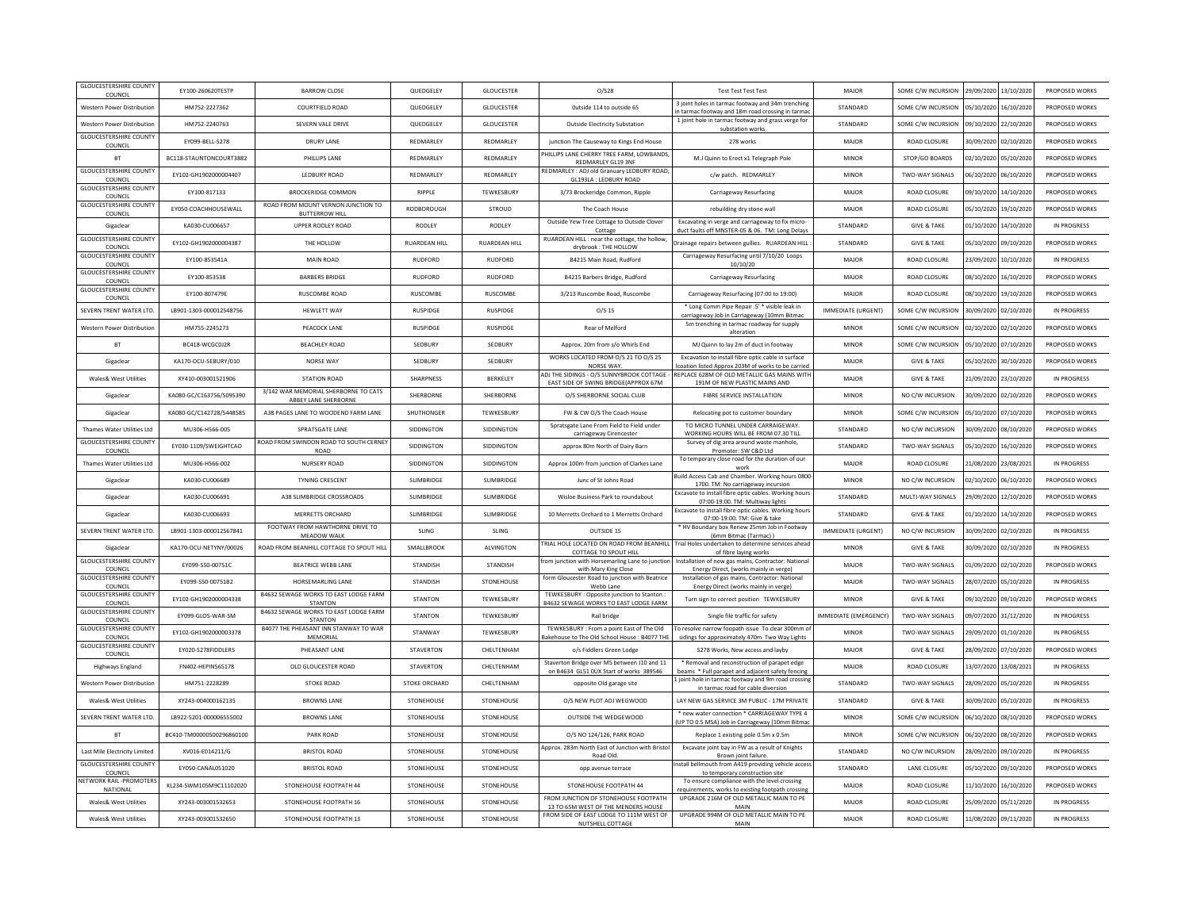| GLOUCESTERSHIRE COUNTY COUNCIL | EY100-260620TESTP | BARROW CLOSE | QUEDGELEY | GLOUCESTER | O/S28 | Test Test Test Test | MAJOR | SOME C/W INCURSION | 29/09/2020 | 13/10/2020 | PROPOSED WORKS |
|---|---|---|---|---|---|---|---|---|---|---|---|
| Western Power Distribution | HM752-2227362 | COURTFIELD ROAD | QUEDGELEY | GLOUCESTER | 0utside 114 to outside 65 | 3 joint holes in tarmac footway and 34m trenching in tarmac footway and 18m road crossing in tarmac | STANDARD | SOME C/W INCURSION | 05/10/2020 | 16/10/2020 | PROPOSED WORKS |
| Western Power Distribution | HM752-2240763 | SEVERN VALE DRIVE | QUEDGELEY | GLOUCESTER | Outside Electricity Substation | 1 joint hole in tarmac footway and grass verge for substation works | STANDARD | SOME C/W INCURSION | 09/10/2020 | 22/10/2020 | PROPOSED WORKS |
| GLOUCESTERSHIRE COUNTY COUNCIL | EY099-BELL-S278 | DRURY LANE | REDMARLEY | REDMARLEY | junction The Causeway to Kings End House | 278 works | MAJOR | ROAD CLOSURE | 30/09/2020 | 02/10/2020 | PROPOSED WORKS |
| BT | BC118-STAUNTONCOURT3882 | PHILLIPS LANE | REDMARLEY | REDMARLEY | PHILLIPS LANE CHERRY TREE FARM, LOWBANDS, REDMARLEY GL19 3NF | M.J Quinn to Erect x1 Telegraph Pole | MINOR | STOP/GO BOARDS | 02/10/2020 | 05/10/2020 | PROPOSED WORKS |
| GLOUCESTERSHIRE COUNTY COUNCIL | EY102-GH1902000004407 | LEDBURY ROAD | REDMARLEY | REDMARLEY | REDMARLEY : ADJ old Granuary LEDBURY ROAD, GL193LA : LEDBURY ROAD | c/w patch. REDMARLEY | MINOR | TWO-WAY SIGNALS | 06/10/2020 | 06/10/2020 | PROPOSED WORKS |
| GLOUCESTERSHIRE COUNTY COUNCIL | EY100-817133 | BROCKERIDGE COMMON | RIPPLE | TEWKESBURY | 3/73 Brockeridge Common, Ripple | Carriageway Resurfacing | MAJOR | ROAD CLOSURE | 09/10/2020 | 14/10/2020 | PROPOSED WORKS |
| GLOUCESTERSHIRE COUNTY COUNCIL | EY050-COACHHOUSEWALL | ROAD FROM MOUNT VERNON JUNCTION TO BUTTERROW HILL | RODBOROUGH | STROUD | The Coach House | rebuilding dry stone wall | MAJOR | ROAD CLOSURE | 05/10/2020 | 19/10/2020 | PROPOSED WORKS |
| Gigaclear | KA030-CU006657 | UPPER RODLEY ROAD | RODLEY | RODLEY | Outside Yew Tree Cottage to Outside Clover Cottage | Excavating in verge and carriageway to fix micro-duct faults off MNSTER-05 & 06. TM: Long Delays | STANDARD | GIVE & TAKE | 01/10/2020 | 14/10/2020 | IN PROGRESS |
| GLOUCESTERSHIRE COUNTY COUNCIL | EY102-GH1902000004387 | THE HOLLOW | RUARDEAN HILL | RUARDEAN HILL | RUARDEAN HILL : near the cottage, the hollow, drybrook : THE HOLLOW | Drainage repairs between gullies. RUARDEAN HILL : | STANDARD | GIVE & TAKE | 05/10/2020 | 09/10/2020 | PROPOSED WORKS |
| GLOUCESTERSHIRE COUNTY COUNCIL | EY100-853541A | MAIN ROAD | RUDFORD | RUDFORD | B4215 Main Road, Rudford | Carriageway Resurfacing until 7/10/20 Loops 10/10/20 | MAJOR | ROAD CLOSURE | 23/09/2020 | 10/10/2020 | IN PROGRESS |
| GLOUCESTERSHIRE COUNTY COUNCIL | EY100-853538 | BARBERS BRIDGE | RUDFORD | RUDFORD | B4215 Barbers Bridge, Rudford | Carriageway Resurfacing | MAJOR | ROAD CLOSURE | 08/10/2020 | 16/10/2020 | PROPOSED WORKS |
| GLOUCESTERSHIRE COUNTY COUNCIL | EY100-807479E | RUSCOMBE ROAD | RUSCOMBE | RUSCOMBE | 3/213 Ruscombe Road, Ruscombe | Carriageway Resurfacing (07:00 to 19:00) | MAJOR | ROAD CLOSURE | 08/10/2020 | 19/10/2020 | PROPOSED WORKS |
| SEVERN TRENT WATER LTD. | LB901-1303-000012548756 | HEWLETT WAY | RUSPIDGE | RUSPIDGE | O/S 15 | * Long Comm Pipe Repair .5' * visible leak in carriageway Job in Carriageway (10mm Bitmac | IMMEDIATE (URGENT) | SOME C/W INCURSION | 30/09/2020 | 02/10/2020 | IN PROGRESS |
| Western Power Distribution | HM755-2245273 | PEACOCK LANE | RUSPIDGE | RUSPIDGE | Rear of Melford | 5m trenching in tarmac roadway for supply alteration | MINOR | SOME C/W INCURSION | 02/10/2020 | 02/10/2020 | PROPOSED WORKS |
| BT | BC418-WCGC0J2R | BEACHLEY ROAD | SEDBURY | SEDBURY | Approx. 20m from s/o Whirls End | MJ Quinn to lay 2m of duct in footway | MINOR | SOME C/W INCURSION | 05/10/2020 | 07/10/2020 | PROPOSED WORKS |
| Gigaclear | KA170-OCU-SEBURY/010 | NORSE WAY | SEDBURY | SEDBURY | WORKS LOCATED FROM O/S 21 TO O/S 25 NORSE WAY. | Excavation to install fibre optic cable in surface locaation listed Approx 203M of works to be carried | MINOR | GIVE & TAKE | 05/10/2020 | 30/10/2020 | PROPOSED WORKS |
| Wales& West Utilities | XY410-003001521906 | STATION ROAD | SHARPNESS | BERKELEY | ADJ THE SIDINGS - O/S SUNNYBROOK COTTAGE - EAST SIDE OF SWING BRIDGE(APPROX 67M | REPLACE 628M OF OLD METALLIC GAS MAINS WITH 191M OF NEW PLASTIC MAINS AND | MAJOR | GIVE & TAKE | 21/09/2020 | 23/10/2020 | IN PROGRESS |
| Gigaclear | KA080-GC/C163756/S095390 | 3/142 WAR MEMORIAL SHERBORNE TO CATS ABBEY LANE SHERBORNE | SHERBORNE | SHERBORNE | O/S SHERBORNE SOCIAL CLUB | FIBRE SERVICE INSTALLATION | MINOR | NO C/W INCURSION | 30/09/2020 | 02/10/2020 | PROPOSED WORKS |
| Gigaclear | KA080-GC/C142728/S448585 | A38 PAGES LANE TO WOODEND FARM LANE | SHUTHONGER | TEWKESBURY | FW & CW O/S The Coach House | Relocating pot to customer boundary | MINOR | SOME C/W INCURSION | 05/10/2020 | 07/10/2020 | PROPOSED WORKS |
| Thames Water Utilities Ltd | MU306-H566-005 | SPRATSGATE LANE | SIDDINGTON | SIDDINGTON | Spratsgate Lane From Field to Field under carriageway Cirencester | TO MICRO TUNNEL UNDER CARRAIGEWAY. WORKING HOURS WILL BE FROM 07.30 TILL | STANDARD | NO C/W INCURSION | 30/09/2020 | 08/10/2020 | PROPOSED WORKS |
| GLOUCESTERSHIRE COUNTY COUNCIL | EY030-1109/SWEIGHTCAD | ROAD FROM SWINDON ROAD TO SOUTH CERNEY ROAD | SIDDINGTON | SIDDINGTON | approx 80m North of Dairy Barn | Survey of dig area around waste manhole, Promoter: SW C&D Ltd | STANDARD | TWO-WAY SIGNALS | 05/10/2020 | 16/10/2020 | PROPOSED WORKS |
| Thames Water Utilities Ltd | MU306-H566-002 | NURSERY ROAD | SIDDINGTON | SIDDINGTON | Approx 100m from junction of Clarkes Lane | To temporary close road for the duration of our work | MAJOR | ROAD CLOSURE | 21/08/2020 | 23/08/2021 | IN PROGRESS |
| Gigaclear | KA030-CU006689 | TYNING CRESCENT | SLIMBRIDGE | SLIMBRIDGE | Junc of St Johns Road | Build Access Cab and Chamber. Working hours 0800-1700. TM: No carriageway incursion | MINOR | NO C/W INCURSION | 02/10/2020 | 06/10/2020 | PROPOSED WORKS |
| Gigaclear | KA030-CU006691 | A38 SLIMBRIDGE CROSSROADS | SLIMBRIDGE | SLIMBRIDGE | Wisloe Business Park to roundabout | Excavate to install fibre optic cables. Working hours 07:00-19:00. TM: Multiway lights | STANDARD | MULTI-WAY SIGNALS | 29/09/2020 | 12/10/2020 | PROPOSED WORKS |
| Gigaclear | KA030-CU006693 | MERRETTS ORCHARD | SLIMBRIDGE | SLIMBRIDGE | 10 Merretts Orchard to 1 Merretts Orchard | Excavate to install fibre optic cables. Working hours 07:00-19:00. TM: Give & take | STANDARD | GIVE & TAKE | 01/10/2020 | 14/10/2020 | PROPOSED WORKS |
| SEVERN TRENT WATER LTD. | LB901-1303-000012567841 | FOOTWAY FROM HAWTHORNE DRIVE TO MEADOW WALK | SLING | SLING | OUTSIDE 15 | * HV Boundary box Renew 25mm Job in Footway (6mm Bitmac (Tarmac) ) | IMMEDIATE (URGENT) | NO C/W INCURSION | 30/09/2020 | 02/10/2020 | IN PROGRESS |
| Gigaclear | KA170-OCU-NETYNY/00026 | ROAD FROM BEANHILL COTTAGE TO SPOUT HILL | SMALLBROOK | ALVINGTON | TRIAL HOLE LOCATED ON ROAD FROM BEANHILL COTTAGE TO SPOUT HILL | Trial Holes undertaken to determine services ahead of fibre laying works | MINOR | GIVE & TAKE | 30/09/2020 | 02/10/2020 | IN PROGRESS |
| GLOUCESTERSHIRE COUNTY COUNCIL | EY099-S50-00751C | BEATRICE WEBB LANE | STANDISH | STANDISH | from junction with Horsemarling Lane to junction with Mary King Close | Installation of new gas mains, Contractor: National Energy Direct, (works mainly in verge) | MAJOR | TWO-WAY SIGNALS | 01/09/2020 | 02/10/2020 | PROPOSED WORKS |
| GLOUCESTERSHIRE COUNTY COUNCIL | EY099-S50-00751B2 | HORSEMARLING LANE | STANDISH | STONEHOUSE | form Gloucester Road to junction with Beatrice Webb Lane | Installation of gas mains, Contractor: National Energy Direct (works mainly in verge) | MAJOR | TWO-WAY SIGNALS | 28/07/2020 | 05/10/2020 | IN PROGRESS |
| GLOUCESTERSHIRE COUNTY COUNCIL | EY102-GH1902000004338 | B4632 SEWAGE WORKS TO EAST LODGE FARM STANTON | STANTON | TEWKESBURY | TEWKESBURY : Opposite junction to Stanton : B4632 SEWAGE WORKS TO EAST LODGE FARM | Turn sign to correct position TEWKESBURY | MINOR | GIVE & TAKE | 09/10/2020 | 09/10/2020 | PROPOSED WORKS |
| GLOUCESTERSHIRE COUNTY COUNCIL | EY099-GLOS-WAR-SM | B4632 SEWAGE WORKS TO EAST LODGE FARM STANTON | STANTON | TEWKESBURY | Rail bridge | Single file traffic for safety | IMMEDIATE (EMERGENCY) | TWO-WAY SIGNALS | 09/07/2020 | 31/12/2020 | IN PROGRESS |
| GLOUCESTERSHIRE COUNTY COUNCIL | EY102-GH1902000003378 | B4077 THE PHEASANT INN STANWAY TO WAR MEMORIAL | STANWAY | TEWKESBURY | TEWKESBURY : From a point East of The Old Bakehouse to The Old School House : B4077 THE | To resolve narrow foopath issue To clear 300mm of sidings for approximately 470m Two Way Lights | MINOR | TWO-WAY SIGNALS | 29/09/2020 | 01/10/2020 | IN PROGRESS |
| GLOUCESTERSHIRE COUNTY COUNCIL | EY020-S278FIDDLERS | PHEASANT LANE | STAVERTON | CHELTENHAM | o/s Fiddlers Green Lodge | S278 Works, New access and layby | MAJOR | GIVE & TAKE | 28/09/2020 | 07/10/2020 | PROPOSED WORKS |
| Highways England | FN402-HEPIN565178 | OLD GLOUCESTER ROAD | STAVERTON | CHELTENHAM | Staverton Bridge over M5 between J10 and 11 on B4634 GL51 0UX Start of works 389546 | * Removal and reconstruction of parapet edge beams * Full parapet and adjacent safety fencing | MAJOR | ROAD CLOSURE | 13/07/2020 | 13/08/2021 | IN PROGRESS |
| Western Power Distribution | HM751-2228289 | STOKE ROAD | STOKE ORCHARD | CHELTENHAM | opposite Old garage site | 1 joint hole in tarmac footway and 9m road crossing in tarmac road for cable diversion | STANDARD | TWO-WAY SIGNALS | 28/09/2020 | 05/10/2020 | IN PROGRESS |
| Wales& West Utilities | XY243-004000162135 | BROWNS LANE | STONEHOUSE | STONEHOUSE | O/S NEW PLOT ADJ WEGWOOD | LAY NEW GAS SERVICE 3M PUBLIC - 17M PRIVATE | STANDARD | GIVE & TAKE | 30/09/2020 | 05/10/2020 | IN PROGRESS |
| SEVERN TRENT WATER LTD. | LB922-5201-000006555002 | BROWNS LANE | STONEHOUSE | STONEHOUSE | OUTSIDE THE WEDGEWOOD | * new water connection * CARRIAGEWAY TYPE 4 (UP TO 0.5 MSA) Job in Carriageway (10mm Bitmac | MINOR | SOME C/W INCURSION | 06/10/2020 | 08/10/2020 | PROPOSED WORKS |
| BT | BC410-TM00000500296860100 | PARK ROAD | STONEHOUSE | STONEHOUSE | O/S NO 124/126, PARK ROAD | Replace 1 existing pole 0.5m x 0.5m | MINOR | SOME C/W INCURSION | 06/10/2020 | 08/10/2020 | PROPOSED WORKS |
| Last Mile Electricity Limited | XV016-E014211/G | BRISTOL ROAD | STONEHOUSE | STONEHOUSE | Approx. 283m North East of Junction with Bristol Road Old. | Excavate joint bay in FW as a result of Knights Brown joint failure. | STANDARD | NO C/W INCURSION | 28/09/2020 | 09/10/2020 | IN PROGRESS |
| GLOUCESTERSHIRE COUNTY COUNCIL | EY050-CANAL051020 | BRISTOL ROAD | STONEHOUSE | STONEHOUSE | opp avenue terrace | Install bellmouth from A419 providing vehicle access to temporary construction site | STANDARD | LANE CLOSURE | 05/10/2020 | 09/10/2020 | PROPOSED WORKS |
| NETWORK RAIL -PROMOTERS NATIONAL | KL234-SWM10SM9C11102020 | STONEHOUSE FOOTPATH 44 | STONEHOUSE | STONEHOUSE | STONEHOUSE FOOTPATH 44 | To ensure compliance with the level crossing requirements, works to existing footpath crossing | MAJOR | ROAD CLOSURE | 11/10/2020 | 16/10/2020 | PROPOSED WORKS |
| Wales& West Utilities | XY243-003001532653 | STONEHOUSE FOOTPATH 16 | STONEHOUSE | STONEHOUSE | FROM JUNCTION OF STONEHOUSE FOOTPATH 13 TO 65M WEST OF THE MENDERS HOUSE | UPGRADE 216M OF OLD METALLIC MAIN TO PE MAIN | MAJOR | ROAD CLOSURE | 25/09/2020 | 05/11/2020 | IN PROGRESS |
| Wales& West Utilities | XY243-003001532650 | STONEHOUSE FOOTPATH 13 | STONEHOUSE | STONEHOUSE | FROM SIDE OF EAST LODGE TO 111M WEST OF NUTSHELL COTTAGE | UPGRADE 994M OF OLD METALLIC MAIN TO PE MAIN | MAJOR | ROAD CLOSURE | 11/08/2020 | 09/11/2020 | IN PROGRESS |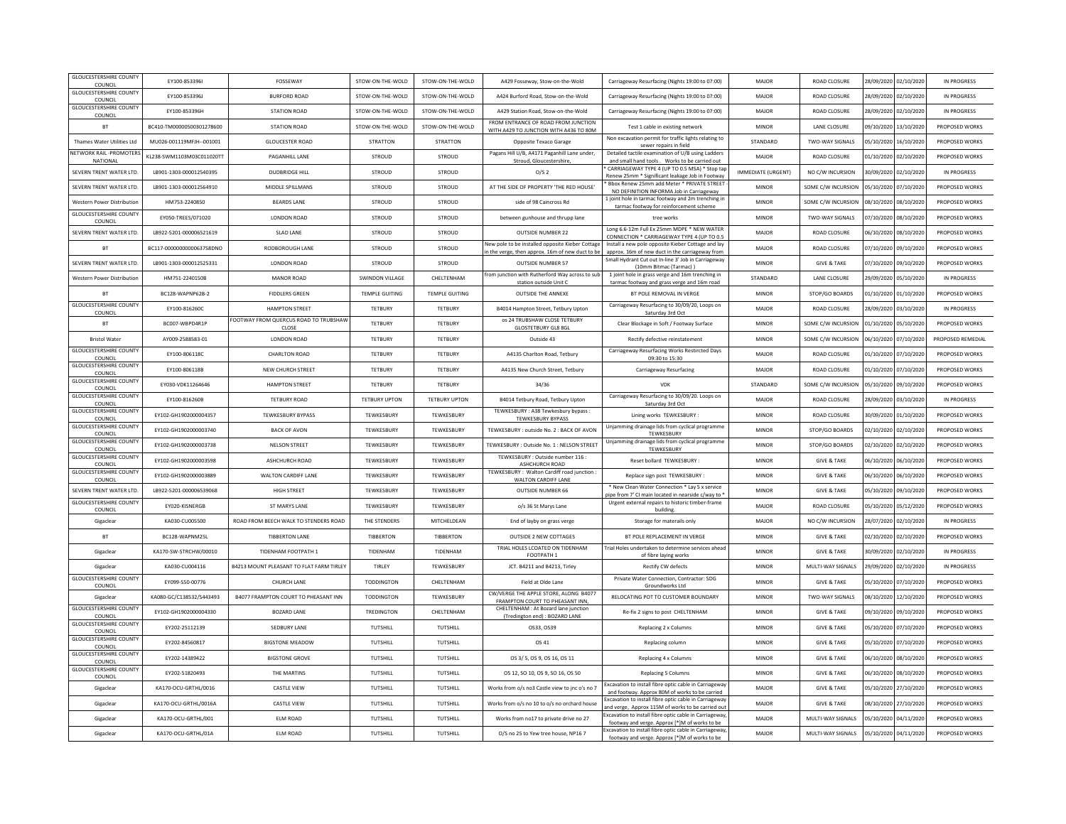| GLOUCESTERSHIRE COUNTY COUNCIL | EY100-853396I | FOSSEWAY | STOW-ON-THE-WOLD | STOW-ON-THE-WOLD | A429 Fosseway, Stow-on-the-Wold | Carriageway Resurfacing (Nights 19:00 to 07:00) | MAJOR | ROAD CLOSURE | 28/09/2020 | 02/10/2020 | IN PROGRESS |
|---|---|---|---|---|---|---|---|---|---|---|---|
| GLOUCESTERSHIRE COUNTY COUNCIL | EY100-853396J | BURFORD ROAD | STOW-ON-THE-WOLD | STOW-ON-THE-WOLD | A424 Burford Road, Stow-on-the-Wold | Carriageway Resurfacing (Nights 19:00 to 07:00) | MAJOR | ROAD CLOSURE | 28/09/2020 | 02/10/2020 | IN PROGRESS |
| GLOUCESTERSHIRE COUNTY COUNCIL | EY100-853396H | STATION ROAD | STOW-ON-THE-WOLD | STOW-ON-THE-WOLD | A429 Station Road, Stow-on-the-Wold | Carriageway Resurfacing (Nights 19:00 to 07:00) | MAJOR | ROAD CLOSURE | 28/09/2020 | 02/10/2020 | IN PROGRESS |
| BT | BC410-TM00000500301278600 | STATION ROAD | STOW-ON-THE-WOLD | STOW-ON-THE-WOLD | FROM ENTRANCE OF ROAD FROM JUNCTION WITH A429 TO JUNCTION WITH A436 TO 80M | Test 1 cable in existing network | MINOR | LANE CLOSURE | 09/10/2020 | 13/10/2020 | PROPOSED WORKS |
| Thames Water Utilities Ltd | MU026-001119MFJH--001001 | GLOUCESTER ROAD | STRATTON | STRATTON | Opposite Texaco Garage | Non excavation permit for traffic lights relating to sewer repairs in field | STANDARD | TWO-WAY SIGNALS | 05/10/2020 | 16/10/2020 | PROPOSED WORKS |
| NETWORK RAIL -PROMOTERS NATIONAL | KL238-SWM1103M03C011020TT | PAGANHILL LANE | STROUD | STROUD | Pagans Hill U/B, A4171 Paganhill Lane under, Stroud, Gloucestershire, | Detailed tactile examination of U/B using Ladders and small hand tools . Works to be carried out | MAJOR | ROAD CLOSURE | 01/10/2020 | 02/10/2020 | PROPOSED WORKS |
| SEVERN TRENT WATER LTD. | LB901-1303-000012540395 | DUDBRIDGE HILL | STROUD | STROUD | O/S 2 | * CARRIAGEWAY TYPE 4 (UP TO 0.5 MSA) * Stop tap Renew 25mm * Significant leakage Job in Footway | IMMEDIATE (URGENT) | NO C/W INCURSION | 30/09/2020 | 02/10/2020 | IN PROGRESS |
| SEVERN TRENT WATER LTD. | LB901-1303-000012564910 | MIDDLE SPILLMANS | STROUD | STROUD | AT THE SIDE OF PROPERTY 'THE RED HOUSE' | * Bbox Renew 25mm add Meter * PRIVATE STREET - NO DEFINITION INFORMA Job in Carriageway | MINOR | SOME C/W INCURSION | 05/10/2020 | 07/10/2020 | PROPOSED WORKS |
| Western Power Distribution | HM753-2240850 | BEARDS LANE | STROUD | STROUD | side of 98 Caincross Rd | 1 joint hole in tarmac footway and 2m trenching in tarmac footway for reinforcement scheme | MINOR | SOME C/W INCURSION | 08/10/2020 | 08/10/2020 | PROPOSED WORKS |
| GLOUCESTERSHIRE COUNTY COUNCIL | EY050-TREES/071020 | LONDON ROAD | STROUD | STROUD | between gunhouse and thrupp lane | tree works | MINOR | TWO-WAY SIGNALS | 07/10/2020 | 08/10/2020 | PROPOSED WORKS |
| SEVERN TRENT WATER LTD. | LB922-5201-000006521619 | SLAD LANE | STROUD | STROUD | OUTSIDE NUMBER 22 | Long 6.6-12m Full Ex 25mm MDPE * NEW WATER CONNECTION * CARRIAGEWAY TYPE 4 (UP TO 0.5 | MAJOR | ROAD CLOSURE | 06/10/2020 | 08/10/2020 | PROPOSED WORKS |
| BT | BC117-0000000000063758DNO | RODBOROUGH LANE | STROUD | STROUD | New pole to be installed opposite Kieber Cottage in the verge, then approx. 16m of new duct to be | Install a new pole opposite Kieber Cottage and lay approx. 16m of new duct in the carriageway from | MAJOR | ROAD CLOSURE | 07/10/2020 | 09/10/2020 | PROPOSED WORKS |
| SEVERN TRENT WATER LTD. | LB901-1303-000012525331 | LONDON ROAD | STROUD | STROUD | OUTSIDE NUMBER 57 | Small Hydrant Cut out In-line 3' Job in Carriageway (10mm Bitmac (Tarmac) ) | MINOR | GIVE & TAKE | 07/10/2020 | 09/10/2020 | PROPOSED WORKS |
| Western Power Distribution | HM751-2240150B | MANOR ROAD | SWINDON VILLAGE | CHELTENHAM | from junction with Rutherford Way across to sub station outside Unit C | 1 joint hole in grass verge and 16m trenching in tarmac footway and grass verge and 16m road | STANDARD | LANE CLOSURE | 29/09/2020 | 05/10/2020 | IN PROGRESS |
| BT | BC128-WAPNP62B-2 | FIDDLERS GREEN | TEMPLE GUITING | TEMPLE GUITING | OUTSIDE THE ANNEXE | BT POLE REMOVAL IN VERGE | MINOR | STOP/GO BOARDS | 01/10/2020 | 01/10/2020 | PROPOSED WORKS |
| GLOUCESTERSHIRE COUNTY COUNCIL | EY100-816260C | HAMPTON STREET | TETBURY | TETBURY | B4014 Hampton Street, Tetbury Upton | Carriageway Resurfacing to 30/09/20, Loops on Saturday 3rd Oct | MAJOR | ROAD CLOSURE | 28/09/2020 | 03/10/2020 | IN PROGRESS |
| BT | BC007-WBPD4R1P | FOOTWAY FROM QUERCUS ROAD TO TRUBSHAW CLOSE | TETBURY | TETBURY | os 24 TRUBSHAW CLOSE TETBURY GLOSTETBURY GL8 8GL | Clear Blockage in Soft / Footway Surface | MINOR | SOME C/W INCURSION | 01/10/2020 | 05/10/2020 | PROPOSED WORKS |
| Bristol Water | AY009-2588583-01 | LONDON ROAD | TETBURY | TETBURY | Outside 43 | Rectify defective reinstatement | MINOR | SOME C/W INCURSION | 06/10/2020 | 07/10/2020 | PROPOSED REMEDIAL |
| GLOUCESTERSHIRE COUNTY COUNCIL | EY100-806118C | CHARLTON ROAD | TETBURY | TETBURY | A4135 Charlton Road, Tetbury | Carriageway Resurfacing Works Restircted Days 09:30 to 15:30 | MAJOR | ROAD CLOSURE | 01/10/2020 | 07/10/2020 | PROPOSED WORKS |
| GLOUCESTERSHIRE COUNTY COUNCIL | EY100-806118B | NEW CHURCH STREET | TETBURY | TETBURY | A4135 New Church Street, Tetbury | Carriageway Resurfacing | MAJOR | ROAD CLOSURE | 01/10/2020 | 07/10/2020 | PROPOSED WORKS |
| GLOUCESTERSHIRE COUNTY COUNCIL | EY030-VDK11264646 | HAMPTON STREET | TETBURY | TETBURY | 34/36 | VDK | STANDARD | SOME C/W INCURSION | 05/10/2020 | 09/10/2020 | PROPOSED WORKS |
| GLOUCESTERSHIRE COUNTY COUNCIL | EY100-816260B | TETBURY ROAD | TETBURY UPTON | TETBURY UPTON | B4014 Tetbury Road, Tetbury Upton | Carriageway Resurfacing to 30/09/20. Loops on Saturday 3rd Oct | MAJOR | ROAD CLOSURE | 28/09/2020 | 03/10/2020 | IN PROGRESS |
| GLOUCESTERSHIRE COUNTY COUNCIL | EY102-GH1902000004357 | TEWKESBURY BYPASS | TEWKESBURY | TEWKESBURY | TEWKESBURY : A38 Tewkesbury bypass : TEWKESBURY BYPASS | Lining works TEWKESBURY : | MINOR | ROAD CLOSURE | 30/09/2020 | 01/10/2020 | PROPOSED WORKS |
| GLOUCESTERSHIRE COUNTY COUNCIL | EY102-GH1902000003740 | BACK OF AVON | TEWKESBURY | TEWKESBURY | TEWKESBURY : outside No. 2 : BACK OF AVON | Unjamming drainage lids from cyclical programme TEWKESBURY | MINOR | STOP/GO BOARDS | 02/10/2020 | 02/10/2020 | PROPOSED WORKS |
| GLOUCESTERSHIRE COUNTY COUNCIL | EY102-GH1902000003738 | NELSON STREET | TEWKESBURY | TEWKESBURY | TEWKESBURY : Outside No. 1 : NELSON STREET | Unjamming drainage lids from cyclical programme TEWKESBURY | MINOR | STOP/GO BOARDS | 02/10/2020 | 02/10/2020 | PROPOSED WORKS |
| GLOUCESTERSHIRE COUNTY COUNCIL | EY102-GH1902000003598 | ASHCHURCH ROAD | TEWKESBURY | TEWKESBURY | TEWKESBURY : Outside number 116 : ASHCHURCH ROAD | Reset bollard TEWKESBURY : | MINOR | GIVE & TAKE | 06/10/2020 | 06/10/2020 | PROPOSED WORKS |
| GLOUCESTERSHIRE COUNTY COUNCIL | EY102-GH1902000003889 | WALTON CARDIFF LANE | TEWKESBURY | TEWKESBURY | TEWKESBURY : Walton Cardiff road junction : WALTON CARDIFF LANE | Replace sign post TEWKESBURY : | MINOR | GIVE & TAKE | 06/10/2020 | 06/10/2020 | PROPOSED WORKS |
| SEVERN TRENT WATER LTD. | LB922-5201-000006539068 | HIGH STREET | TEWKESBURY | TEWKESBURY | OUTSIDE NUMBER 66 | * New Clean Water Connection * Lay 5 x service pipe from 7' CI main located in nearside c/way to * | MINOR | GIVE & TAKE | 05/10/2020 | 09/10/2020 | PROPOSED WORKS |
| GLOUCESTERSHIRE COUNTY COUNCIL | EY020-KISNERGB | ST MARYS LANE | TEWKESBURY | TEWKESBURY | o/s 36 St Marys Lane | Urgent external repairs to historic timber-frame building. | MAJOR | ROAD CLOSURE | 05/10/2020 | 05/12/2020 | PROPOSED WORKS |
| Gigaclear | KA030-CU005500 | ROAD FROM BEECH WALK TO STENDERS ROAD | THE STENDERS | MITCHELDEAN | End of layby on grass verge | Storage for materials only | MAJOR | NO C/W INCURSION | 28/07/2020 | 02/10/2020 | IN PROGRESS |
| BT | BC128-WAPNM25L | TIBBERTON LANE | TIBBERTON | TIBBERTON | OUTSIDE 2 NEW COTTAGES | BT POLE REPLACEMENT IN VERGE | MINOR | GIVE & TAKE | 02/10/2020 | 02/10/2020 | PROPOSED WORKS |
| Gigaclear | KA170-SW-STRCHW/00010 | TIDENHAM FOOTPATH 1 | TIDENHAM | TIDENHAM | TRIAL HOLES LCOATED ON TIDENHAM FOOTPATH 1 | Trial Holes undertaken to determine services ahead of fibre laying works | MINOR | GIVE & TAKE | 30/09/2020 | 02/10/2020 | IN PROGRESS |
| Gigaclear | KA030-CU004116 | B4213 MOUNT PLEASANT TO FLAT FARM TIRLEY | TIRLEY | TEWKESBURY | JCT. B4211 and B4213, Tirley | Rectify CW defects | MINOR | MULTI-WAY SIGNALS | 29/09/2020 | 02/10/2020 | IN PROGRESS |
| GLOUCESTERSHIRE COUNTY COUNCIL | EY099-S50-00776 | CHURCH LANE | TODDINGTON | CHELTENHAM | Field at Olde Lane | Private Water Connection, Contractor: SDG Groundworks Ltd | MINOR | GIVE & TAKE | 05/10/2020 | 07/10/2020 | PROPOSED WORKS |
| Gigaclear | KA080-GC/C138532/S443493 | B4077 FRAMPTON COURT TO PHEASANT INN | TODDINGTON | TEWKESBURY | CW/VERGE THE APPLE STORE, ALONG B4077 FRAMPTON COURT TO PHEASANT INN, | RELOCATING POT TO CUSTOMER BOUNDARY | MINOR | TWO-WAY SIGNALS | 08/10/2020 | 12/10/2020 | PROPOSED WORKS |
| GLOUCESTERSHIRE COUNTY COUNCIL | EY102-GH1902000004330 | BOZARD LANE | TREDINGTON | CHELTENHAM | CHELTENHAM : At Bozard lane junction (Tredington end) : BOZARD LANE | Re-fix 2 signs to post CHELTENHAM | MINOR | GIVE & TAKE | 09/10/2020 | 09/10/2020 | PROPOSED WORKS |
| GLOUCESTERSHIRE COUNTY COUNCIL | EY202-25112139 | SEDBURY LANE | TUTSHILL | TUTSHILL | OS33, OS39 | Replacing 2 x Columns | MINOR | GIVE & TAKE | 05/10/2020 | 07/10/2020 | PROPOSED WORKS |
| GLOUCESTERSHIRE COUNTY COUNCIL | EY202-84560817 | BIGSTONE MEADOW | TUTSHILL | TUTSHILL | OS 41 | Replacing column | MINOR | GIVE & TAKE | 05/10/2020 | 07/10/2020 | PROPOSED WORKS |
| GLOUCESTERSHIRE COUNTY COUNCIL | EY202-14389422 | BIGSTONE GROVE | TUTSHILL | TUTSHILL | OS 3/ 5, OS 9, OS 16, OS 11 | Replacing 4 x Columns | MINOR | GIVE & TAKE | 06/10/2020 | 08/10/2020 | PROPOSED WORKS |
| GLOUCESTERSHIRE COUNTY COUNCIL | EY202-51820493 | THE MARTINS | TUTSHILL | TUTSHILL | OS 12, SO 10, OS 9, SO 16, OS 50 | Replacing 5 Columns | MINOR | GIVE & TAKE | 06/10/2020 | 08/10/2020 | PROPOSED WORKS |
| Gigaclear | KA170-OCU-GRTHL/0016 | CASTLE VIEW | TUTSHILL | TUTSHILL | Works from o/s no3 Castle view to jnc o/s no 7 | Excavation to install fibre optic cable in Carriageway and footway. Approx 80M of works to be carried | MAJOR | GIVE & TAKE | 05/10/2020 | 27/10/2020 | PROPOSED WORKS |
| Gigaclear | KA170-OCU-GRTHL/0016A | CASTLE VIEW | TUTSHILL | TUTSHILL | Works from o/s no 10 to o/s no orchard house | Excavation to install fibre optic cable in Carriageway and verge, Approx 115M of works to be carried out | MAJOR | GIVE & TAKE | 08/10/2020 | 27/10/2020 | PROPOSED WORKS |
| Gigaclear | KA170-OCU-GRTHL/001 | ELM ROAD | TUTSHILL | TUTSHILL | Works from no17 to private drive no 27 | Excavation to install fibre optic cable in Carriageway, footway and verge. Approx [*]M of works to be | MAJOR | MULTI-WAY SIGNALS | 05/10/2020 | 04/11/2020 | PROPOSED WORKS |
| Gigaclear | KA170-OCU-GRTHL/01A | ELM ROAD | TUTSHILL | TUTSHILL | O/S no 25 to Yew tree house, NP16 7 | Excavation to install fibre optic cable in Carriageway, footway and verge. Approx [*]M of works to be | MAJOR | MULTI-WAY SIGNALS | 05/10/2020 | 04/11/2020 | PROPOSED WORKS |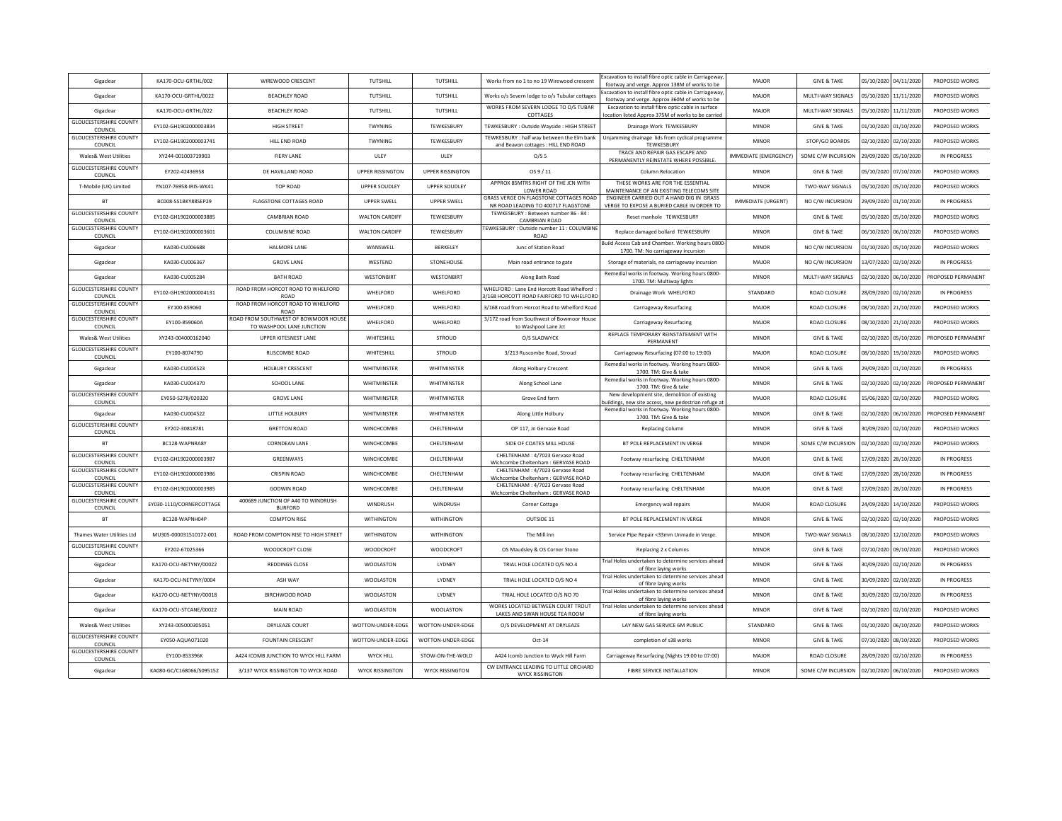| | | | | | | | | | | | |
|---|---|---|---|---|---|---|---|---|---|---|---|
| Gigaclear | KA170-OCU-GRTHL/002 | WIREWOOD CRESCENT | TUTSHILL | TUTSHILL | Works from no 1 to no 19 Wirewood crescent | Excavation to install fibre optic cable in Carriageway, footway and verge. Approx 138M of works to be | MAJOR | GIVE & TAKE | 05/10/2020 | 04/11/2020 | PROPOSED WORKS |
| Gigaclear | KA170-OCU-GRTHL/0022 | BEACHLEY ROAD | TUTSHILL | TUTSHILL | Works o/s Severn lodge to o/s Tubular cottages | Excavation to install fibre optic cable in Carriageway, footway and verge. Approx 360M of works to be | MAJOR | MULTI-WAY SIGNALS | 05/10/2020 | 11/11/2020 | PROPOSED WORKS |
| Gigaclear | KA170-OCU-GRTHL/022 | BEACHLEY ROAD | TUTSHILL | TUTSHILL | WORKS FROM SEVERN LODGE TO O/S TUBAR COTTAGES | Excavation to install fibre optic cable in surface location listed Approx 375M of works to be carried | MAJOR | MULTI-WAY SIGNALS | 05/10/2020 | 11/11/2020 | PROPOSED WORKS |
| GLOUCESTERSHIRE COUNTY COUNCIL | EY102-GH1902000003834 | HIGH STREET | TWYNING | TEWKESBURY | TEWKESBURY : Outside Wayside : HIGH STREET | Drainage Work TEWKESBURY | MINOR | GIVE & TAKE | 01/10/2020 | 01/10/2020 | PROPOSED WORKS |
| GLOUCESTERSHIRE COUNTY COUNCIL | EY102-GH1902000003741 | HILL END ROAD | TWYNING | TEWKESBURY | TEWKESBURY : half way between the Elm bank and Beavon cottages : HILL END ROAD | Unjamming drainage lids from cyclical programme TEWKESBURY | MINOR | STOP/GO BOARDS | 02/10/2020 | 02/10/2020 | PROPOSED WORKS |
| Wales& West Utilities | XY244-001003719903 | FIERY LANE | ULEY | ULEY | O/S 5 | TRACE AND REPAIR GAS ESCAPE AND PERMANENTLY REINSTATE WHERE POSSIBLE. | IMMEDIATE (EMERGENCY) | SOME C/W INCURSION | 29/09/2020 | 05/10/2020 | IN PROGRESS |
| GLOUCESTERSHIRE COUNTY COUNCIL | EY202-42436958 | DE HAVILLAND ROAD | UPPER RISSINGTON | UPPER RISSINGTON | OS 9 / 11 | Column Relocation | MINOR | GIVE & TAKE | 05/10/2020 | 07/10/2020 | PROPOSED WORKS |
| T-Mobile (UK) Limited | YN107-76958-IRIS-WK41 | TOP ROAD | UPPER SOUDLEY | UPPER SOUDLEY | APPROX 85MTRS RIGHT OF THE JCN WITH LOWER ROAD | THESE WORKS ARE FOR THE ESSENTIAL MAINTENANCE OF AN EXISTING TELECOMS SITE | MINOR | TWO-WAY SIGNALS | 05/10/2020 | 05/10/2020 | PROPOSED WORKS |
| BT | BC008-SS1BKY88SEP29 | FLAGSTONE COTTAGES ROAD | UPPER SWELL | UPPER SWELL | GRASS VERGE ON FLAGSTONE COTTAGES ROAD NR ROAD LEADING TO 400717 FLAGSTONE | ENGINEER CARRIED OUT A HAND DIG IN GRASS VERGE TO EXPOSE A BURIED CABLE IN ORDER TO | IMMEDIATE (URGENT) | NO C/W INCURSION | 29/09/2020 | 01/10/2020 | IN PROGRESS |
| GLOUCESTERSHIRE COUNTY COUNCIL | EY102-GH1902000003885 | CAMBRIAN ROAD | WALTON CARDIFF | TEWKESBURY | TEWKESBURY : Between number 86 - 84 : CAMBRIAN ROAD | Reset manhole TEWKESBURY | MINOR | GIVE & TAKE | 05/10/2020 | 05/10/2020 | PROPOSED WORKS |
| GLOUCESTERSHIRE COUNTY COUNCIL | EY102-GH1902000003601 | COLUMBINE ROAD | WALTON CARDIFF | TEWKESBURY | TEWKESBURY : Outside number 11 : COLUMBINE ROAD | Replace damaged bollard TEWKESBURY | MINOR | GIVE & TAKE | 06/10/2020 | 06/10/2020 | PROPOSED WORKS |
| Gigaclear | KA030-CU006688 | HALMORE LANE | WANSWELL | BERKELEY | Junc of Station Road | Build Access Cab and Chamber. Working hours 0800-1700. TM: No carriageway incursion | MINOR | NO C/W INCURSION | 01/10/2020 | 05/10/2020 | PROPOSED WORKS |
| Gigaclear | KA030-CU006367 | GROVE LANE | WESTEND | STONEHOUSE | Main road entrance to gate | Storage of materials, no carriageway incursion | MAJOR | NO C/W INCURSION | 13/07/2020 | 02/10/2020 | IN PROGRESS |
| Gigaclear | KA030-CU005284 | BATH ROAD | WESTONBIRT | WESTONBIRT | Along Bath Road | Remedial works in footway. Working hours 0800-1700. TM: Multiway lights | MINOR | MULTI-WAY SIGNALS | 02/10/2020 | 06/10/2020 | PROPOSED PERMANENT |
| GLOUCESTERSHIRE COUNTY COUNCIL | EY102-GH1902000004131 | ROAD FROM HORCOT ROAD TO WHELFORD ROAD | WHELFORD | WHELFORD | WHELFORD : Lane End Horcott Road Whelford : 3/168 HORCOTT ROAD FAIRFORD TO WHELFORD | Drainage Work WHELFORD | STANDARD | ROAD CLOSURE | 28/09/2020 | 02/10/2020 | IN PROGRESS |
| GLOUCESTERSHIRE COUNTY COUNCIL | EY100-859060 | ROAD FROM HORCOT ROAD TO WHELFORD ROAD | WHELFORD | WHELFORD | 3/168 road from Horcot Road to Whelford Road | Carriageway Resurfacing | MAJOR | ROAD CLOSURE | 08/10/2020 | 21/10/2020 | PROPOSED WORKS |
| GLOUCESTERSHIRE COUNTY COUNCIL | EY100-859060A | ROAD FROM SOUTHWEST OF BOWMOOR HOUSE TO WASHPOOL LANE JUNCTION | WHELFORD | WHELFORD | 3/172 road from Southwest of Bowmoor House to Washpool Lane Jct | Carriageway Resurfacing | MAJOR | ROAD CLOSURE | 08/10/2020 | 21/10/2020 | PROPOSED WORKS |
| Wales& West Utilities | XY243-004000162040 | UPPER KITESNEST LANE | WHITESHILL | STROUD | O/S SLADWYCK | REPLACE TEMPORARY REINSTATEMENT WITH PERMANENT | MINOR | GIVE & TAKE | 02/10/2020 | 05/10/2020 | PROPOSED PERMANENT |
| GLOUCESTERSHIRE COUNTY COUNCIL | EY100-807479D | RUSCOMBE ROAD | WHITESHILL | STROUD | 3/213 Ruscombe Road, Stroud | Carriageway Resurfacing (07:00 to 19:00) | MAJOR | ROAD CLOSURE | 08/10/2020 | 19/10/2020 | PROPOSED WORKS |
| Gigaclear | KA030-CU004523 | HOLBURY CRESCENT | WHITMINSTER | WHITMINSTER | Along Holbury Crescent | Remedial works in footway. Working hours 0800-1700. TM: Give & take | MINOR | GIVE & TAKE | 29/09/2020 | 01/10/2020 | IN PROGRESS |
| Gigaclear | KA030-CU004370 | SCHOOL LANE | WHITMINSTER | WHITMINSTER | Along School Lane | Remedial works in footway. Working hours 0800-1700. TM: Give & take | MINOR | GIVE & TAKE | 02/10/2020 | 02/10/2020 | PROPOSED PERMANENT |
| GLOUCESTERSHIRE COUNTY COUNCIL | EY050-S278/020320 | GROVE LANE | WHITMINSTER | WHITMINSTER | Grove End farm | New development site, demolition of existing buildings, new site access, new pedestrian refuge at | MAJOR | ROAD CLOSURE | 15/06/2020 | 02/10/2020 | PROPOSED WORKS |
| Gigaclear | KA030-CU004522 | LITTLE HOLBURY | WHITMINSTER | WHITMINSTER | Along Little Holbury | Remedial works in footway. Working hours 0800-1700. TM: Give & take | MINOR | GIVE & TAKE | 02/10/2020 | 06/10/2020 | PROPOSED PERMANENT |
| GLOUCESTERSHIRE COUNTY COUNCIL | EY202-30818781 | GRETTON ROAD | WINCHCOMBE | CHELTENHAM | OP 117, Jn Gervase Road | Replacing Column | MINOR | GIVE & TAKE | 30/09/2020 | 02/10/2020 | PROPOSED WORKS |
| BT | BC128-WAPNRA8Y | CORNDEAN LANE | WINCHCOMBE | CHELTENHAM | SIDE OF COATES MILL HOUSE | BT POLE REPLACEMENT IN VERGE | MINOR | SOME C/W INCURSION | 02/10/2020 | 02/10/2020 | PROPOSED WORKS |
| GLOUCESTERSHIRE COUNTY COUNCIL | EY102-GH1902000003987 | GREENWAYS | WINCHCOMBE | CHELTENHAM | CHELTENHAM : 4/7023 Gervase Road Wichcombe Cheltenham : GERVASE ROAD | Footway resurfacing CHELTENHAM | MAJOR | GIVE & TAKE | 17/09/2020 | 28/10/2020 | IN PROGRESS |
| GLOUCESTERSHIRE COUNTY COUNCIL | EY102-GH1902000003986 | CRISPIN ROAD | WINCHCOMBE | CHELTENHAM | CHELTENHAM : 4/7023 Gervase Road Wichcombe Cheltenham : GERVASE ROAD | Footway resurfacing CHELTENHAM | MAJOR | GIVE & TAKE | 17/09/2020 | 28/10/2020 | IN PROGRESS |
| GLOUCESTERSHIRE COUNTY COUNCIL | EY102-GH1902000003985 | GODWIN ROAD | WINCHCOMBE | CHELTENHAM | CHELTENHAM : 4/7023 Gervase Road Wichcombe Cheltenham : GERVASE ROAD | Footway resurfacing CHELTENHAM | MAJOR | GIVE & TAKE | 17/09/2020 | 28/10/2020 | IN PROGRESS |
| GLOUCESTERSHIRE COUNTY COUNCIL | EY030-1110/CORNERCOTTAGE | 400689 JUNCTION OF A40 TO WINDRUSH BURFORD | WINDRUSH | WINDRUSH | Corner Cottage | Emergency wall repairs | MAJOR | ROAD CLOSURE | 24/09/2020 | 14/10/2020 | PROPOSED WORKS |
| BT | BC128-WAPNH04P | COMPTON RISE | WITHINGTON | WITHINGTON | OUTSIDE 11 | BT POLE REPLACEMENT IN VERGE | MINOR | GIVE & TAKE | 02/10/2020 | 02/10/2020 | PROPOSED WORKS |
| Thames Water Utilities Ltd | MU305-000031510172-001 | ROAD FROM COMPTON RISE TO HIGH STREET | WITHINGTON | WITHINGTON | The Mill Inn | Service Pipe Repair <33mm Unmade in Verge. | MINOR | TWO-WAY SIGNALS | 08/10/2020 | 12/10/2020 | PROPOSED WORKS |
| GLOUCESTERSHIRE COUNTY COUNCIL | EY202-67025366 | WOODCROFT CLOSE | WOODCROFT | WOODCROFT | OS Maudsley & OS Corner Stone | Replacing 2 x Columns | MINOR | GIVE & TAKE | 07/10/2020 | 09/10/2020 | PROPOSED WORKS |
| Gigaclear | KA170-OCU-NETYNY/00022 | REDDINGS CLOSE | WOOLASTON | LYDNEY | TRIAL HOLE LOCATED O/S NO.4 | Trial Holes undertaken to determine services ahead of fibre laying works | MINOR | GIVE & TAKE | 30/09/2020 | 02/10/2020 | IN PROGRESS |
| Gigaclear | KA170-OCU-NETYNY/0004 | ASH WAY | WOOLASTON | LYDNEY | TRIAL HOLE LOCATED O/S NO 4 | Trial Holes undertaken to determine services ahead of fibre laying works | MINOR | GIVE & TAKE | 30/09/2020 | 02/10/2020 | IN PROGRESS |
| Gigaclear | KA170-OCU-NETYNY/00018 | BIRCHWOOD ROAD | WOOLASTON | LYDNEY | TRIAL HOLE LOCATED O/S NO 70 | Trial Holes undertaken to determine services ahead of fibre laying works | MINOR | GIVE & TAKE | 30/09/2020 | 02/10/2020 | IN PROGRESS |
| Gigaclear | KA170-OCU-STCANE/00022 | MAIN ROAD | WOOLASTON | WOOLASTON | WORKS LOCATED BETWEEN COURT TROUT LAKES AND SWAN HOUSE TEA ROOM | Trial Holes undertaken to determine services ahead of fibre laying works | MINOR | GIVE & TAKE | 02/10/2020 | 02/10/2020 | PROPOSED WORKS |
| Wales& West Utilities | XY243-005000305051 | DRYLEAZE COURT | WOTTON-UNDER-EDGE | WOTTON-UNDER-EDGE | O/S DEVELOPMENT AT DRYLEAZE | LAY NEW GAS SERVICE 6M PUBLIC | STANDARD | GIVE & TAKE | 01/10/2020 | 06/10/2020 | PROPOSED WORKS |
| GLOUCESTERSHIRE COUNTY COUNCIL | EY050-AQUA071020 | FOUNTAIN CRESCENT | WOTTON-UNDER-EDGE | WOTTON-UNDER-EDGE | Oct-14 | completion of s38 works | MINOR | GIVE & TAKE | 07/10/2020 | 08/10/2020 | PROPOSED WORKS |
| GLOUCESTERSHIRE COUNTY COUNCIL | EY100-853396K | A424 ICOMB JUNCTION TO WYCK HILL FARM | WYCK HILL | STOW-ON-THE-WOLD | A424 Icomb Junction to Wyck Hill Farm | Carriageway Resurfacing (Nights 19:00 to 07:00) | MAJOR | ROAD CLOSURE | 28/09/2020 | 02/10/2020 | IN PROGRESS |
| Gigaclear | KA080-GC/C168066/S095152 | 3/137 WYCK RISSINGTON TO WYCK ROAD | WYCK RISSINGTON | WYCK RISSINGTON | CW ENTRANCE LEADING TO LITTLE ORCHARD WYCK RISSINGTON | FIBRE SERVICE INSTALLATION | MINOR | SOME C/W INCURSION | 02/10/2020 | 06/10/2020 | PROPOSED WORKS |